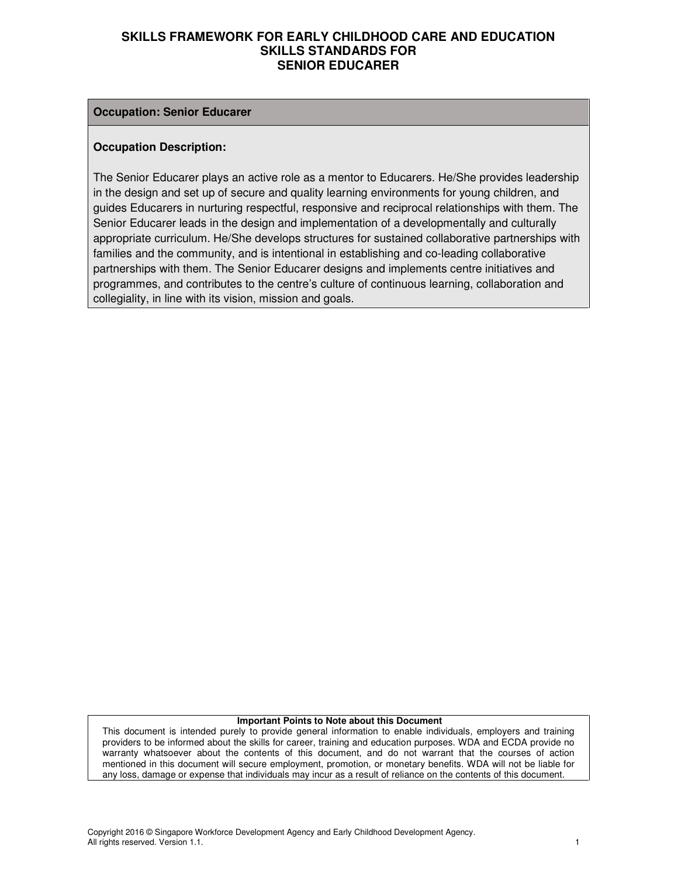# SKILLS FRAMEWORK FOR EARLY CHILDHOOD CARE AND EDUCATION
# SKILLS STANDARDS FOR
# SENIOR EDUCARER

| **Occupation: Senior Educarer** |
|---|
| **Occupation Description:**<br><br>The Senior Educarer plays an active role as a mentor to Educarers. He/She provides leadership in the design and set up of secure and quality learning environments for young children, and guides Educarers in nurturing respectful, responsive and reciprocal relationships with them. The Senior Educarer leads in the design and implementation of a developmentally and culturally appropriate curriculum. He/She develops structures for sustained collaborative partnerships with families and the community, and is intentional in establishing and co-leading collaborative partnerships with them. The Senior Educarer designs and implements centre initiatives and programmes, and contributes to the centre's culture of continuous learning, collaboration and collegiality, in line with its vision, mission and goals. |

| **Important Points to Note about this Document** |
|---|
| This document is intended purely to provide general information to enable individuals, employers and training providers to be informed about the skills for career, training and education purposes. WDA and ECDA provide no warranty whatsoever about the contents of this document, and do not warrant that the courses of action mentioned in this document will secure employment, promotion, or monetary benefits. WDA will not be liable for any loss, damage or expense that individuals may incur as a result of reliance on the contents of this document. |

Copyright 2016 © Singapore Workforce Development Agency and Early Childhood Development Agency. All rights reserved. Version 1.1.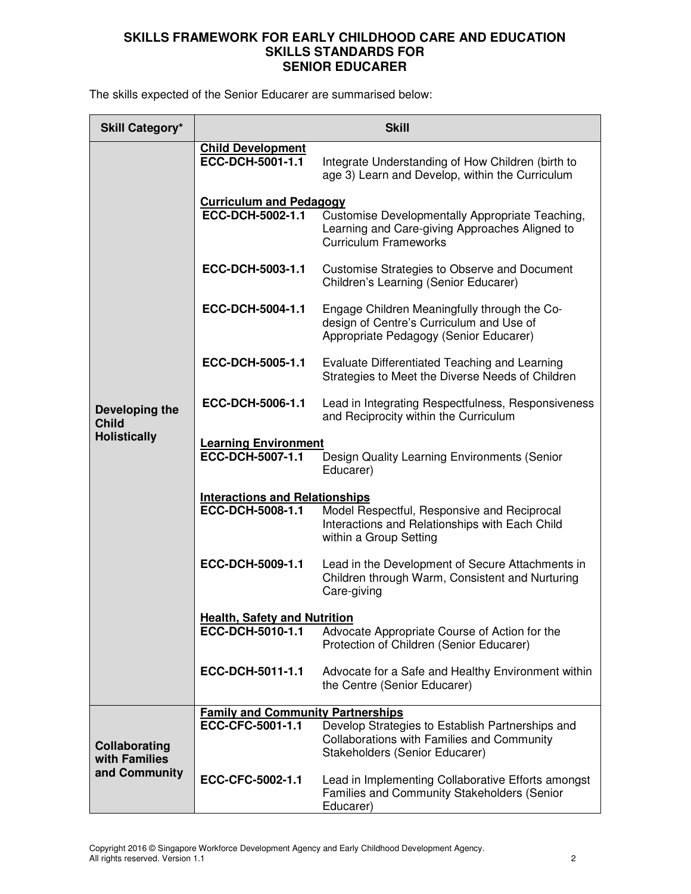**SKILLS FRAMEWORK FOR EARLY CHILDHOOD CARE AND EDUCATION**
**SKILLS STANDARDS FOR**
**SENIOR EDUCARER**

The skills expected of the Senior Educarer are summarised below:

| Skill Category* | Skill | |
|---|---|---|
| **Developing the Child Holistically** | **Child Development** | |
| | **ECC-DCH-5001-1.1** | Integrate Understanding of How Children (birth to age 3) Learn and Develop, within the Curriculum |
| | **Curriculum and Pedagogy** | |
| | **ECC-DCH-5002-1.1** | Customise Developmentally Appropriate Teaching, Learning and Care-giving Approaches Aligned to Curriculum Frameworks |
| | **ECC-DCH-5003-1.1** | Customise Strategies to Observe and Document Children's Learning (Senior Educarer) |
| | **ECC-DCH-5004-1.1** | Engage Children Meaningfully through the Co-design of Centre's Curriculum and Use of Appropriate Pedagogy (Senior Educarer) |
| | **ECC-DCH-5005-1.1** | Evaluate Differentiated Teaching and Learning Strategies to Meet the Diverse Needs of Children |
| | **ECC-DCH-5006-1.1** | Lead in Integrating Respectfulness, Responsiveness and Reciprocity within the Curriculum |
| | **Learning Environment** | |
| | **ECC-DCH-5007-1.1** | Design Quality Learning Environments (Senior Educarer) |
| | **Interactions and Relationships** | |
| | **ECC-DCH-5008-1.1** | Model Respectful, Responsive and Reciprocal Interactions and Relationships with Each Child within a Group Setting |
| | **ECC-DCH-5009-1.1** | Lead in the Development of Secure Attachments in Children through Warm, Consistent and Nurturing Care-giving |
| | **Health, Safety and Nutrition** | |
| | **ECC-DCH-5010-1.1** | Advocate Appropriate Course of Action for the Protection of Children (Senior Educarer) |
| | **ECC-DCH-5011-1.1** | Advocate for a Safe and Healthy Environment within the Centre (Senior Educarer) |
| **Collaborating with Families and Community** | **Family and Community Partnerships** | |
| | **ECC-CFC-5001-1.1** | Develop Strategies to Establish Partnerships and Collaborations with Families and Community Stakeholders (Senior Educarer) |
| | **ECC-CFC-5002-1.1** | Lead in Implementing Collaborative Efforts amongst Families and Community Stakeholders (Senior Educarer) |

Copyright 2016 © Singapore Workforce Development Agency and Early Childhood Development Agency. All rights reserved. Version 1.1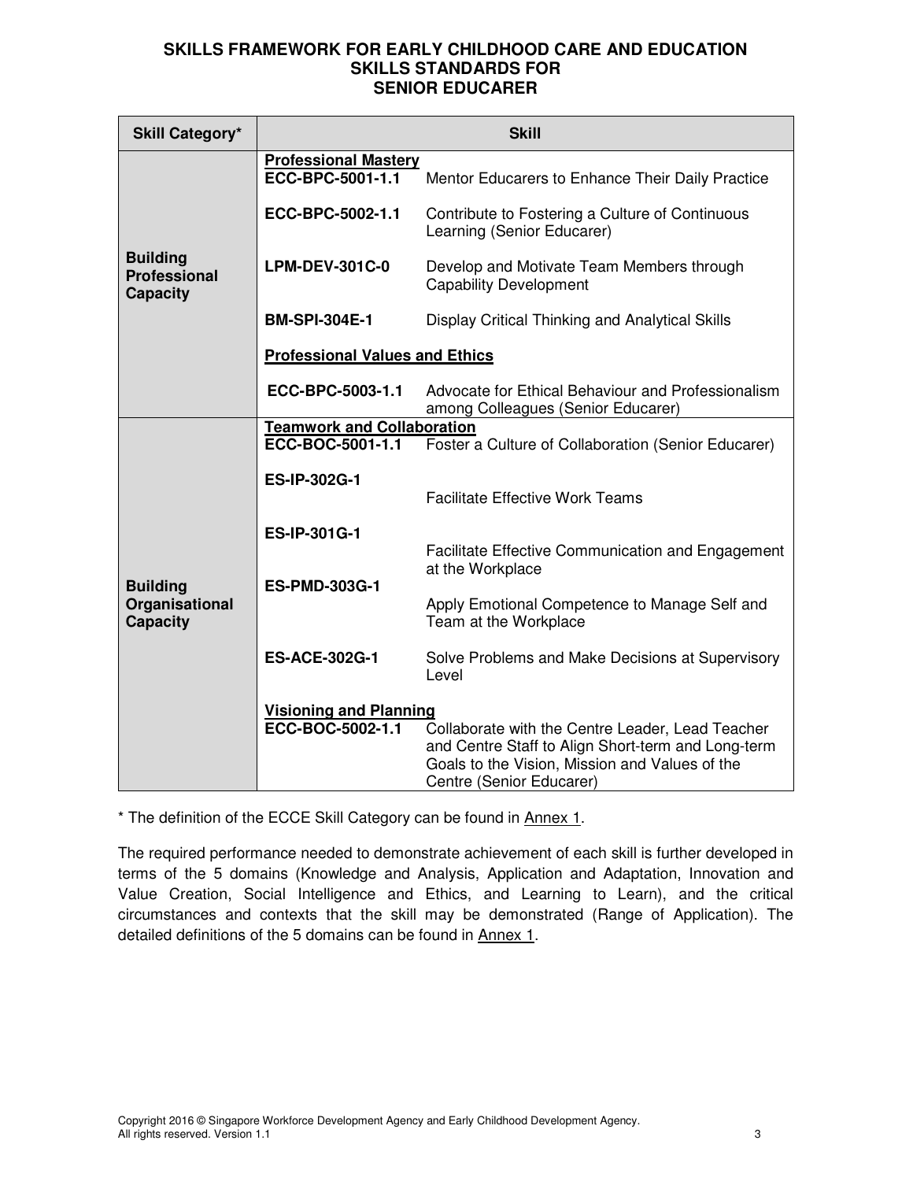# SKILLS FRAMEWORK FOR EARLY CHILDHOOD CARE AND EDUCATION
## SKILLS STANDARDS FOR SENIOR EDUCARER

| Skill Category* | Skill | |
|---|---|---|
| **Building Professional Capacity** | **Professional Mastery** | |
| | **ECC-BPC-5001-1.1** | Mentor Educarers to Enhance Their Daily Practice |
| | **ECC-BPC-5002-1.1** | Contribute to Fostering a Culture of Continuous Learning (Senior Educarer) |
| | **LPM-DEV-301C-0** | Develop and Motivate Team Members through Capability Development |
| | **BM-SPI-304E-1** | Display Critical Thinking and Analytical Skills |
| | **Professional Values and Ethics** | |
| | **ECC-BPC-5003-1.1** | Advocate for Ethical Behaviour and Professionalism among Colleagues (Senior Educarer) |
| **Building Organisational Capacity** | **Teamwork and Collaboration** | |
| | **ECC-BOC-5001-1.1** | Foster a Culture of Collaboration (Senior Educarer) |
| | **ES-IP-302G-1** | Facilitate Effective Work Teams |
| | **ES-IP-301G-1** | Facilitate Effective Communication and Engagement at the Workplace |
| | **ES-PMD-303G-1** | Apply Emotional Competence to Manage Self and Team at the Workplace |
| | **ES-ACE-302G-1** | Solve Problems and Make Decisions at Supervisory Level |
| | **Visioning and Planning** | |
| | **ECC-BOC-5002-1.1** | Collaborate with the Centre Leader, Lead Teacher and Centre Staff to Align Short-term and Long-term Goals to the Vision, Mission and Values of the Centre (Senior Educarer) |

* The definition of the ECCE Skill Category can be found in Annex 1.

The required performance needed to demonstrate achievement of each skill is further developed in terms of the 5 domains (Knowledge and Analysis, Application and Adaptation, Innovation and Value Creation, Social Intelligence and Ethics, and Learning to Learn), and the critical circumstances and contexts that the skill may be demonstrated (Range of Application). The detailed definitions of the 5 domains can be found in Annex 1.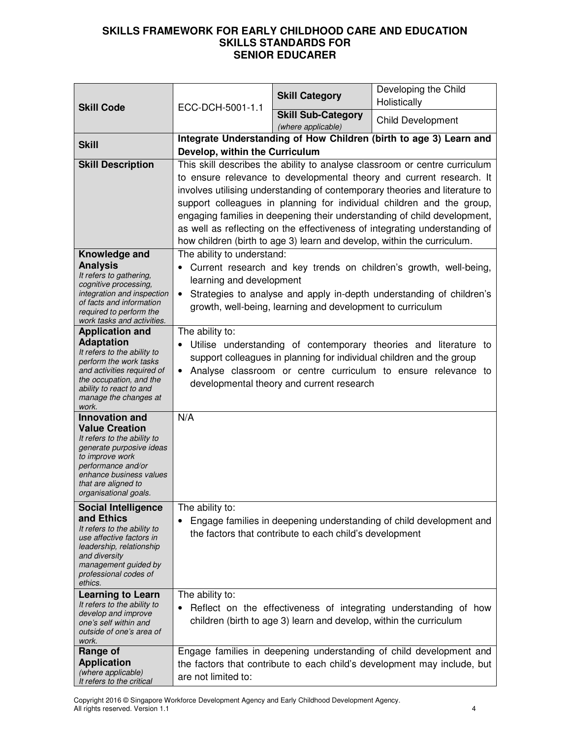# SKILLS FRAMEWORK FOR EARLY CHILDHOOD CARE AND EDUCATION
## SKILLS STANDARDS FOR
## SENIOR EDUCARER

| **Skill Code** | ECC-DCH-5001-1.1 | **Skill Category** | Developing the Child Holistically |
|---|---|---|---|
| | | **Skill Sub-Category** *(where applicable)* | Child Development |
| **Skill** | **Integrate Understanding of How Children (birth to age 3) Learn and Develop, within the Curriculum** | | |
| **Skill Description** | This skill describes the ability to analyse classroom or centre curriculum to ensure relevance to developmental theory and current research. It involves utilising understanding of contemporary theories and literature to support colleagues in planning for individual children and the group, engaging families in deepening their understanding of child development, as well as reflecting on the effectiveness of integrating understanding of how children (birth to age 3) learn and develop, within the curriculum. | | |
| **Knowledge and Analysis** *It refers to gathering, cognitive processing, integration and inspection of facts and information required to perform the work tasks and activities.* | The ability to understand: <br>• Current research and key trends on children's growth, well-being, learning and development <br>• Strategies to analyse and apply in-depth understanding of children's growth, well-being, learning and development to curriculum | | |
| **Application and Adaptation** *It refers to the ability to perform the work tasks and activities required of the occupation, and the ability to react to and manage the changes at work.* | The ability to: <br>• Utilise understanding of contemporary theories and literature to support colleagues in planning for individual children and the group <br>• Analyse classroom or centre curriculum to ensure relevance to developmental theory and current research | | |
| **Innovation and Value Creation** *It refers to the ability to generate purposive ideas to improve work performance and/or enhance business values that are aligned to organisational goals.* | N/A | | |
| **Social Intelligence and Ethics** *It refers to the ability to use affective factors in leadership, relationship and diversity management guided by professional codes of ethics.* | The ability to: <br>• Engage families in deepening understanding of child development and the factors that contribute to each child's development | | |
| **Learning to Learn** *It refers to the ability to develop and improve one's self within and outside of one's area of work.* | The ability to: <br>• Reflect on the effectiveness of integrating understanding of how children (birth to age 3) learn and develop, within the curriculum | | |
| **Range of Application** *(where applicable)* *It refers to the critical* | Engage families in deepening understanding of child development and the factors that contribute to each child's development may include, but are not limited to: | | |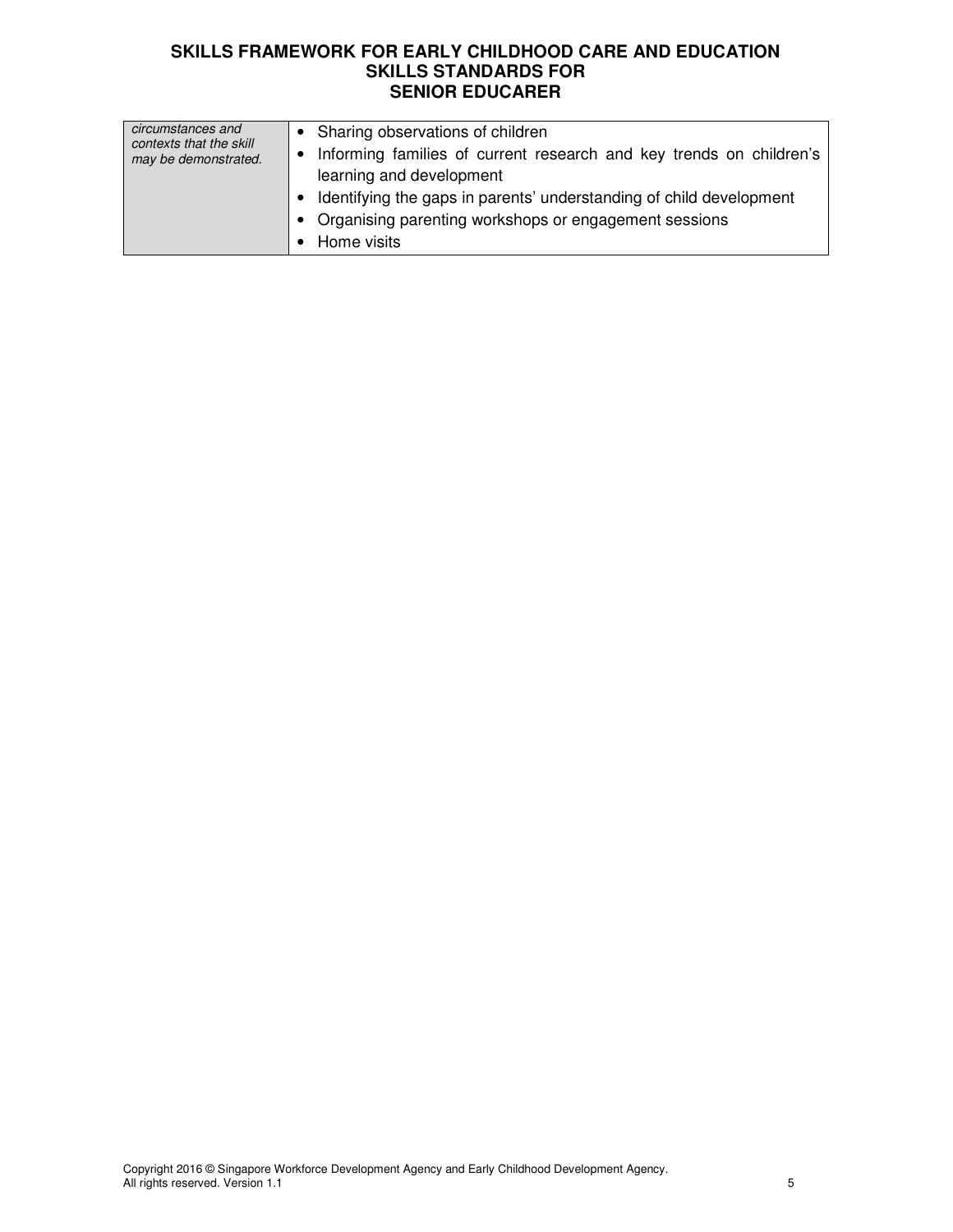| | |
|---|---|
| *circumstances and contexts that the skill may be demonstrated.* | • Sharing observations of children<br>• Informing families of current research and key trends on children's learning and development<br>• Identifying the gaps in parents' understanding of child development<br>• Organising parenting workshops or engagement sessions<br>• Home visits |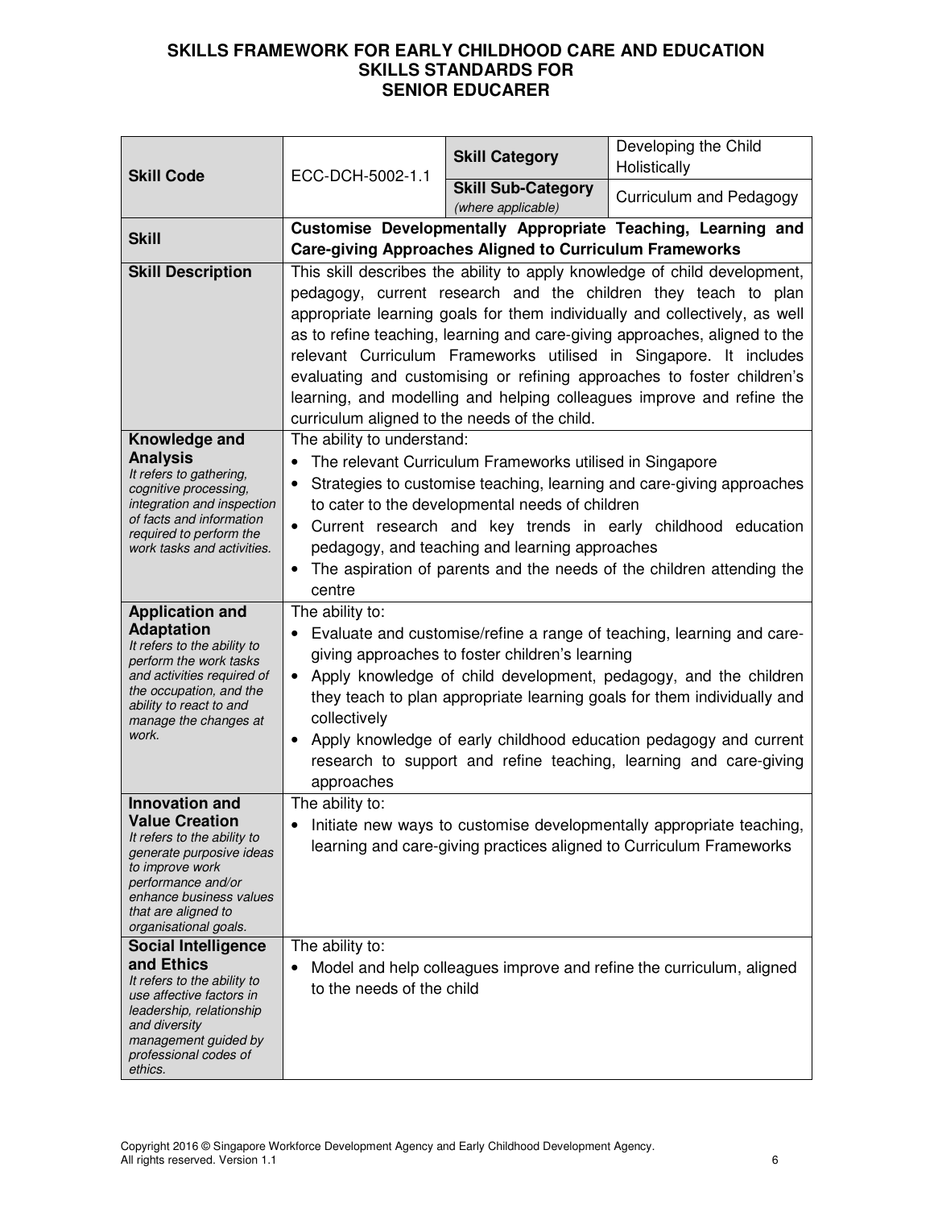# SKILLS FRAMEWORK FOR EARLY CHILDHOOD CARE AND EDUCATION
## SKILLS STANDARDS FOR
## SENIOR EDUCARER

| **Skill Code** | ECC-DCH-5002-1.1 | **Skill Category** | Developing the Child Holistically |
|---|---|---|---|
| | | **Skill Sub-Category** *(where applicable)* | Curriculum and Pedagogy |
| **Skill** | **Customise Developmentally Appropriate Teaching, Learning and Care-giving Approaches Aligned to Curriculum Frameworks** | | |
| **Skill Description** | This skill describes the ability to apply knowledge of child development, pedagogy, current research and the children they teach to plan appropriate learning goals for them individually and collectively, as well as to refine teaching, learning and care-giving approaches, aligned to the relevant Curriculum Frameworks utilised in Singapore. It includes evaluating and customising or refining approaches to foster children's learning, and modelling and helping colleagues improve and refine the curriculum aligned to the needs of the child. | | |
| **Knowledge and Analysis** *It refers to gathering, cognitive processing, integration and inspection of facts and information required to perform the work tasks and activities.* | The ability to understand:<br>• The relevant Curriculum Frameworks utilised in Singapore<br>• Strategies to customise teaching, learning and care-giving approaches to cater to the developmental needs of children<br>• Current research and key trends in early childhood education pedagogy, and teaching and learning approaches<br>• The aspiration of parents and the needs of the children attending the centre | | |
| **Application and Adaptation** *It refers to the ability to perform the work tasks and activities required of the occupation, and the ability to react to and manage the changes at work.* | The ability to:<br>• Evaluate and customise/refine a range of teaching, learning and care-giving approaches to foster children's learning<br>• Apply knowledge of child development, pedagogy, and the children they teach to plan appropriate learning goals for them individually and collectively<br>• Apply knowledge of early childhood education pedagogy and current research to support and refine teaching, learning and care-giving approaches | | |
| **Innovation and Value Creation** *It refers to the ability to generate purposive ideas to improve work performance and/or enhance business values that are aligned to organisational goals.* | The ability to:<br>• Initiate new ways to customise developmentally appropriate teaching, learning and care-giving practices aligned to Curriculum Frameworks | | |
| **Social Intelligence and Ethics** *It refers to the ability to use affective factors in leadership, relationship and diversity management guided by professional codes of ethics.* | The ability to:<br>• Model and help colleagues improve and refine the curriculum, aligned to the needs of the child | | |

Copyright 2016 © Singapore Workforce Development Agency and Early Childhood Development Agency. All rights reserved. Version 1.1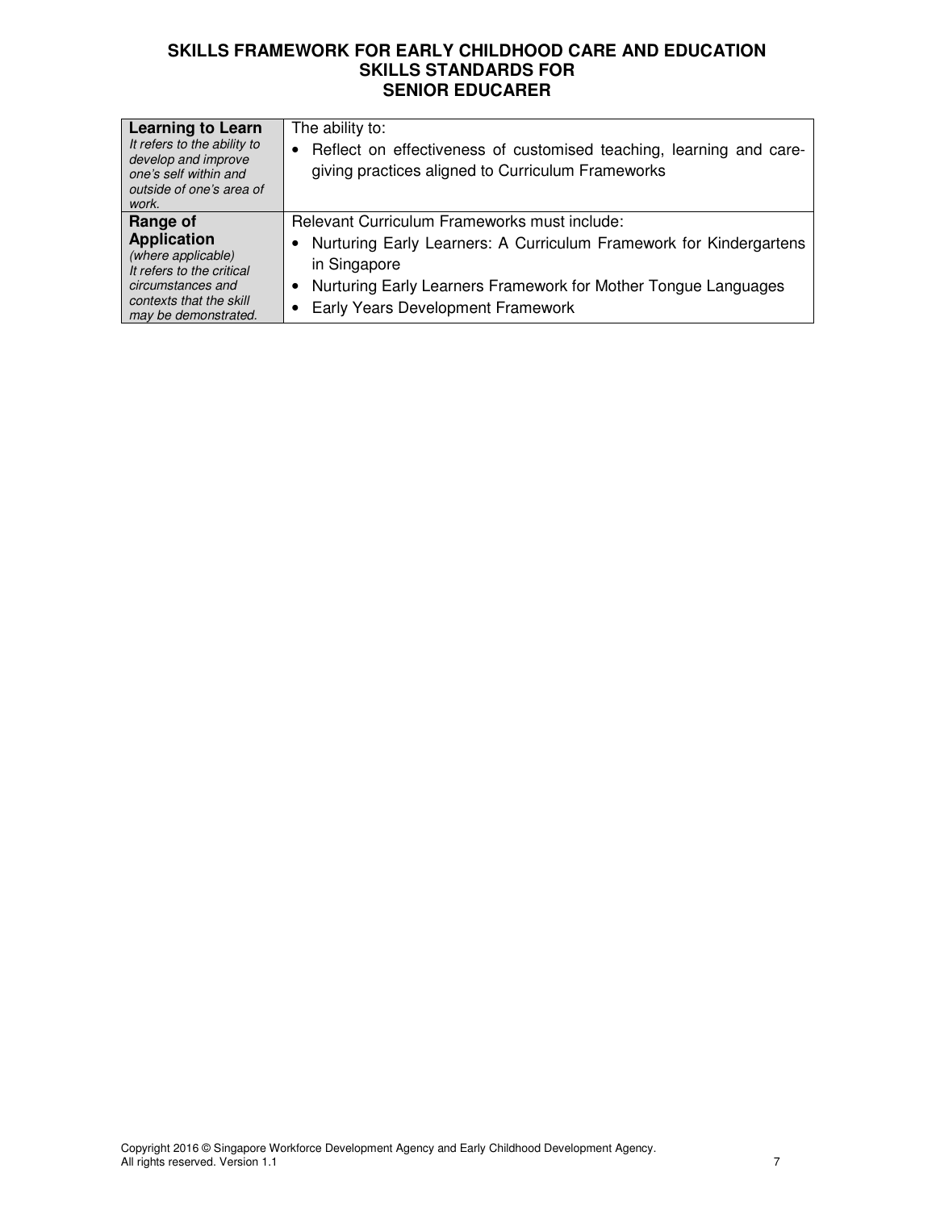| | |
|---|---|
| **Learning to Learn**<br>*It refers to the ability to develop and improve one's self within and outside of one's area of work.* | The ability to:<br>• Reflect on effectiveness of customised teaching, learning and care-giving practices aligned to Curriculum Frameworks |
| **Range of Application**<br>*(where applicable)*<br>*It refers to the critical circumstances and contexts that the skill may be demonstrated.* | Relevant Curriculum Frameworks must include:<br>• Nurturing Early Learners: A Curriculum Framework for Kindergartens in Singapore<br>• Nurturing Early Learners Framework for Mother Tongue Languages<br>• Early Years Development Framework |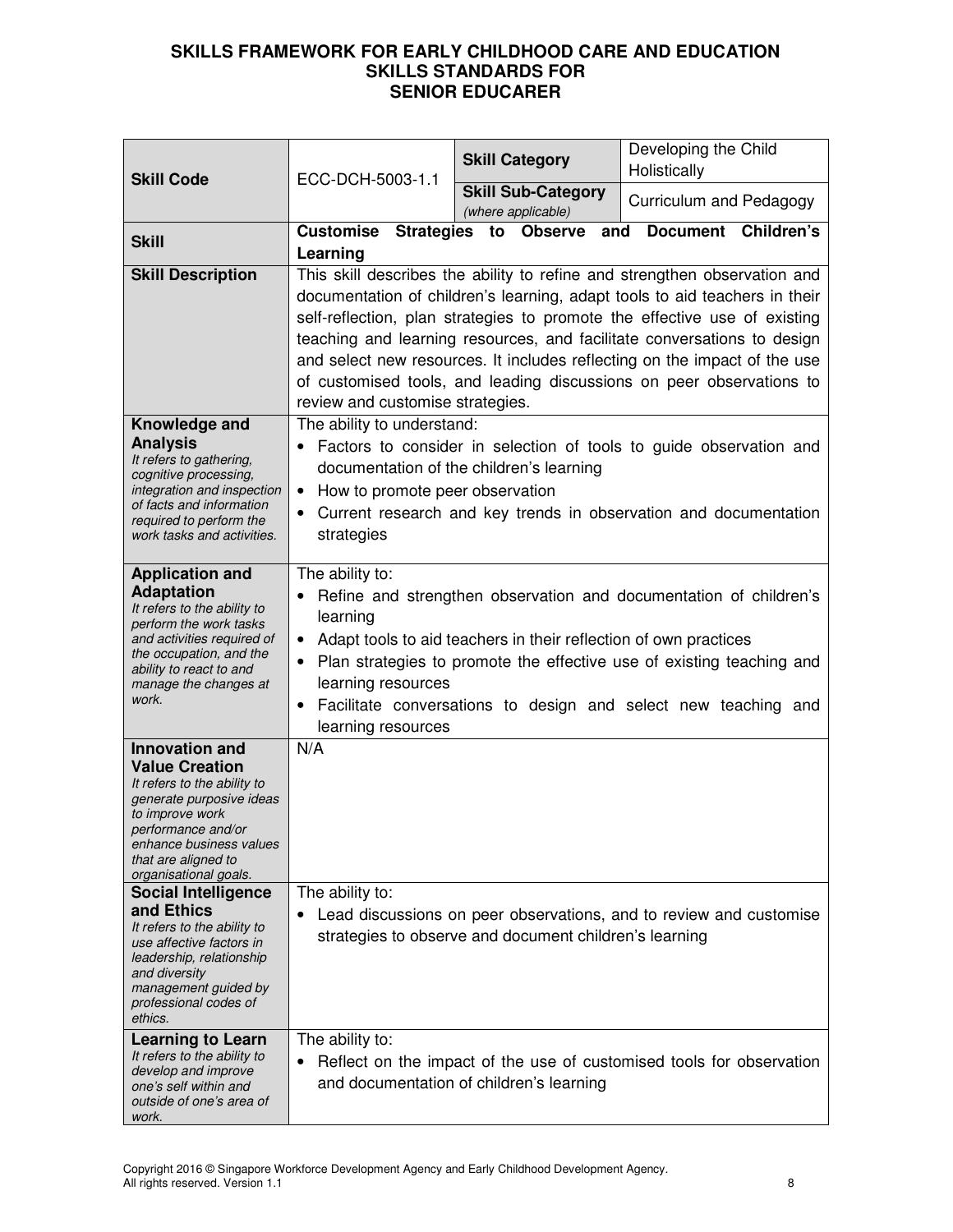# SKILLS FRAMEWORK FOR EARLY CHILDHOOD CARE AND EDUCATION
## SKILLS STANDARDS FOR
## SENIOR EDUCARER

| **Skill Code** | ECC-DCH-5003-1.1 | **Skill Category** | Developing the Child Holistically |
|---|---|---|---|
| | | **Skill Sub-Category** *(where applicable)* | Curriculum and Pedagogy |
| **Skill** | **Customise Strategies to Observe and Document Children's Learning** | | |
| **Skill Description** | This skill describes the ability to refine and strengthen observation and documentation of children's learning, adapt tools to aid teachers in their self-reflection, plan strategies to promote the effective use of existing teaching and learning resources, and facilitate conversations to design and select new resources. It includes reflecting on the impact of the use of customised tools, and leading discussions on peer observations to review and customise strategies. | | |
| **Knowledge and Analysis** *It refers to gathering, cognitive processing, integration and inspection of facts and information required to perform the work tasks and activities.* | The ability to understand: <br>• Factors to consider in selection of tools to guide observation and documentation of the children's learning <br>• How to promote peer observation <br>• Current research and key trends in observation and documentation strategies | | |
| **Application and Adaptation** *It refers to the ability to perform the work tasks and activities required of the occupation, and the ability to react to and manage the changes at work.* | The ability to: <br>• Refine and strengthen observation and documentation of children's learning <br>• Adapt tools to aid teachers in their reflection of own practices <br>• Plan strategies to promote the effective use of existing teaching and learning resources <br>• Facilitate conversations to design and select new teaching and learning resources | | |
| **Innovation and Value Creation** *It refers to the ability to generate purposive ideas to improve work performance and/or enhance business values that are aligned to organisational goals.* | N/A | | |
| **Social Intelligence and Ethics** *It refers to the ability to use affective factors in leadership, relationship and diversity management guided by professional codes of ethics.* | The ability to: <br>• Lead discussions on peer observations, and to review and customise strategies to observe and document children's learning | | |
| **Learning to Learn** *It refers to the ability to develop and improve one's self within and outside of one's area of work.* | The ability to: <br>• Reflect on the impact of the use of customised tools for observation and documentation of children's learning | | |

Copyright 2016 © Singapore Workforce Development Agency and Early Childhood Development Agency. All rights reserved. Version 1.1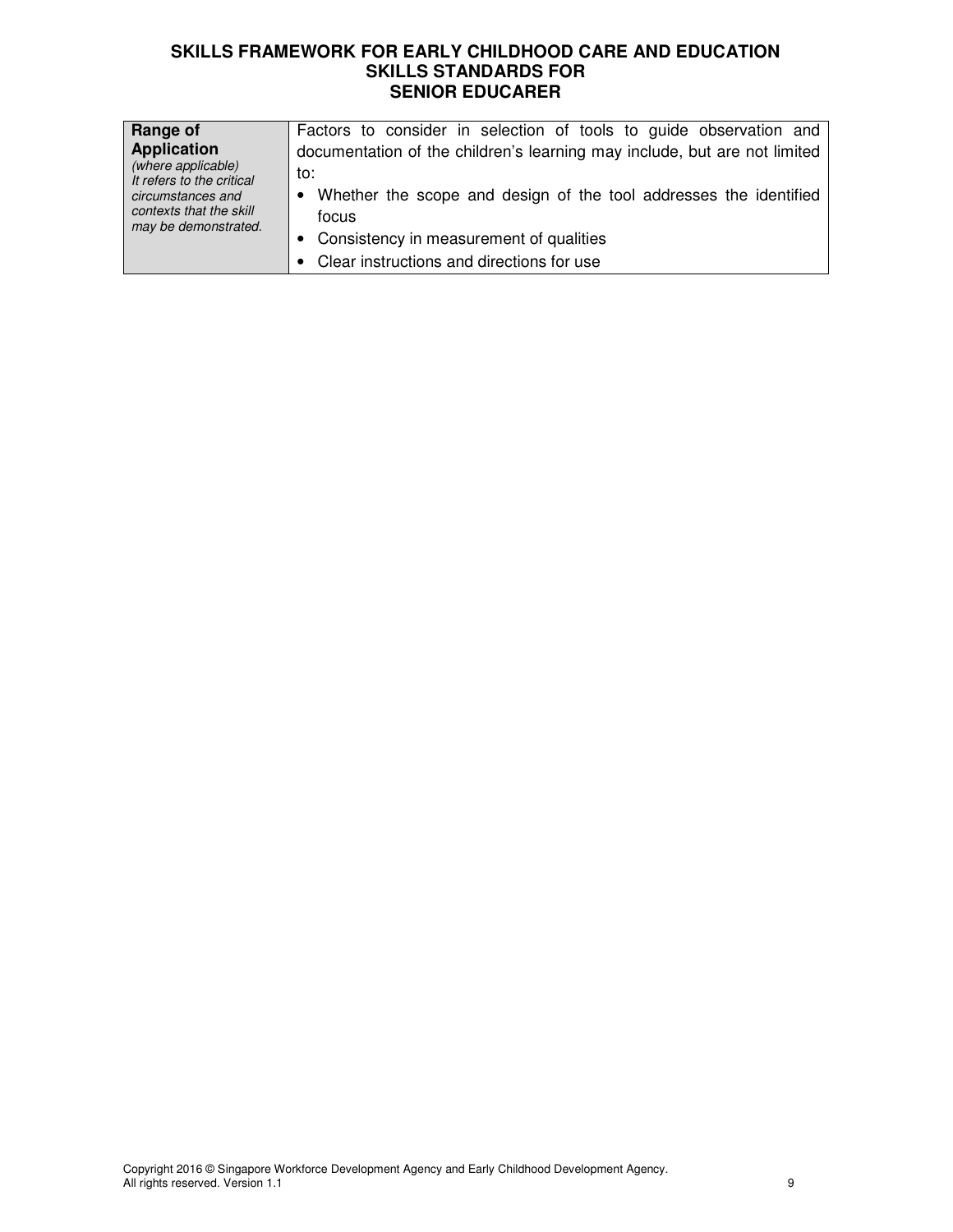| | |
|---|---|
| **Range of Application** *(where applicable)* *It refers to the critical circumstances and contexts that the skill may be demonstrated.* | Factors to consider in selection of tools to guide observation and documentation of the children's learning may include, but are not limited to:<br>• Whether the scope and design of the tool addresses the identified focus<br>• Consistency in measurement of qualities<br>• Clear instructions and directions for use |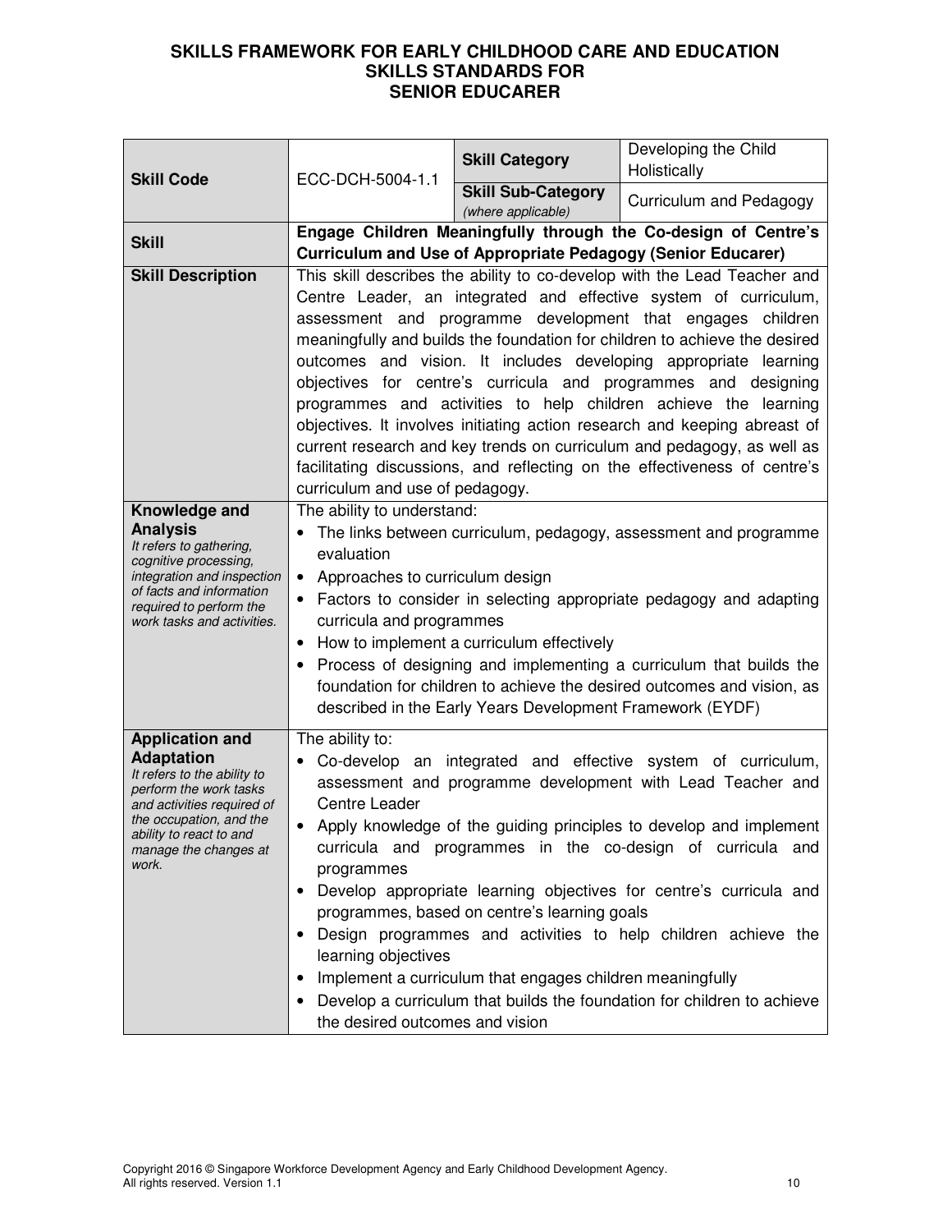# SKILLS FRAMEWORK FOR EARLY CHILDHOOD CARE AND EDUCATION
## SKILLS STANDARDS FOR
## SENIOR EDUCARER

| **Skill Code** | ECC-DCH-5004-1.1 | **Skill Category** | Developing the Child Holistically |
|---|---|---|---|
| | | **Skill Sub-Category** *(where applicable)* | Curriculum and Pedagogy |
| **Skill** | **Engage Children Meaningfully through the Co-design of Centre's Curriculum and Use of Appropriate Pedagogy (Senior Educarer)** | | |
| **Skill Description** | This skill describes the ability to co-develop with the Lead Teacher and Centre Leader, an integrated and effective system of curriculum, assessment and programme development that engages children meaningfully and builds the foundation for children to achieve the desired outcomes and vision. It includes developing appropriate learning objectives for centre's curricula and programmes and designing programmes and activities to help children achieve the learning objectives. It involves initiating action research and keeping abreast of current research and key trends on curriculum and pedagogy, as well as facilitating discussions, and reflecting on the effectiveness of centre's curriculum and use of pedagogy. | | |
| **Knowledge and Analysis** *It refers to gathering, cognitive processing, integration and inspection of facts and information required to perform the work tasks and activities.* | The ability to understand:<br>• The links between curriculum, pedagogy, assessment and programme evaluation<br>• Approaches to curriculum design<br>• Factors to consider in selecting appropriate pedagogy and adapting curricula and programmes<br>• How to implement a curriculum effectively<br>• Process of designing and implementing a curriculum that builds the foundation for children to achieve the desired outcomes and vision, as described in the Early Years Development Framework (EYDF) | | |
| **Application and Adaptation** *It refers to the ability to perform the work tasks and activities required of the occupation, and the ability to react to and manage the changes at work.* | The ability to:<br>• Co-develop an integrated and effective system of curriculum, assessment and programme development with Lead Teacher and Centre Leader<br>• Apply knowledge of the guiding principles to develop and implement curricula and programmes in the co-design of curricula and programmes<br>• Develop appropriate learning objectives for centre's curricula and programmes, based on centre's learning goals<br>• Design programmes and activities to help children achieve the learning objectives<br>• Implement a curriculum that engages children meaningfully<br>• Develop a curriculum that builds the foundation for children to achieve the desired outcomes and vision | | |

Copyright 2016 © Singapore Workforce Development Agency and Early Childhood Development Agency. All rights reserved. Version 1.1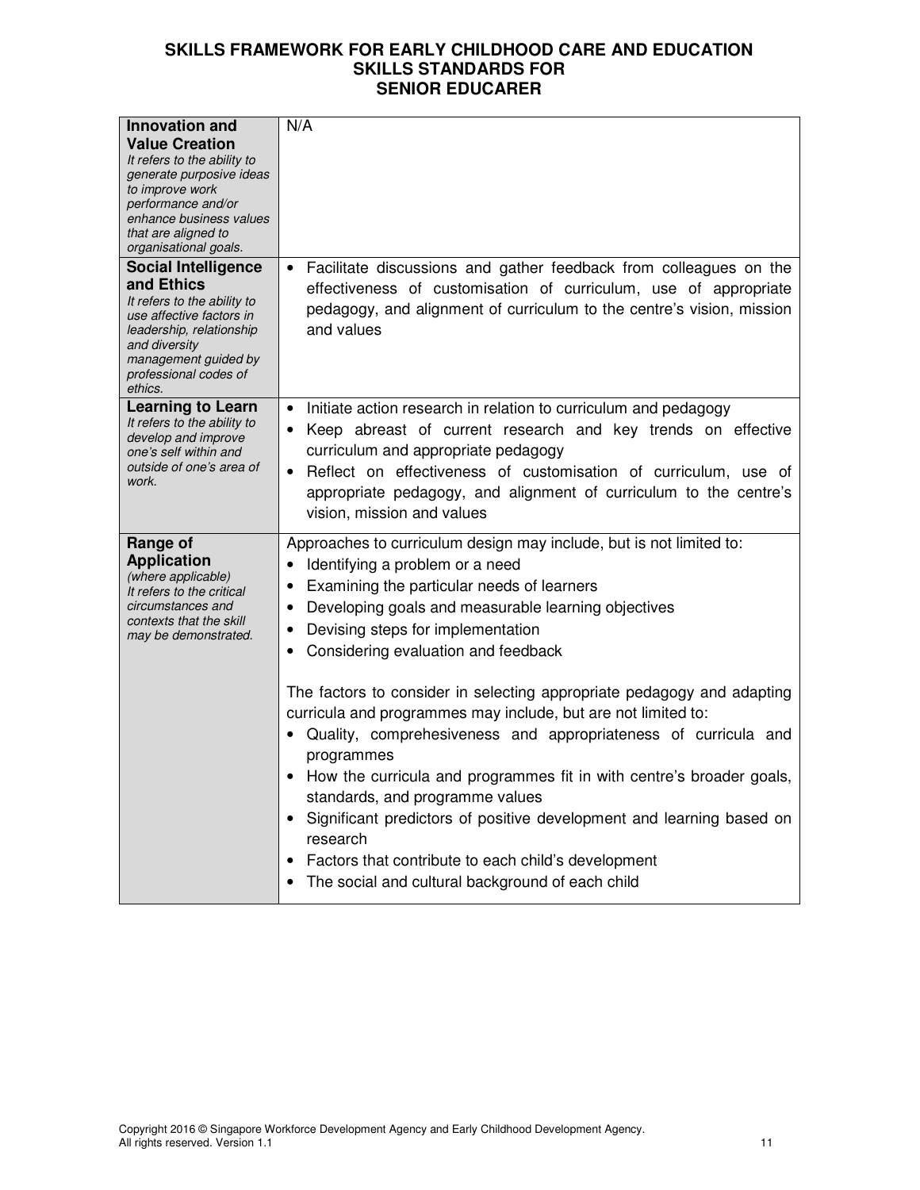**SKILLS FRAMEWORK FOR EARLY CHILDHOOD CARE AND EDUCATION SKILLS STANDARDS FOR SENIOR EDUCARER**

| | |
|---|---|
| **Innovation and Value Creation**<br>*It refers to the ability to generate purposive ideas to improve work performance and/or enhance business values that are aligned to organisational goals.* | N/A |
| **Social Intelligence and Ethics**<br>*It refers to the ability to use affective factors in leadership, relationship and diversity management guided by professional codes of ethics.* | • Facilitate discussions and gather feedback from colleagues on the effectiveness of customisation of curriculum, use of appropriate pedagogy, and alignment of curriculum to the centre's vision, mission and values |
| **Learning to Learn**<br>*It refers to the ability to develop and improve one's self within and outside of one's area of work.* | • Initiate action research in relation to curriculum and pedagogy<br>• Keep abreast of current research and key trends on effective curriculum and appropriate pedagogy<br>• Reflect on effectiveness of customisation of curriculum, use of appropriate pedagogy, and alignment of curriculum to the centre's vision, mission and values |
| **Range of Application**<br>*(where applicable)*<br>*It refers to the critical circumstances and contexts that the skill may be demonstrated.* | Approaches to curriculum design may include, but is not limited to:<br>• Identifying a problem or a need<br>• Examining the particular needs of learners<br>• Developing goals and measurable learning objectives<br>• Devising steps for implementation<br>• Considering evaluation and feedback<br><br>The factors to consider in selecting appropriate pedagogy and adapting curricula and programmes may include, but are not limited to:<br>• Quality, comprehesiveness and appropriateness of curricula and programmes<br>• How the curricula and programmes fit in with centre's broader goals, standards, and programme values<br>• Significant predictors of positive development and learning based on research<br>• Factors that contribute to each child's development<br>• The social and cultural background of each child |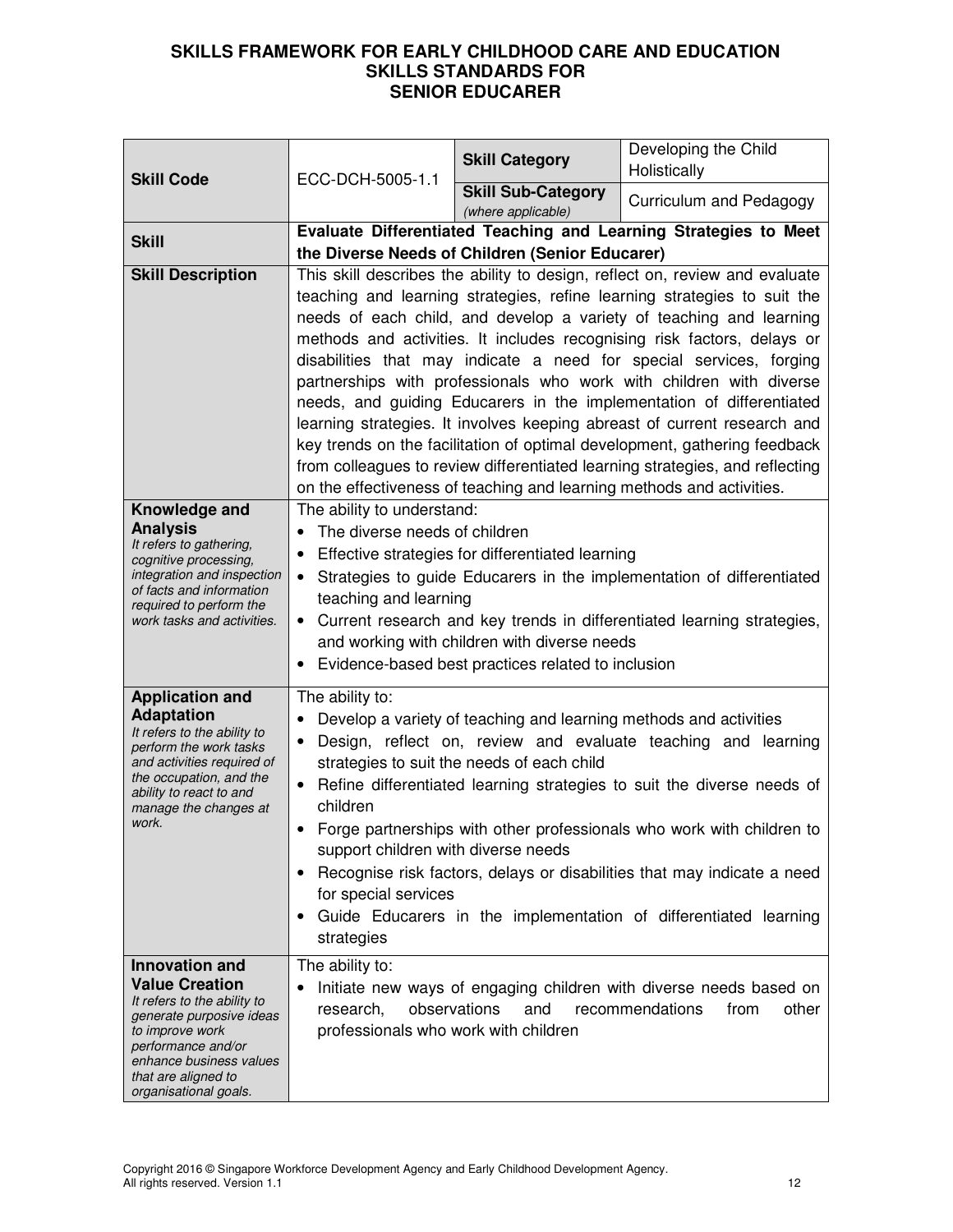# SKILLS FRAMEWORK FOR EARLY CHILDHOOD CARE AND EDUCATION
## SKILLS STANDARDS FOR
## SENIOR EDUCARER

| **Skill Code** | ECC-DCH-5005-1.1 | **Skill Category** | Developing the Child Holistically |
|---|---|---|---|
| | | **Skill Sub-Category** *(where applicable)* | Curriculum and Pedagogy |
| **Skill** | **Evaluate Differentiated Teaching and Learning Strategies to Meet the Diverse Needs of Children (Senior Educarer)** | | |
| **Skill Description** | This skill describes the ability to design, reflect on, review and evaluate teaching and learning strategies, refine learning strategies to suit the needs of each child, and develop a variety of teaching and learning methods and activities. It includes recognising risk factors, delays or disabilities that may indicate a need for special services, forging partnerships with professionals who work with children with diverse needs, and guiding Educarers in the implementation of differentiated learning strategies. It involves keeping abreast of current research and key trends on the facilitation of optimal development, gathering feedback from colleagues to review differentiated learning strategies, and reflecting on the effectiveness of teaching and learning methods and activities. | | |
| **Knowledge and Analysis** *It refers to gathering, cognitive processing, integration and inspection of facts and information required to perform the work tasks and activities.* | The ability to understand:<br>• The diverse needs of children<br>• Effective strategies for differentiated learning<br>• Strategies to guide Educarers in the implementation of differentiated teaching and learning<br>• Current research and key trends in differentiated learning strategies, and working with children with diverse needs<br>• Evidence-based best practices related to inclusion | | |
| **Application and Adaptation** *It refers to the ability to perform the work tasks and activities required of the occupation, and the ability to react to and manage the changes at work.* | The ability to:<br>• Develop a variety of teaching and learning methods and activities<br>• Design, reflect on, review and evaluate teaching and learning strategies to suit the needs of each child<br>• Refine differentiated learning strategies to suit the diverse needs of children<br>• Forge partnerships with other professionals who work with children to support children with diverse needs<br>• Recognise risk factors, delays or disabilities that may indicate a need for special services<br>• Guide Educarers in the implementation of differentiated learning strategies | | |
| **Innovation and Value Creation** *It refers to the ability to generate purposive ideas to improve work performance and/or enhance business values that are aligned to organisational goals.* | The ability to:<br>• Initiate new ways of engaging children with diverse needs based on research, observations and recommendations from other professionals who work with children | | |

Copyright 2016 © Singapore Workforce Development Agency and Early Childhood Development Agency. All rights reserved. Version 1.1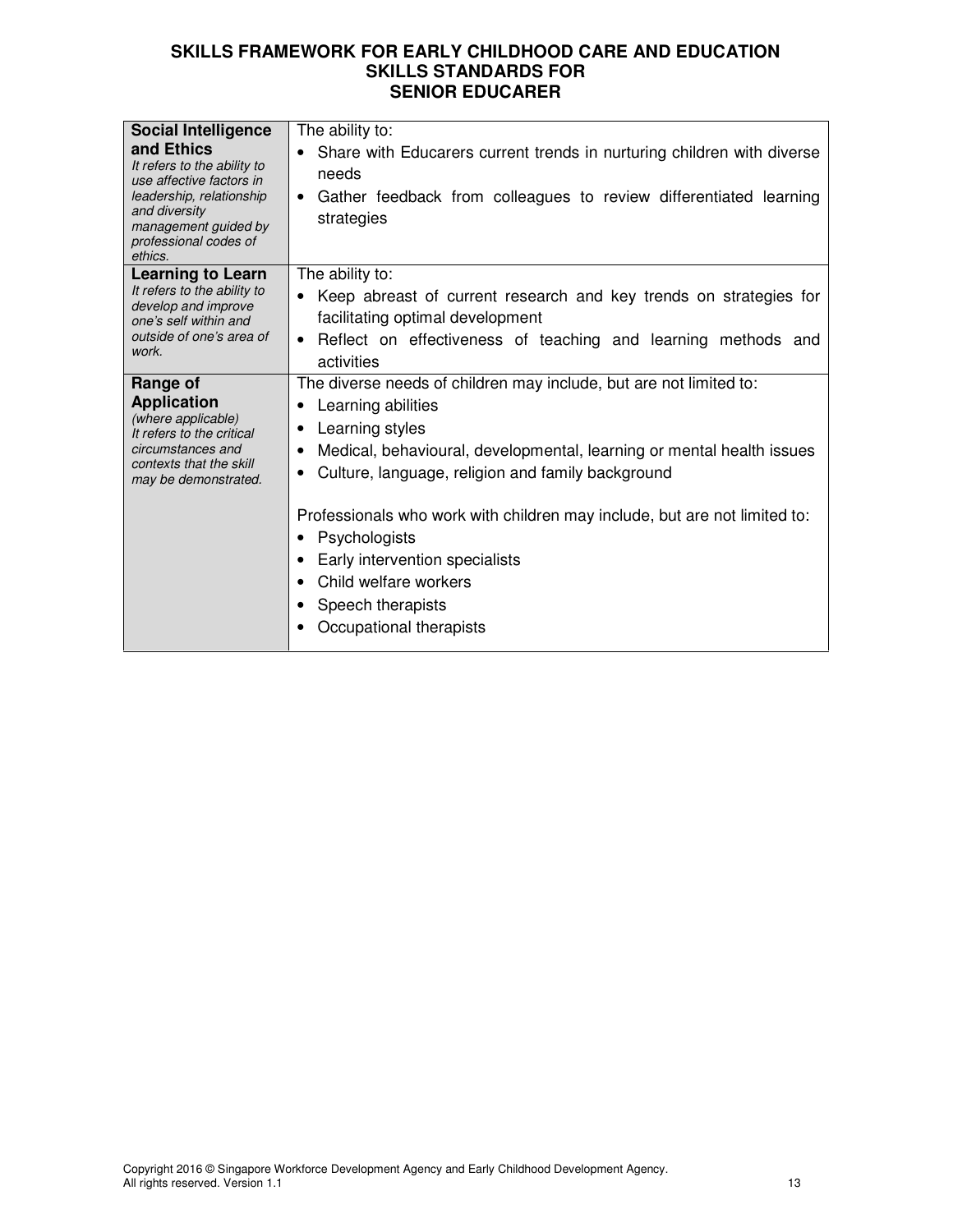| | |
|---|---|
| **Social Intelligence and Ethics**<br>*It refers to the ability to use affective factors in leadership, relationship and diversity management guided by professional codes of ethics.* | The ability to:<br>• Share with Educarers current trends in nurturing children with diverse needs<br>• Gather feedback from colleagues to review differentiated learning strategies |
| **Learning to Learn**<br>*It refers to the ability to develop and improve one's self within and outside of one's area of work.* | The ability to:<br>• Keep abreast of current research and key trends on strategies for facilitating optimal development<br>• Reflect on effectiveness of teaching and learning methods and activities |
| **Range of Application**<br>*(where applicable)*<br>*It refers to the critical circumstances and contexts that the skill may be demonstrated.* | The diverse needs of children may include, but are not limited to:<br>• Learning abilities<br>• Learning styles<br>• Medical, behavioural, developmental, learning or mental health issues<br>• Culture, language, religion and family background<br><br>Professionals who work with children may include, but are not limited to:<br>• Psychologists<br>• Early intervention specialists<br>• Child welfare workers<br>• Speech therapists<br>• Occupational therapists |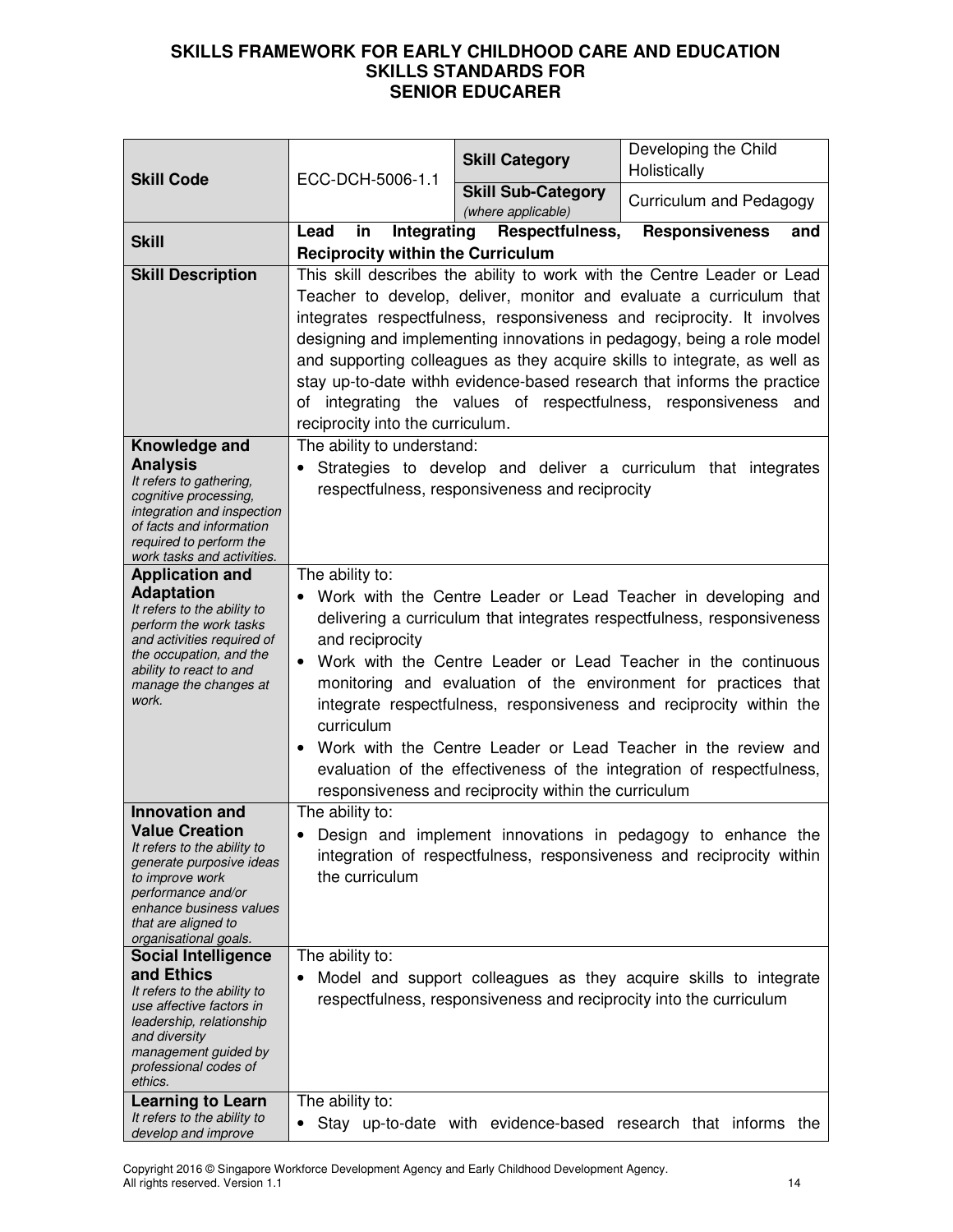# SKILLS FRAMEWORK FOR EARLY CHILDHOOD CARE AND EDUCATION
## SKILLS STANDARDS FOR
## SENIOR EDUCARER

| **Skill Code** | ECC-DCH-5006-1.1 | **Skill Category** | Developing the Child Holistically |
|---|---|---|---|
| | | **Skill Sub-Category** *(where applicable)* | Curriculum and Pedagogy |
| **Skill** | **Lead in Integrating Respectfulness, Responsiveness and Reciprocity within the Curriculum** | | |
| **Skill Description** | This skill describes the ability to work with the Centre Leader or Lead Teacher to develop, deliver, monitor and evaluate a curriculum that integrates respectfulness, responsiveness and reciprocity. It involves designing and implementing innovations in pedagogy, being a role model and supporting colleagues as they acquire skills to integrate, as well as stay up-to-date withh evidence-based research that informs the practice of integrating the values of respectfulness, responsiveness and reciprocity into the curriculum. | | |
| **Knowledge and Analysis** *It refers to gathering, cognitive processing, integration and inspection of facts and information required to perform the work tasks and activities.* | The ability to understand: <br>• Strategies to develop and deliver a curriculum that integrates respectfulness, responsiveness and reciprocity | | |
| **Application and Adaptation** *It refers to the ability to perform the work tasks and activities required of the occupation, and the ability to react to and manage the changes at work.* | The ability to: <br>• Work with the Centre Leader or Lead Teacher in developing and delivering a curriculum that integrates respectfulness, responsiveness and reciprocity <br>• Work with the Centre Leader or Lead Teacher in the continuous monitoring and evaluation of the environment for practices that integrate respectfulness, responsiveness and reciprocity within the curriculum <br>• Work with the Centre Leader or Lead Teacher in the review and evaluation of the effectiveness of the integration of respectfulness, responsiveness and reciprocity within the curriculum | | |
| **Innovation and Value Creation** *It refers to the ability to generate purposive ideas to improve work performance and/or enhance business values that are aligned to organisational goals.* | The ability to: <br>• Design and implement innovations in pedagogy to enhance the integration of respectfulness, responsiveness and reciprocity within the curriculum | | |
| **Social Intelligence and Ethics** *It refers to the ability to use affective factors in leadership, relationship and diversity management guided by professional codes of ethics.* | The ability to: <br>• Model and support colleagues as they acquire skills to integrate respectfulness, responsiveness and reciprocity into the curriculum | | |
| **Learning to Learn** *It refers to the ability to develop and improve* | The ability to: <br>• Stay up-to-date with evidence-based research that informs the | | |

Copyright 2016 © Singapore Workforce Development Agency and Early Childhood Development Agency. All rights reserved. Version 1.1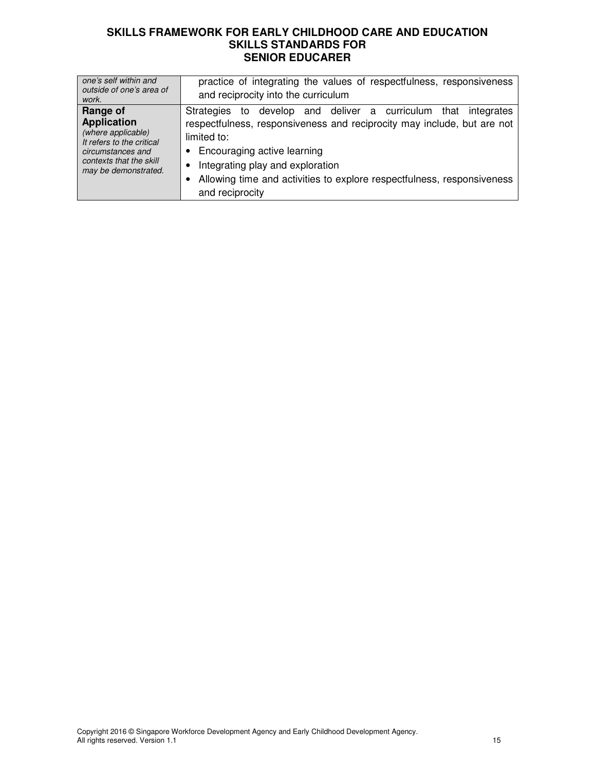| | |
|---|---|
| *one's self within and outside of one's area of work.* | practice of integrating the values of respectfulness, responsiveness and reciprocity into the curriculum |
| **Range of Application** *(where applicable) It refers to the critical circumstances and contexts that the skill may be demonstrated.* | Strategies to develop and deliver a curriculum that integrates respectfulness, responsiveness and reciprocity may include, but are not limited to:<br>• Encouraging active learning<br>• Integrating play and exploration<br>• Allowing time and activities to explore respectfulness, responsiveness and reciprocity |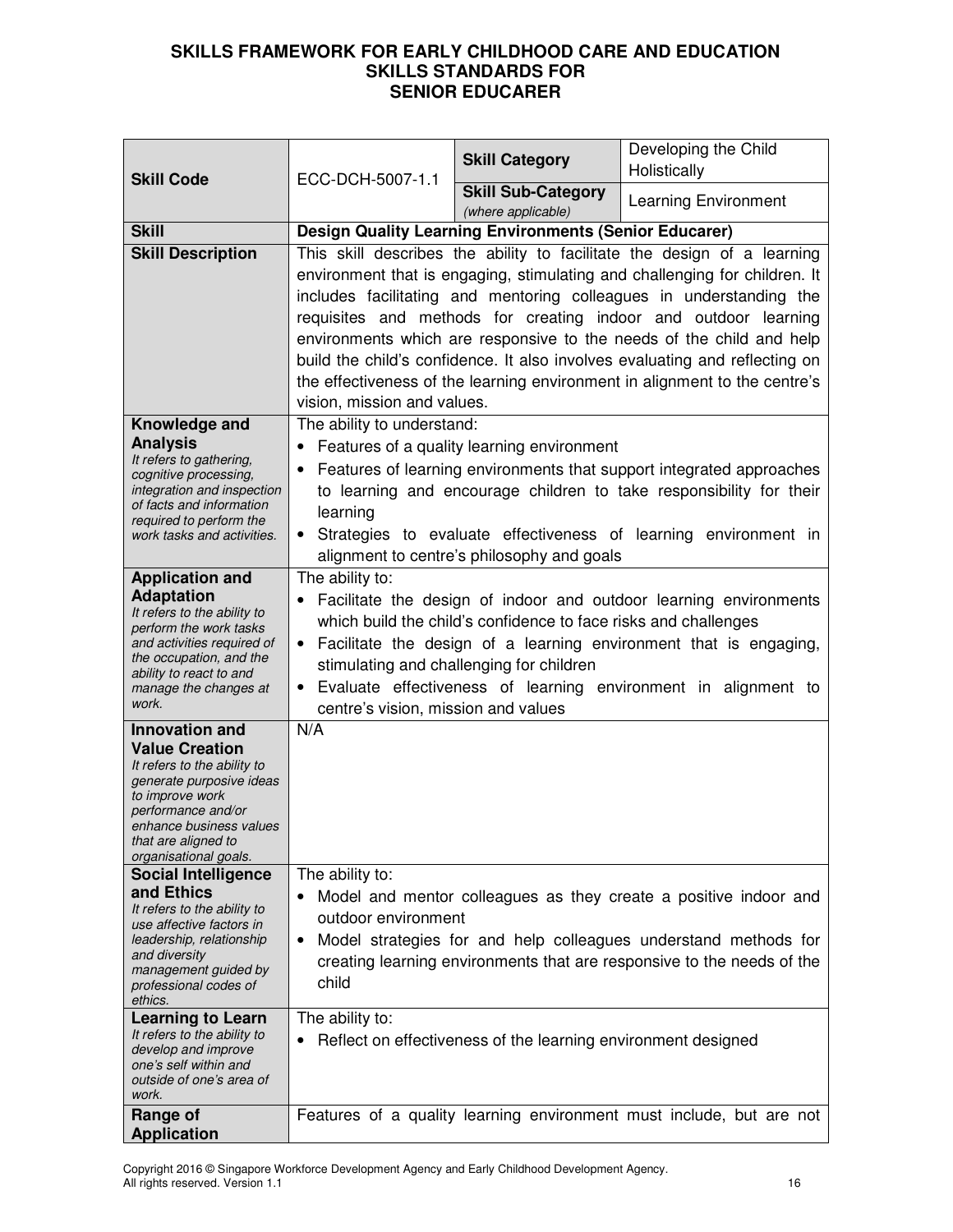# SKILLS FRAMEWORK FOR EARLY CHILDHOOD CARE AND EDUCATION
## SKILLS STANDARDS FOR
## SENIOR EDUCARER

| **Skill Code** | ECC-DCH-5007-1.1 | **Skill Category** | Developing the Child Holistically |
|---|---|---|---|
| | | **Skill Sub-Category** *(where applicable)* | Learning Environment |
| **Skill** | **Design Quality Learning Environments (Senior Educarer)** | | |
| **Skill Description** | This skill describes the ability to facilitate the design of a learning environment that is engaging, stimulating and challenging for children. It includes facilitating and mentoring colleagues in understanding the requisites and methods for creating indoor and outdoor learning environments which are responsive to the needs of the child and help build the child's confidence. It also involves evaluating and reflecting on the effectiveness of the learning environment in alignment to the centre's vision, mission and values. | | |
| **Knowledge and Analysis** *It refers to gathering, cognitive processing, integration and inspection of facts and information required to perform the work tasks and activities.* | The ability to understand:<br>• Features of a quality learning environment<br>• Features of learning environments that support integrated approaches to learning and encourage children to take responsibility for their learning<br>• Strategies to evaluate effectiveness of learning environment in alignment to centre's philosophy and goals | | |
| **Application and Adaptation** *It refers to the ability to perform the work tasks and activities required of the occupation, and the ability to react to and manage the changes at work.* | The ability to:<br>• Facilitate the design of indoor and outdoor learning environments which build the child's confidence to face risks and challenges<br>• Facilitate the design of a learning environment that is engaging, stimulating and challenging for children<br>• Evaluate effectiveness of learning environment in alignment to centre's vision, mission and values | | |
| **Innovation and Value Creation** *It refers to the ability to generate purposive ideas to improve work performance and/or enhance business values that are aligned to organisational goals.* | N/A | | |
| **Social Intelligence and Ethics** *It refers to the ability to use affective factors in leadership, relationship and diversity management guided by professional codes of ethics.* | The ability to:<br>• Model and mentor colleagues as they create a positive indoor and outdoor environment<br>• Model strategies for and help colleagues understand methods for creating learning environments that are responsive to the needs of the child | | |
| **Learning to Learn** *It refers to the ability to develop and improve one's self within and outside of one's area of work.* | The ability to:<br>• Reflect on effectiveness of the learning environment designed | | |
| **Range of Application** | Features of a quality learning environment must include, but are not | | |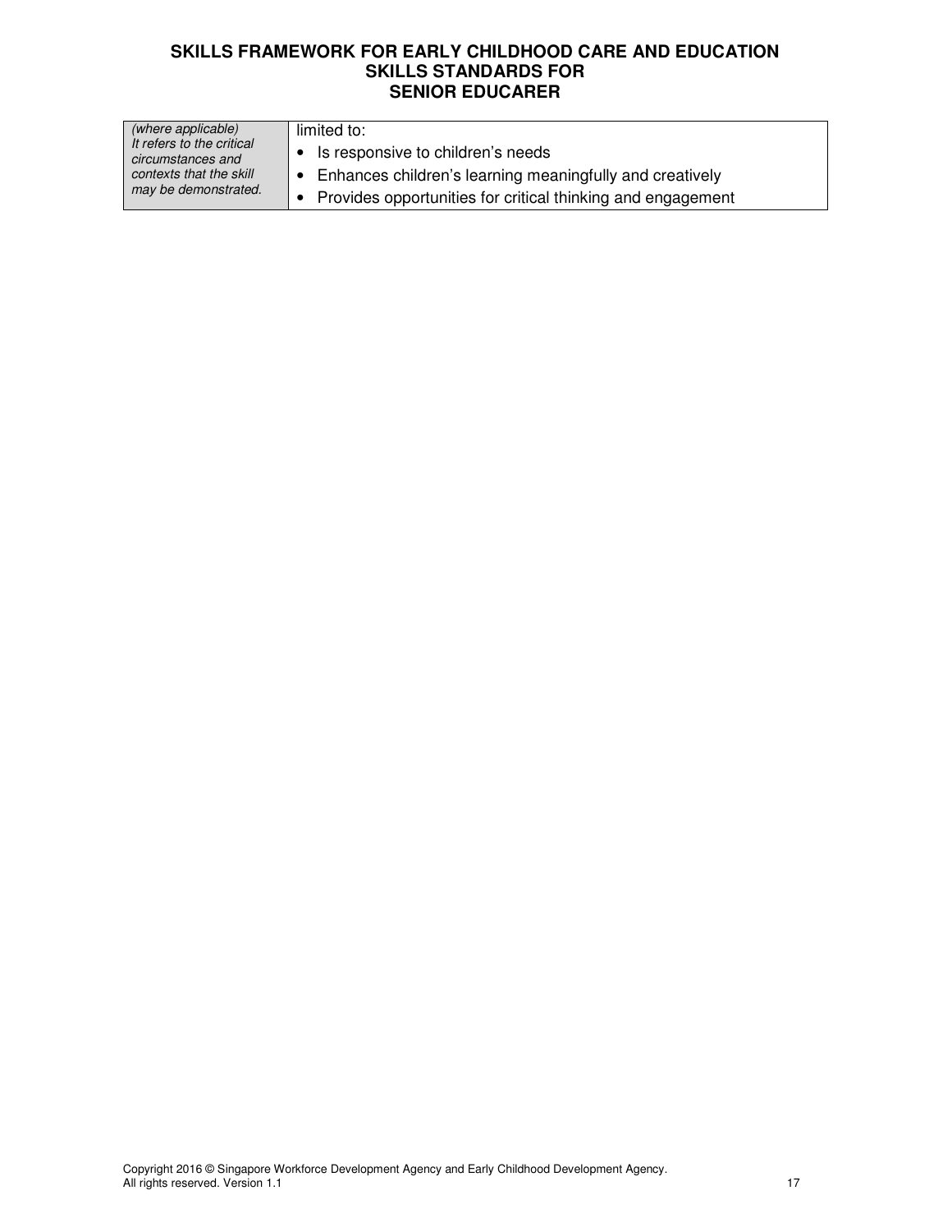| *(where applicable)* *It refers to the critical circumstances and contexts that the skill may be demonstrated.* | limited to: <br>• Is responsive to children's needs <br>• Enhances children's learning meaningfully and creatively <br>• Provides opportunities for critical thinking and engagement |
|---|---|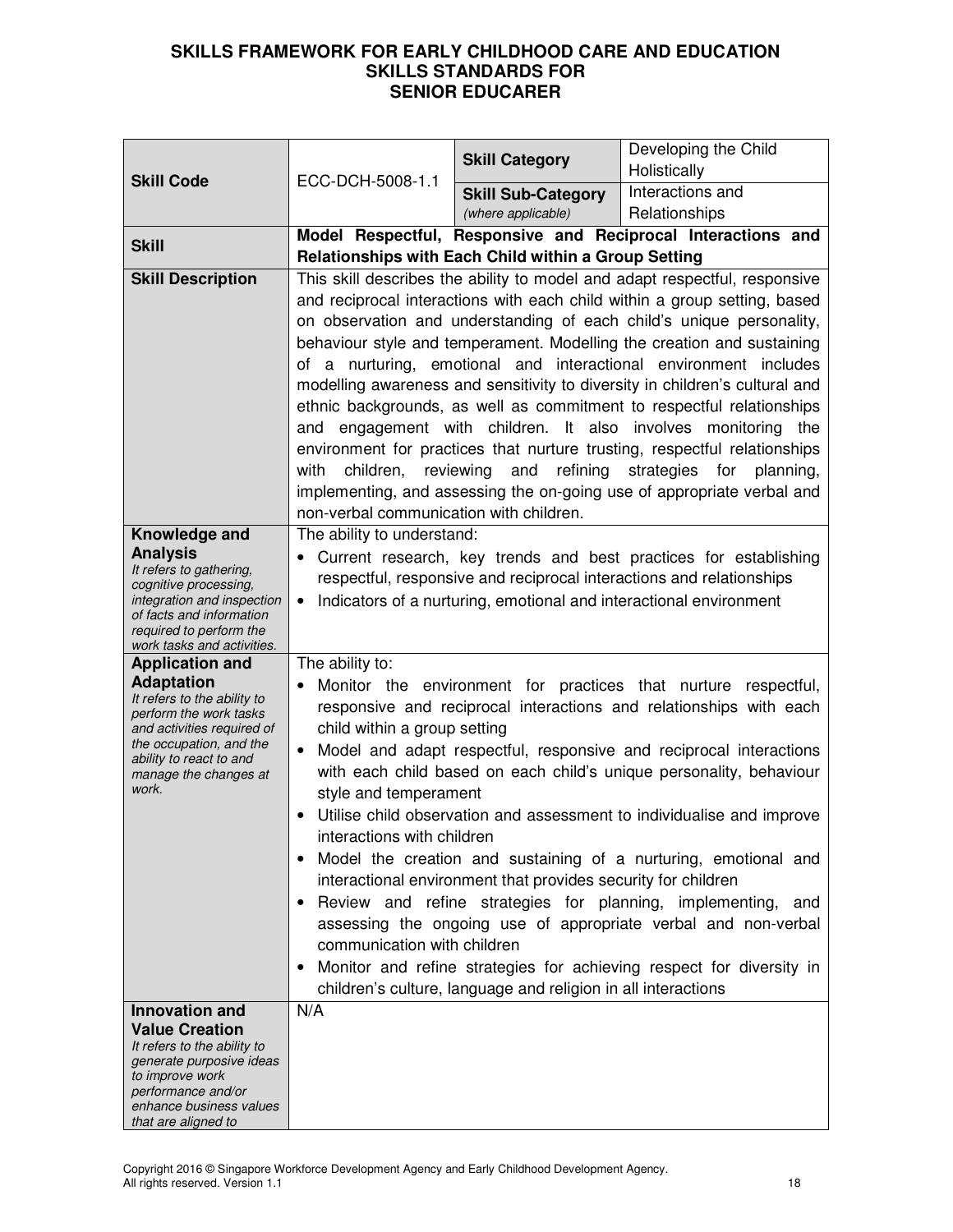# SKILLS FRAMEWORK FOR EARLY CHILDHOOD CARE AND EDUCATION
## SKILLS STANDARDS FOR
## SENIOR EDUCARER

| | | | |
|---|---|---|---|
| **Skill Code** | ECC-DCH-5008-1.1 | **Skill Category** | Developing the Child Holistically |
| | | **Skill Sub-Category** *(where applicable)* | Interactions and Relationships |
| **Skill** | **Model Respectful, Responsive and Reciprocal Interactions and Relationships with Each Child within a Group Setting** | | |
| **Skill Description** | This skill describes the ability to model and adapt respectful, responsive and reciprocal interactions with each child within a group setting, based on observation and understanding of each child's unique personality, behaviour style and temperament. Modelling the creation and sustaining of a nurturing, emotional and interactional environment includes modelling awareness and sensitivity to diversity in children's cultural and ethnic backgrounds, as well as commitment to respectful relationships and engagement with children. It also involves monitoring the environment for practices that nurture trusting, respectful relationships with children, reviewing and refining strategies for planning, implementing, and assessing the on-going use of appropriate verbal and non-verbal communication with children. | | |
| **Knowledge and Analysis** *It refers to gathering, cognitive processing, integration and inspection of facts and information required to perform the work tasks and activities.* | The ability to understand: <br>• Current research, key trends and best practices for establishing respectful, responsive and reciprocal interactions and relationships <br>• Indicators of a nurturing, emotional and interactional environment | | |
| **Application and Adaptation** *It refers to the ability to perform the work tasks and activities required of the occupation, and the ability to react to and manage the changes at work.* | The ability to: <br>• Monitor the environment for practices that nurture respectful, responsive and reciprocal interactions and relationships with each child within a group setting <br>• Model and adapt respectful, responsive and reciprocal interactions with each child based on each child's unique personality, behaviour style and temperament <br>• Utilise child observation and assessment to individualise and improve interactions with children <br>• Model the creation and sustaining of a nurturing, emotional and interactional environment that provides security for children <br>• Review and refine strategies for planning, implementing, and assessing the ongoing use of appropriate verbal and non-verbal communication with children <br>• Monitor and refine strategies for achieving respect for diversity in children's culture, language and religion in all interactions | | |
| **Innovation and Value Creation** *It refers to the ability to generate purposeful ideas to improve work performance and/or enhance business values that are aligned to* | N/A | | |

Copyright 2016 © Singapore Workforce Development Agency and Early Childhood Development Agency. All rights reserved. Version 1.1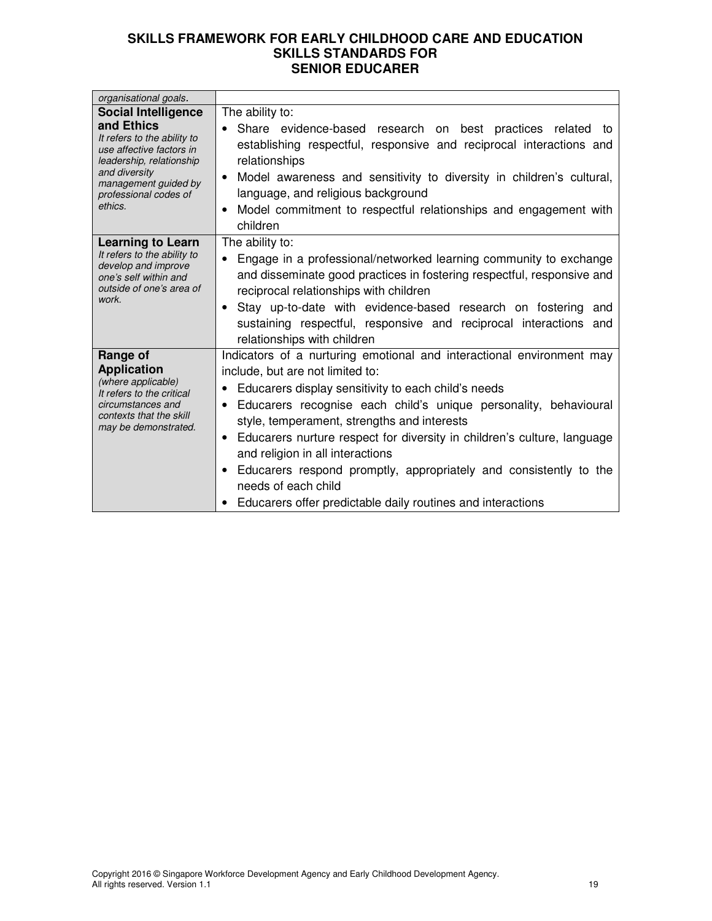| | |
|---|---|
| *organisational goals.* | |
| **Social Intelligence and Ethics** *It refers to the ability to use affective factors in leadership, relationship and diversity management guided by professional codes of ethics.* | The ability to: <br>• Share evidence-based research on best practices related to establishing respectful, responsive and reciprocal interactions and relationships <br>• Model awareness and sensitivity to diversity in children's cultural, language, and religious background <br>• Model commitment to respectful relationships and engagement with children |
| **Learning to Learn** *It refers to the ability to develop and improve one's self within and outside of one's area of work.* | The ability to: <br>• Engage in a professional/networked learning community to exchange and disseminate good practices in fostering respectful, responsive and reciprocal relationships with children <br>• Stay up-to-date with evidence-based research on fostering and sustaining respectful, responsive and reciprocal interactions and relationships with children |
| **Range of Application** *(where applicable)* *It refers to the critical circumstances and contexts that the skill may be demonstrated.* | Indicators of a nurturing emotional and interactional environment may include, but are not limited to: <br>• Educarers display sensitivity to each child's needs <br>• Educarers recognise each child's unique personality, behavioural style, temperament, strengths and interests <br>• Educarers nurture respect for diversity in children's culture, language and religion in all interactions <br>• Educarers respond promptly, appropriately and consistently to the needs of each child <br>• Educarers offer predictable daily routines and interactions |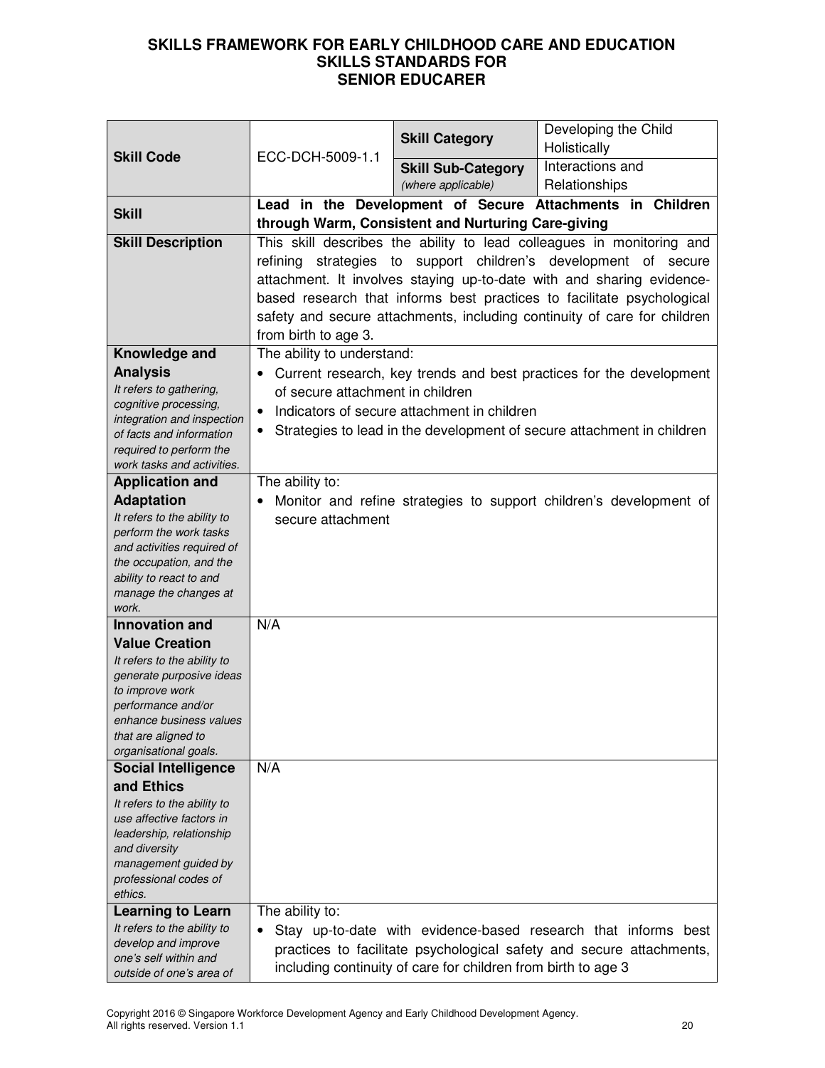**SKILLS FRAMEWORK FOR EARLY CHILDHOOD CARE AND EDUCATION**
**SKILLS STANDARDS FOR**
**SENIOR EDUCARER**

| | | | |
|---|---|---|---|
| **Skill Code** | ECC-DCH-5009-1.1 | **Skill Category** | Developing the Child Holistically |
| | | **Skill Sub-Category** *(where applicable)* | Interactions and Relationships |
| **Skill** | **Lead in the Development of Secure Attachments in Children through Warm, Consistent and Nurturing Care-giving** | | |
| **Skill Description** | This skill describes the ability to lead colleagues in monitoring and refining strategies to support children's development of secure attachment. It involves staying up-to-date with and sharing evidence-based research that informs best practices to facilitate psychological safety and secure attachments, including continuity of care for children from birth to age 3. | | |
| **Knowledge and Analysis** *It refers to gathering, cognitive processing, integration and inspection of facts and information required to perform the work tasks and activities.* | The ability to understand: <br>• Current research, key trends and best practices for the development of secure attachment in children <br>• Indicators of secure attachment in children <br>• Strategies to lead in the development of secure attachment in children | | |
| **Application and Adaptation** *It refers to the ability to perform the work tasks and activities required of the occupation, and the ability to react to and manage the changes at work.* | The ability to: <br>• Monitor and refine strategies to support children's development of secure attachment | | |
| **Innovation and Value Creation** *It refers to the ability to generate purposive ideas to improve work performance and/or enhance business values that are aligned to organisational goals.* | N/A | | |
| **Social Intelligence and Ethics** *It refers to the ability to use affective factors in leadership, relationship and diversity management guided by professional codes of ethics.* | N/A | | |
| **Learning to Learn** *It refers to the ability to develop and improve one's self within and outside of one's area of* | The ability to: <br>• Stay up-to-date with evidence-based research that informs best practices to facilitate psychological safety and secure attachments, including continuity of care for children from birth to age 3 | | |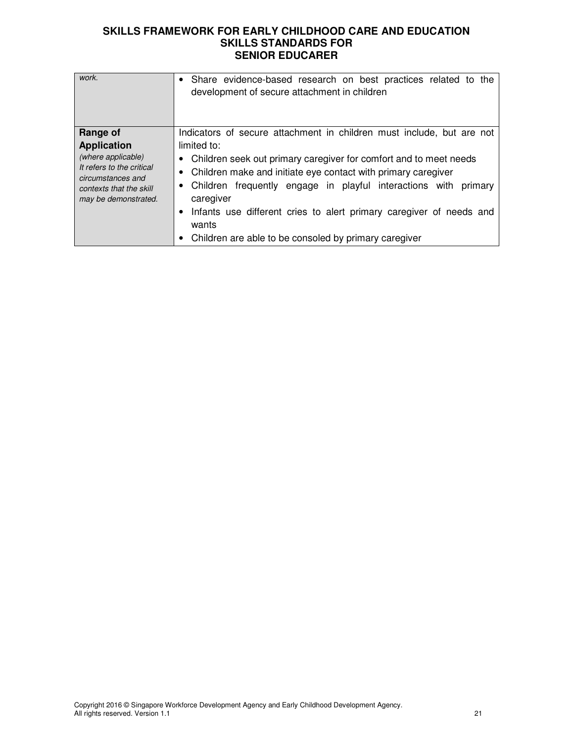| | |
|---|---|
| *work.* | • Share evidence-based research on best practices related to the development of secure attachment in children |
| **Range of Application**<br>*(where applicable)*<br>*It refers to the critical circumstances and contexts that the skill may be demonstrated.* | Indicators of secure attachment in children must include, but are not limited to:<br>• Children seek out primary caregiver for comfort and to meet needs<br>• Children make and initiate eye contact with primary caregiver<br>• Children frequently engage in playful interactions with primary caregiver<br>• Infants use different cries to alert primary caregiver of needs and wants<br>• Children are able to be consoled by primary caregiver |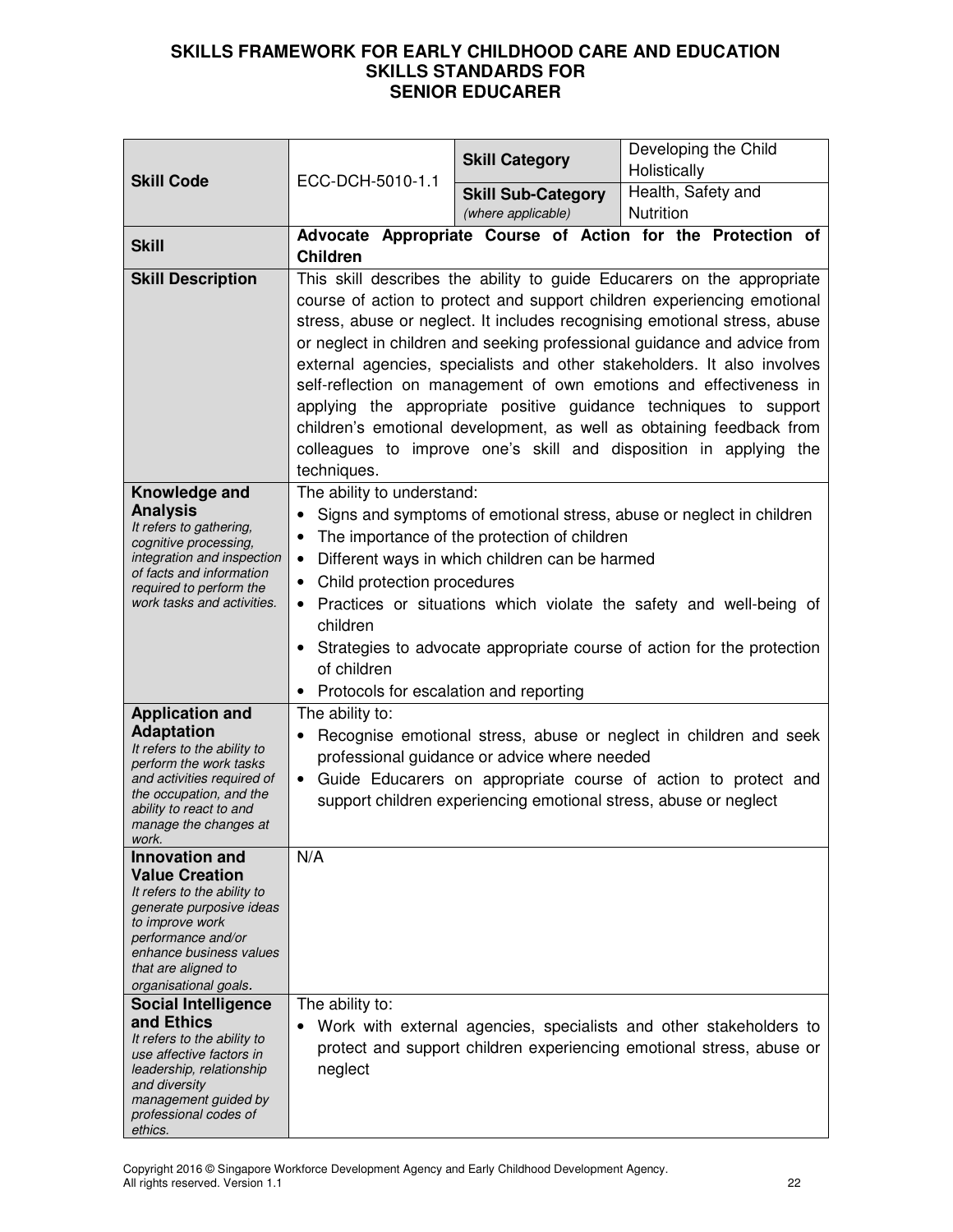**SKILLS FRAMEWORK FOR EARLY CHILDHOOD CARE AND EDUCATION**
**SKILLS STANDARDS FOR**
**SENIOR EDUCARER**

| **Skill Code** | ECC-DCH-5010-1.1 | **Skill Category** | Developing the Child Holistically |
|---|---|---|---|
| | | **Skill Sub-Category** *(where applicable)* | Health, Safety and Nutrition |
| **Skill** | **Advocate Appropriate Course of Action for the Protection of Children** | | |
| **Skill Description** | This skill describes the ability to guide Educarers on the appropriate course of action to protect and support children experiencing emotional stress, abuse or neglect. It includes recognising emotional stress, abuse or neglect in children and seeking professional guidance and advice from external agencies, specialists and other stakeholders. It also involves self-reflection on management of own emotions and effectiveness in applying the appropriate positive guidance techniques to support children's emotional development, as well as obtaining feedback from colleagues to improve one's skill and disposition in applying the techniques. | | |
| **Knowledge and Analysis** *It refers to gathering, cognitive processing, integration and inspection of facts and information required to perform the work tasks and activities.* | The ability to understand:<br>• Signs and symptoms of emotional stress, abuse or neglect in children<br>• The importance of the protection of children<br>• Different ways in which children can be harmed<br>• Child protection procedures<br>• Practices or situations which violate the safety and well-being of children<br>• Strategies to advocate appropriate course of action for the protection of children<br>• Protocols for escalation and reporting | | |
| **Application and Adaptation** *It refers to the ability to perform the work tasks and activities required of the occupation, and the ability to react to and manage the changes at work.* | The ability to:<br>• Recognise emotional stress, abuse or neglect in children and seek professional guidance or advice where needed<br>• Guide Educarers on appropriate course of action to protect and support children experiencing emotional stress, abuse or neglect | | |
| **Innovation and Value Creation** *It refers to the ability to generate purposive ideas to improve work performance and/or enhance business values that are aligned to organisational goals.* | N/A | | |
| **Social Intelligence and Ethics** *It refers to the ability to use affective factors in leadership, relationship and diversity management guided by professional codes of ethics.* | The ability to:<br>• Work with external agencies, specialists and other stakeholders to protect and support children experiencing emotional stress, abuse or neglect | | |

Copyright 2016 © Singapore Workforce Development Agency and Early Childhood Development Agency. All rights reserved. Version 1.1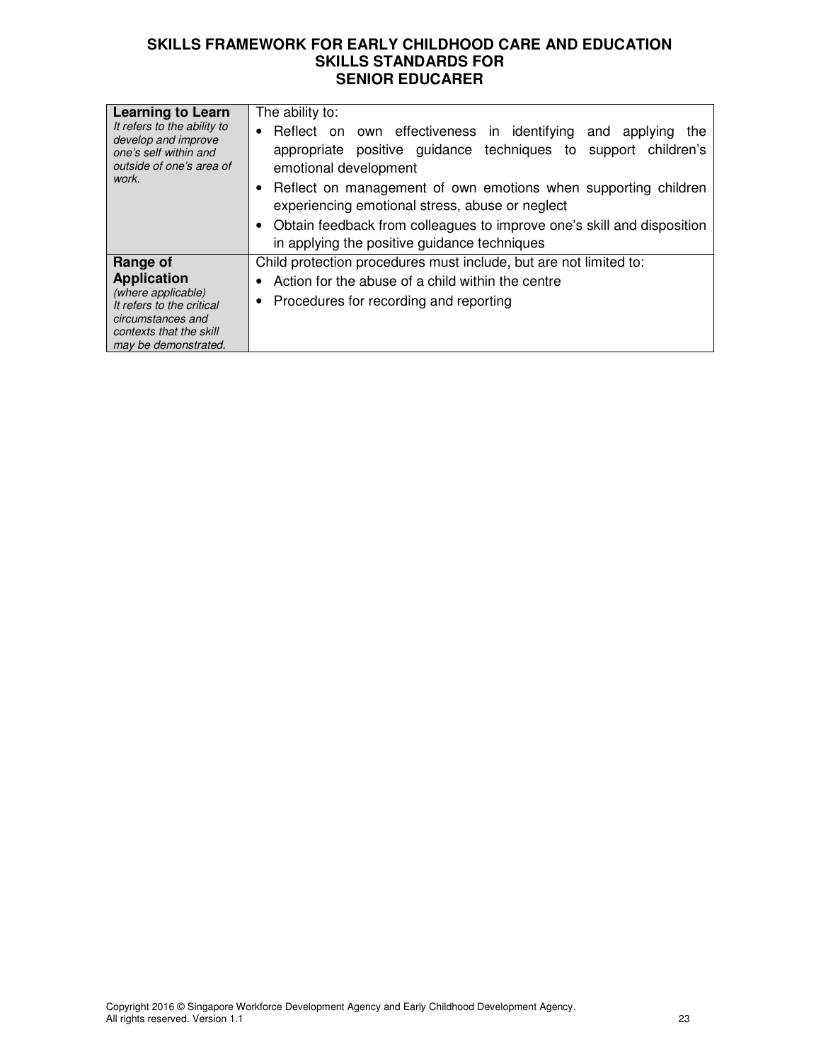| | |
|---|---|
| **Learning to Learn**<br>*It refers to the ability to develop and improve one's self within and outside of one's area of work.* | The ability to:<br>• Reflect on own effectiveness in identifying and applying the appropriate positive guidance techniques to support children's emotional development<br>• Reflect on management of own emotions when supporting children experiencing emotional stress, abuse or neglect<br>• Obtain feedback from colleagues to improve one's skill and disposition in applying the positive guidance techniques |
| **Range of Application**<br>*(where applicable)*<br>*It refers to the critical circumstances and contexts that the skill may be demonstrated.* | Child protection procedures must include, but are not limited to:<br>• Action for the abuse of a child within the centre<br>• Procedures for recording and reporting |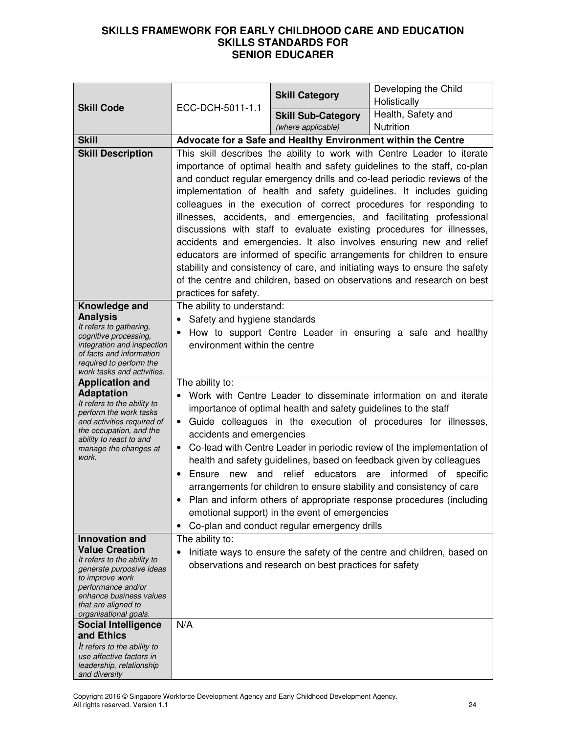# SKILLS FRAMEWORK FOR EARLY CHILDHOOD CARE AND EDUCATION
## SKILLS STANDARDS FOR SENIOR EDUCARER

| **Skill Code** | ECC-DCH-5011-1.1 | **Skill Category** | Developing the Child Holistically |
|---|---|---|---|
| | | **Skill Sub-Category** *(where applicable)* | Health, Safety and Nutrition |
| **Skill** | **Advocate for a Safe and Healthy Environment within the Centre** | | |
| **Skill Description** | This skill describes the ability to work with Centre Leader to iterate importance of optimal health and safety guidelines to the staff, co-plan and conduct regular emergency drills and co-lead periodic reviews of the implementation of health and safety guidelines. It includes guiding colleagues in the execution of correct procedures for responding to illnesses, accidents, and emergencies, and facilitating professional discussions with staff to evaluate existing procedures for illnesses, accidents and emergencies. It also involves ensuring new and relief educators are informed of specific arrangements for children to ensure stability and consistency of care, and initiating ways to ensure the safety of the centre and children, based on observations and research on best practices for safety. | | |
| **Knowledge and Analysis** *It refers to gathering, cognitive processing, integration and inspection of facts and information required to perform the work tasks and activities.* | The ability to understand:<br>• Safety and hygiene standards<br>• How to support Centre Leader in ensuring a safe and healthy environment within the centre | | |
| **Application and Adaptation** *It refers to the ability to perform the work tasks and activities required of the occupation, and the ability to react to and manage the changes at work.* | The ability to:<br>• Work with Centre Leader to disseminate information on and iterate importance of optimal health and safety guidelines to the staff<br>• Guide colleagues in the execution of procedures for illnesses, accidents and emergencies<br>• Co-lead with Centre Leader in periodic review of the implementation of health and safety guidelines, based on feedback given by colleagues<br>• Ensure new and relief educators are informed of specific arrangements for children to ensure stability and consistency of care<br>• Plan and inform others of appropriate response procedures (including emotional support) in the event of emergencies<br>• Co-plan and conduct regular emergency drills | | |
| **Innovation and Value Creation** *It refers to the ability to generate purposive ideas to improve work performance and/or enhance business values that are aligned to organisational goals.* | The ability to:<br>• Initiate ways to ensure the safety of the centre and children, based on observations and research on best practices for safety | | |
| **Social Intelligence and Ethics** *It refers to the ability to use affective factors in leadership, relationship and diversity* | N/A | | |

Copyright 2016 © Singapore Workforce Development Agency and Early Childhood Development Agency. All rights reserved. Version 1.1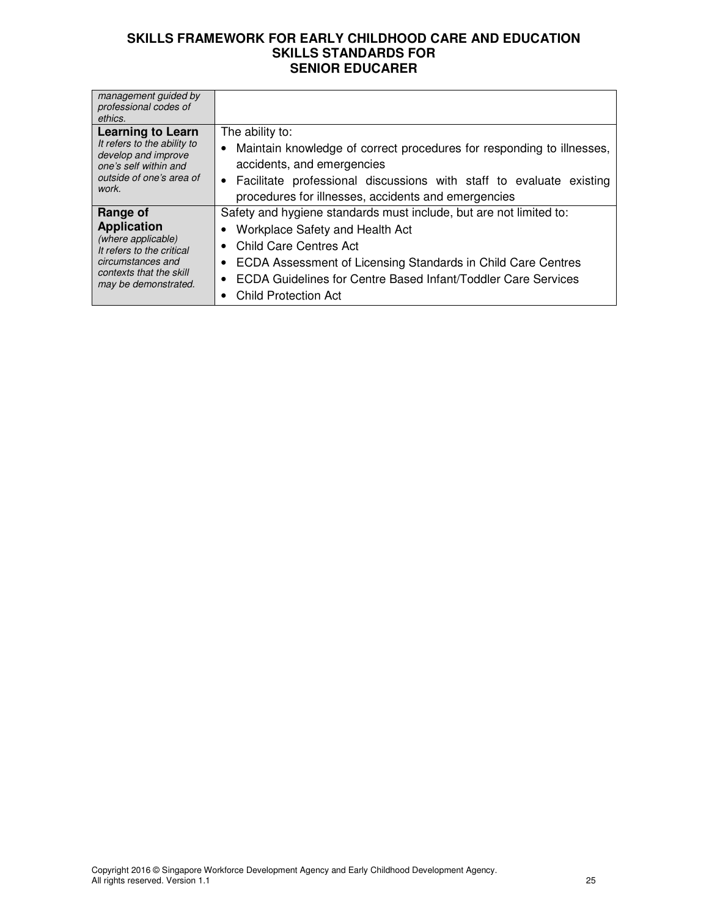| | |
|---|---|
| *management guided by professional codes of ethics.* | |
| **Learning to Learn** *It refers to the ability to develop and improve one's self within and outside of one's area of work.* | The ability to:<br>• Maintain knowledge of correct procedures for responding to illnesses, accidents, and emergencies<br>• Facilitate professional discussions with staff to evaluate existing procedures for illnesses, accidents and emergencies |
| **Range of Application** *(where applicable) It refers to the critical circumstances and contexts that the skill may be demonstrated.* | Safety and hygiene standards must include, but are not limited to:<br>• Workplace Safety and Health Act<br>• Child Care Centres Act<br>• ECDA Assessment of Licensing Standards in Child Care Centres<br>• ECDA Guidelines for Centre Based Infant/Toddler Care Services<br>• Child Protection Act |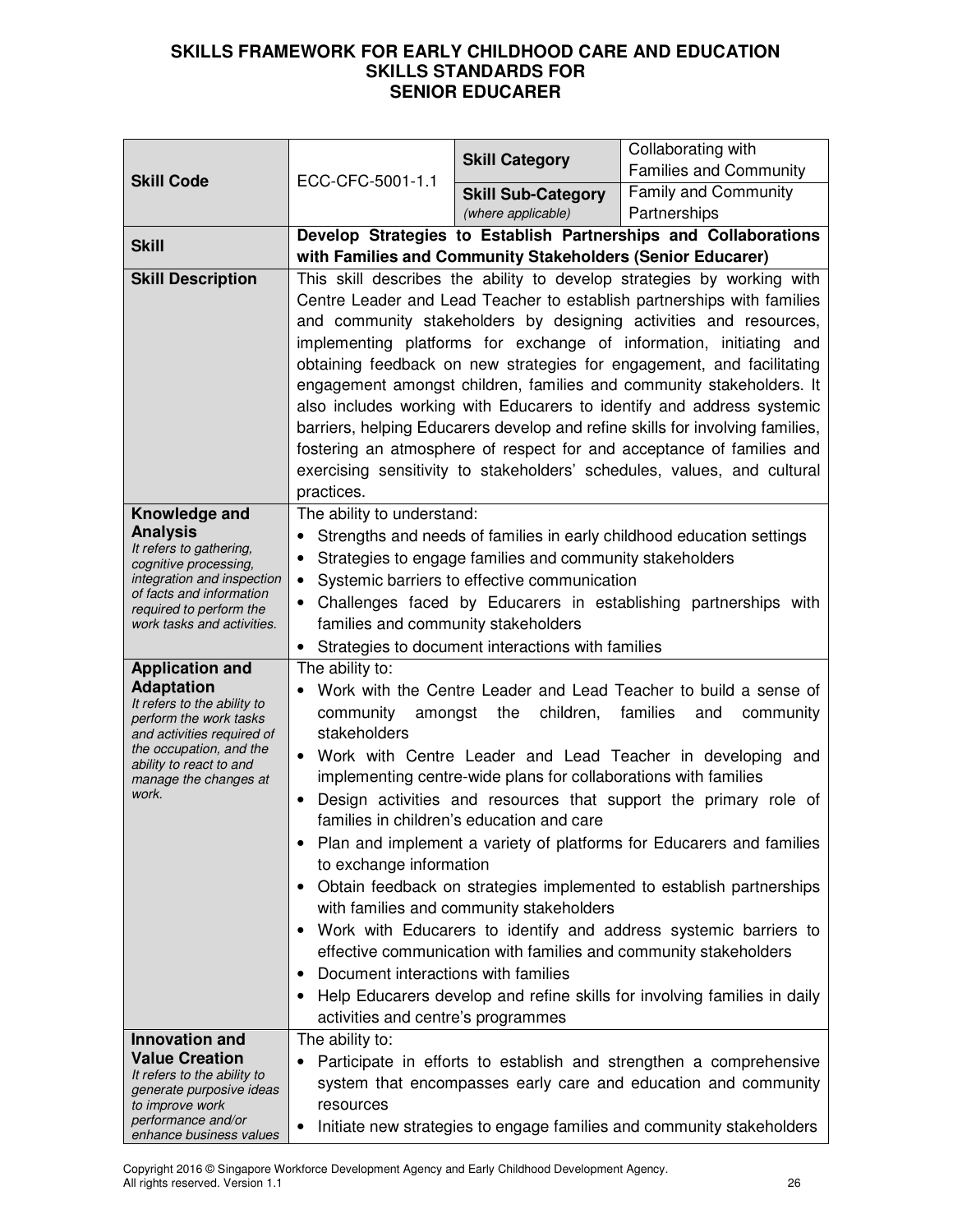# SKILLS FRAMEWORK FOR EARLY CHILDHOOD CARE AND EDUCATION
## SKILLS STANDARDS FOR
## SENIOR EDUCARER

| **Skill Code** | ECC-CFC-5001-1.1 | **Skill Category** | Collaborating with Families and Community |
|---|---|---|---|
| | | **Skill Sub-Category** *(where applicable)* | Family and Community Partnerships |
| **Skill** | **Develop Strategies to Establish Partnerships and Collaborations with Families and Community Stakeholders (Senior Educarer)** | | |
| **Skill Description** | This skill describes the ability to develop strategies by working with Centre Leader and Lead Teacher to establish partnerships with families and community stakeholders by designing activities and resources, implementing platforms for exchange of information, initiating and obtaining feedback on new strategies for engagement, and facilitating engagement amongst children, families and community stakeholders. It also includes working with Educarers to identify and address systemic barriers, helping Educarers develop and refine skills for involving families, fostering an atmosphere of respect for and acceptance of families and exercising sensitivity to stakeholders' schedules, values, and cultural practices. | | |
| **Knowledge and Analysis** *It refers to gathering, cognitive processing, integration and inspection of facts and information required to perform the work tasks and activities.* | The ability to understand:<br>• Strengths and needs of families in early childhood education settings<br>• Strategies to engage families and community stakeholders<br>• Systemic barriers to effective communication<br>• Challenges faced by Educarers in establishing partnerships with families and community stakeholders<br>• Strategies to document interactions with families | | |
| **Application and Adaptation** *It refers to the ability to perform the work tasks and activities required of the occupation, and the ability to react to and manage the changes at work.* | The ability to:<br>• Work with the Centre Leader and Lead Teacher to build a sense of community amongst the children, families and community stakeholders<br>• Work with Centre Leader and Lead Teacher in developing and implementing centre-wide plans for collaborations with families<br>• Design activities and resources that support the primary role of families in children's education and care<br>• Plan and implement a variety of platforms for Educarers and families to exchange information<br>• Obtain feedback on strategies implemented to establish partnerships with families and community stakeholders<br>• Work with Educarers to identify and address systemic barriers to effective communication with families and community stakeholders<br>• Document interactions with families<br>• Help Educarers develop and refine skills for involving families in daily activities and centre's programmes | | |
| **Innovation and Value Creation** *It refers to the ability to generate purposive ideas to improve work performance and/or enhance business values* | The ability to:<br>• Participate in efforts to establish and strengthen a comprehensive system that encompasses early care and education and community resources<br>• Initiate new strategies to engage families and community stakeholders | | |

Copyright 2016 © Singapore Workforce Development Agency and Early Childhood Development Agency. All rights reserved. Version 1.1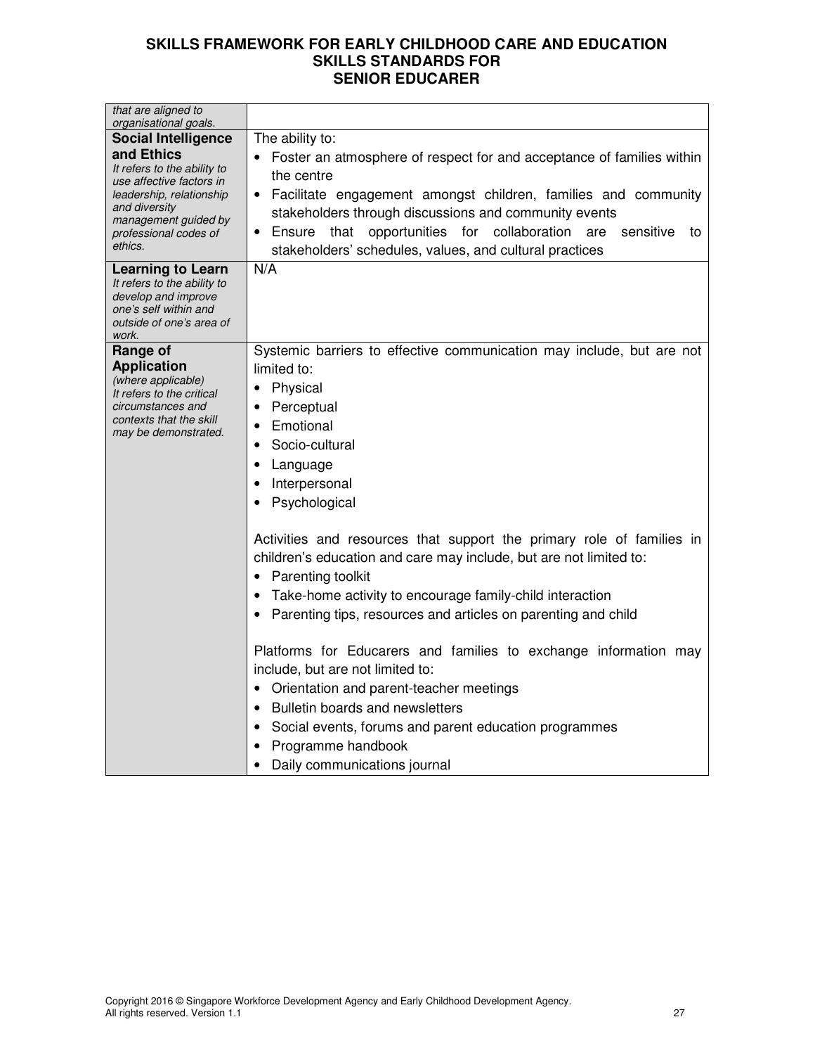# SKILLS FRAMEWORK FOR EARLY CHILDHOOD CARE AND EDUCATION SKILLS STANDARDS FOR SENIOR EDUCARER

| | |
|---|---|
| *that are aligned to organisational goals.* | |
| **Social Intelligence and Ethics** *It refers to the ability to use affective factors in leadership, relationship and diversity management guided by professional codes of ethics.* | The ability to:<br>• Foster an atmosphere of respect for and acceptance of families within the centre<br>• Facilitate engagement amongst children, families and community stakeholders through discussions and community events<br>• Ensure that opportunities for collaboration are sensitive to stakeholders' schedules, values, and cultural practices |
| **Learning to Learn** *It refers to the ability to develop and improve one's self within and outside of one's area of work.* | N/A |
| **Range of Application** *(where applicable) It refers to the critical circumstances and contexts that the skill may be demonstrated.* | Systemic barriers to effective communication may include, but are not limited to:<br>• Physical<br>• Perceptual<br>• Emotional<br>• Socio-cultural<br>• Language<br>• Interpersonal<br>• Psychological<br><br>Activities and resources that support the primary role of families in children's education and care may include, but are not limited to:<br>• Parenting toolkit<br>• Take-home activity to encourage family-child interaction<br>• Parenting tips, resources and articles on parenting and child<br><br>Platforms for Educarers and families to exchange information may include, but are not limited to:<br>• Orientation and parent-teacher meetings<br>• Bulletin boards and newsletters<br>• Social events, forums and parent education programmes<br>• Programme handbook<br>• Daily communications journal |

Copyright 2016 © Singapore Workforce Development Agency and Early Childhood Development Agency. All rights reserved. Version 1.1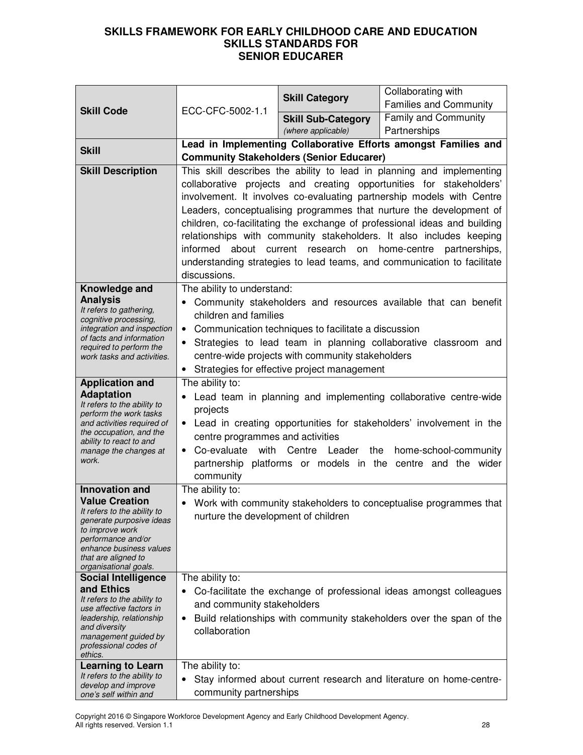# SKILLS FRAMEWORK FOR EARLY CHILDHOOD CARE AND EDUCATION
## SKILLS STANDARDS FOR
## SENIOR EDUCARER

| | | | |
|---|---|---|---|
| **Skill Code** | ECC-CFC-5002-1.1 | **Skill Category** | Collaborating with Families and Community |
| | | **Skill Sub-Category** *(where applicable)* | Family and Community Partnerships |
| **Skill** | **Lead in Implementing Collaborative Efforts amongst Families and Community Stakeholders (Senior Educarer)** | | |
| **Skill Description** | This skill describes the ability to lead in planning and implementing collaborative projects and creating opportunities for stakeholders' involvement. It involves co-evaluating partnership models with Centre Leaders, conceptualising programmes that nurture the development of children, co-facilitating the exchange of professional ideas and building relationships with community stakeholders. It also includes keeping informed about current research on home-centre partnerships, understanding strategies to lead teams, and communication to facilitate discussions. | | |
| **Knowledge and Analysis** *It refers to gathering, cognitive processing, integration and inspection of facts and information required to perform the work tasks and activities.* | The ability to understand:<br>• Community stakeholders and resources available that can benefit children and families<br>• Communication techniques to facilitate a discussion<br>• Strategies to lead team in planning collaborative classroom and centre-wide projects with community stakeholders<br>• Strategies for effective project management | | |
| **Application and Adaptation** *It refers to the ability to perform the work tasks and activities required of the occupation, and the ability to react to and manage the changes at work.* | The ability to:<br>• Lead team in planning and implementing collaborative centre-wide projects<br>• Lead in creating opportunities for stakeholders' involvement in the centre programmes and activities<br>• Co-evaluate with Centre Leader the home-school-community partnership platforms or models in the centre and the wider community | | |
| **Innovation and Value Creation** *It refers to the ability to generate purposive ideas to improve work performance and/or enhance business values that are aligned to organisational goals.* | The ability to:<br>• Work with community stakeholders to conceptualise programmes that nurture the development of children | | |
| **Social Intelligence and Ethics** *It refers to the ability to use affective factors in leadership, relationship and diversity management guided by professional codes of ethics.* | The ability to:<br>• Co-facilitate the exchange of professional ideas amongst colleagues and community stakeholders<br>• Build relationships with community stakeholders over the span of the collaboration | | |
| **Learning to Learn** *It refers to the ability to develop and improve one's self within and* | The ability to:<br>• Stay informed about current research and literature on home-centre-community partnerships | | |

Copyright 2016 © Singapore Workforce Development Agency and Early Childhood Development Agency. All rights reserved. Version 1.1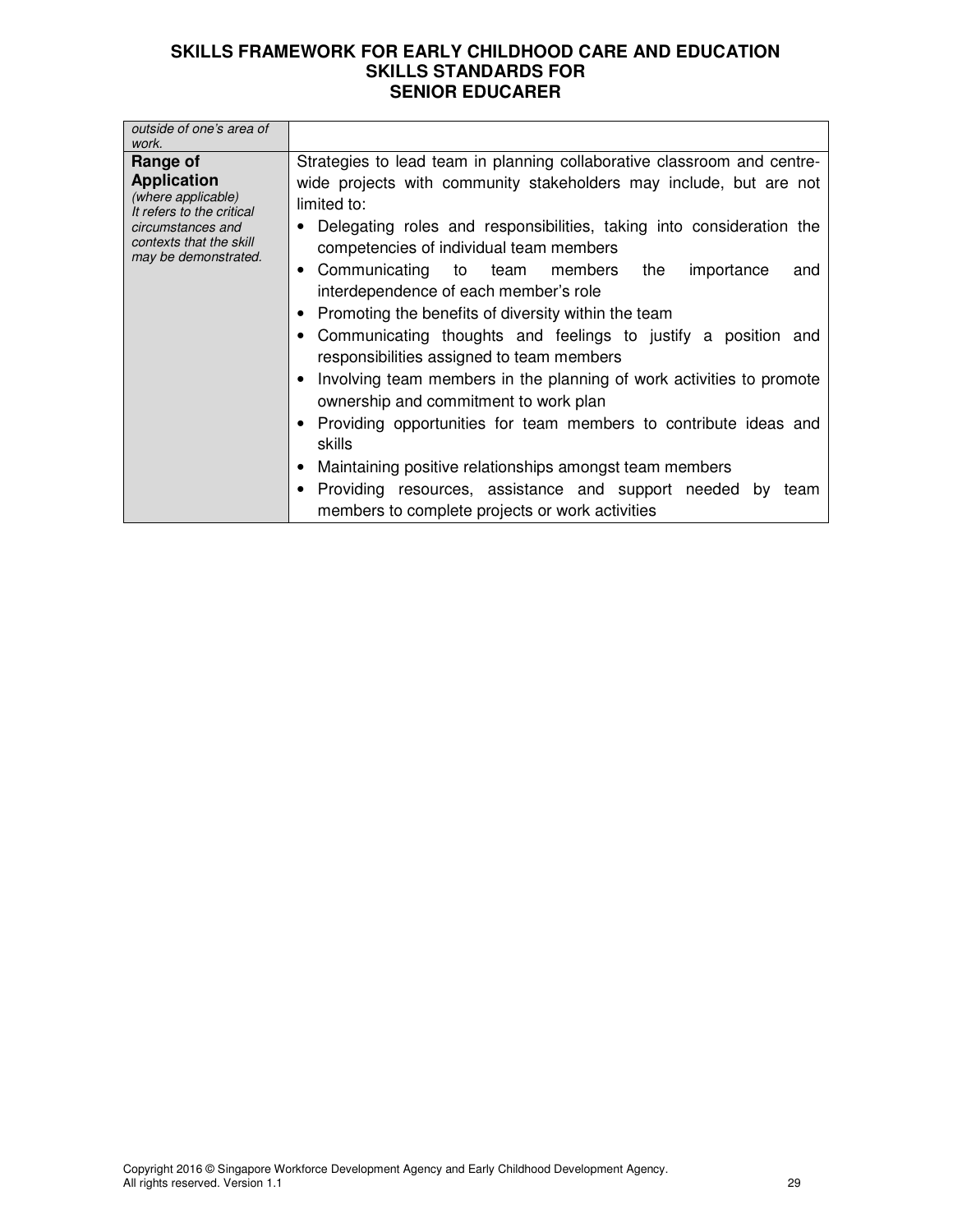| | |
|---|---|
| *outside of one's area of work.* | |
| **Range of Application** *(where applicable) It refers to the critical circumstances and contexts that the skill may be demonstrated.* | Strategies to lead team in planning collaborative classroom and centre-wide projects with community stakeholders may include, but are not limited to:<br>• Delegating roles and responsibilities, taking into consideration the competencies of individual team members<br>• Communicating to team members the importance and interdependence of each member's role<br>• Promoting the benefits of diversity within the team<br>• Communicating thoughts and feelings to justify a position and responsibilities assigned to team members<br>• Involving team members in the planning of work activities to promote ownership and commitment to work plan<br>• Providing opportunities for team members to contribute ideas and skills<br>• Maintaining positive relationships amongst team members<br>• Providing resources, assistance and support needed by team members to complete projects or work activities |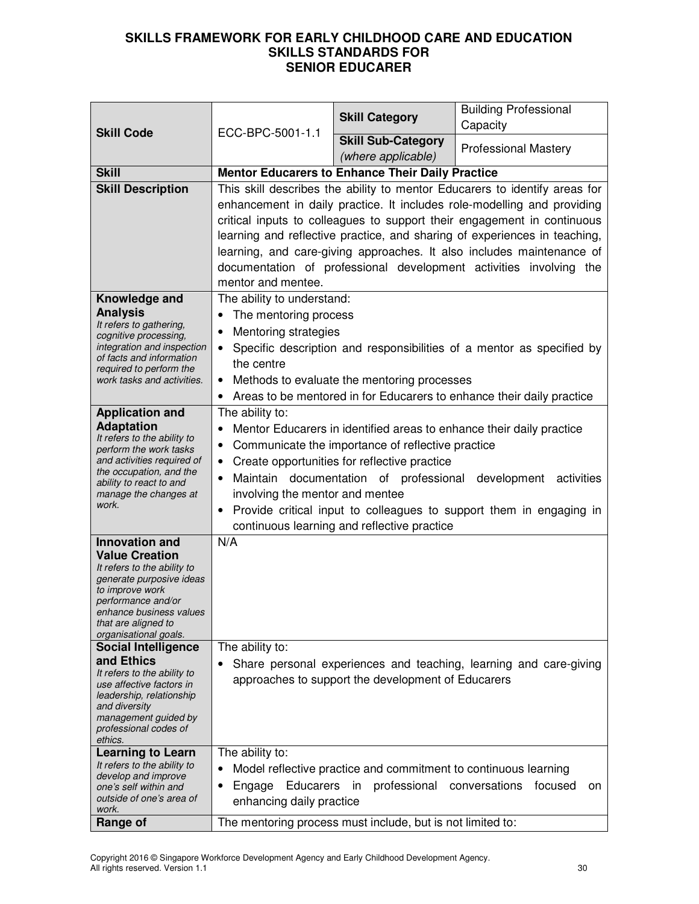# SKILLS FRAMEWORK FOR EARLY CHILDHOOD CARE AND EDUCATION
## SKILLS STANDARDS FOR
## SENIOR EDUCARER

| | | | |
|---|---|---|---|
| **Skill Code** | ECC-BPC-5001-1.1 | **Skill Category** | Building Professional Capacity |
| | | **Skill Sub-Category** *(where applicable)* | Professional Mastery |
| **Skill** | **Mentor Educarers to Enhance Their Daily Practice** | | |
| **Skill Description** | This skill describes the ability to mentor Educarers to identify areas for enhancement in daily practice. It includes role-modelling and providing critical inputs to colleagues to support their engagement in continuous learning and reflective practice, and sharing of experiences in teaching, learning, and care-giving approaches. It also includes maintenance of documentation of professional development activities involving the mentor and mentee. | | |
| **Knowledge and Analysis** *It refers to gathering, cognitive processing, integration and inspection of facts and information required to perform the work tasks and activities.* | The ability to understand: <br>• The mentoring process <br>• Mentoring strategies <br>• Specific description and responsibilities of a mentor as specified by the centre <br>• Methods to evaluate the mentoring processes <br>• Areas to be mentored in for Educarers to enhance their daily practice | | |
| **Application and Adaptation** *It refers to the ability to perform the work tasks and activities required of the occupation, and the ability to react to and manage the changes at work.* | The ability to: <br>• Mentor Educarers in identified areas to enhance their daily practice <br>• Communicate the importance of reflective practice <br>• Create opportunities for reflective practice <br>• Maintain documentation of professional development activities involving the mentor and mentee <br>• Provide critical input to colleagues to support them in engaging in continuous learning and reflective practice | | |
| **Innovation and Value Creation** *It refers to the ability to generate purposeful ideas to improve work performance and/or enhance business values that are aligned to organisational goals.* | N/A | | |
| **Social Intelligence and Ethics** *It refers to the ability to use affective factors in leadership, relationship and diversity management guided by professional codes of ethics.* | The ability to: <br>• Share personal experiences and teaching, learning and care-giving approaches to support the development of Educarers | | |
| **Learning to Learn** *It refers to the ability to develop and improve one's self within and outside of one's area of work.* | The ability to: <br>• Model reflective practice and commitment to continuous learning <br>• Engage Educarers in professional conversations focused on enhancing daily practice | | |
| **Range of** | The mentoring process must include, but is not limited to: | | |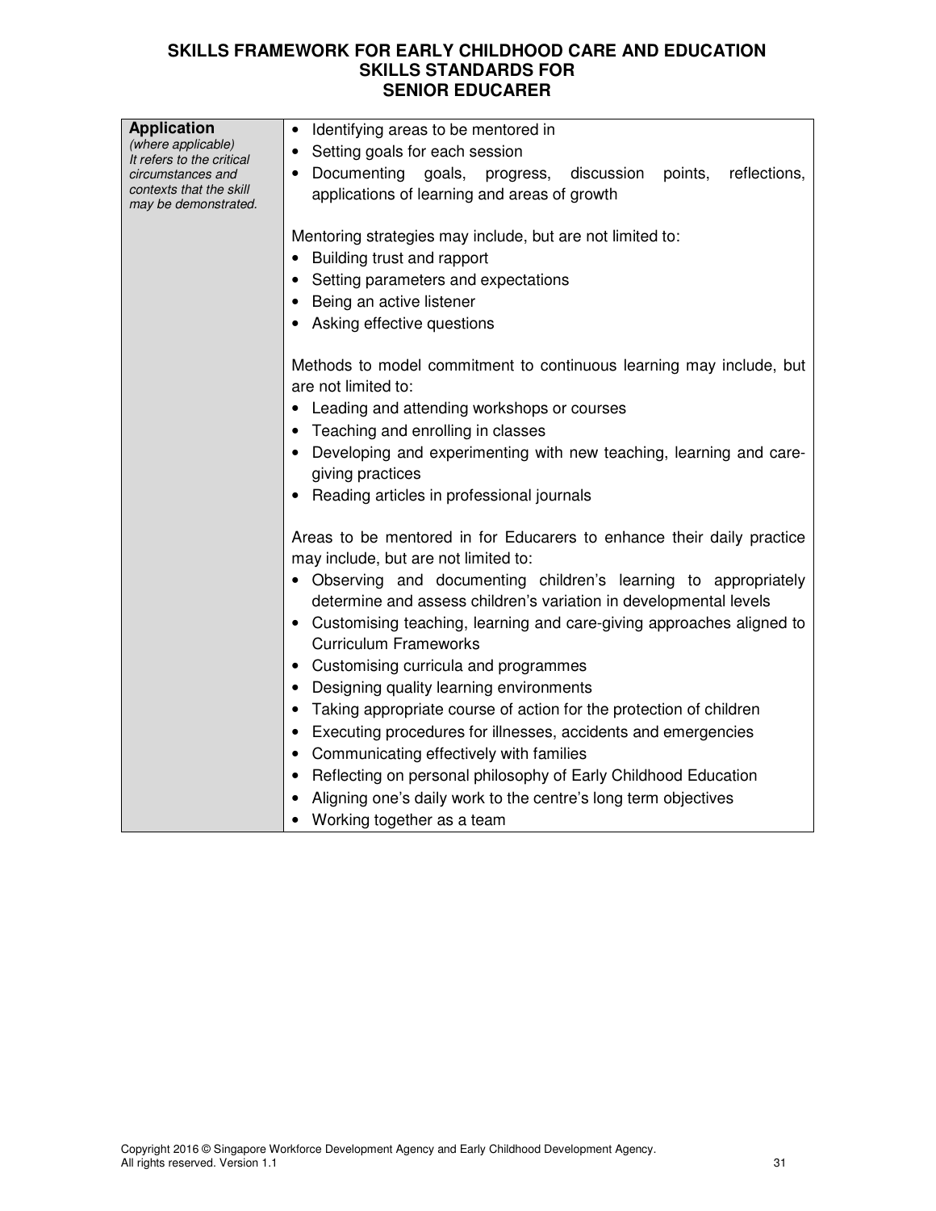| **Application** *(where applicable) It refers to the critical circumstances and contexts that the skill may be demonstrated.* | • Identifying areas to be mentored in<br>• Setting goals for each session<br>• Documenting goals, progress, discussion points, reflections, applications of learning and areas of growth<br><br>Mentoring strategies may include, but are not limited to:<br>• Building trust and rapport<br>• Setting parameters and expectations<br>• Being an active listener<br>• Asking effective questions<br><br>Methods to model commitment to continuous learning may include, but are not limited to:<br>• Leading and attending workshops or courses<br>• Teaching and enrolling in classes<br>• Developing and experimenting with new teaching, learning and care-giving practices<br>• Reading articles in professional journals<br><br>Areas to be mentored in for Educarers to enhance their daily practice may include, but are not limited to:<br>• Observing and documenting children's learning to appropriately determine and assess children's variation in developmental levels<br>• Customising teaching, learning and care-giving approaches aligned to Curriculum Frameworks<br>• Customising curricula and programmes<br>• Designing quality learning environments<br>• Taking appropriate course of action for the protection of children<br>• Executing procedures for illnesses, accidents and emergencies<br>• Communicating effectively with families<br>• Reflecting on personal philosophy of Early Childhood Education<br>• Aligning one's daily work to the centre's long term objectives<br>• Working together as a team |
|---|---|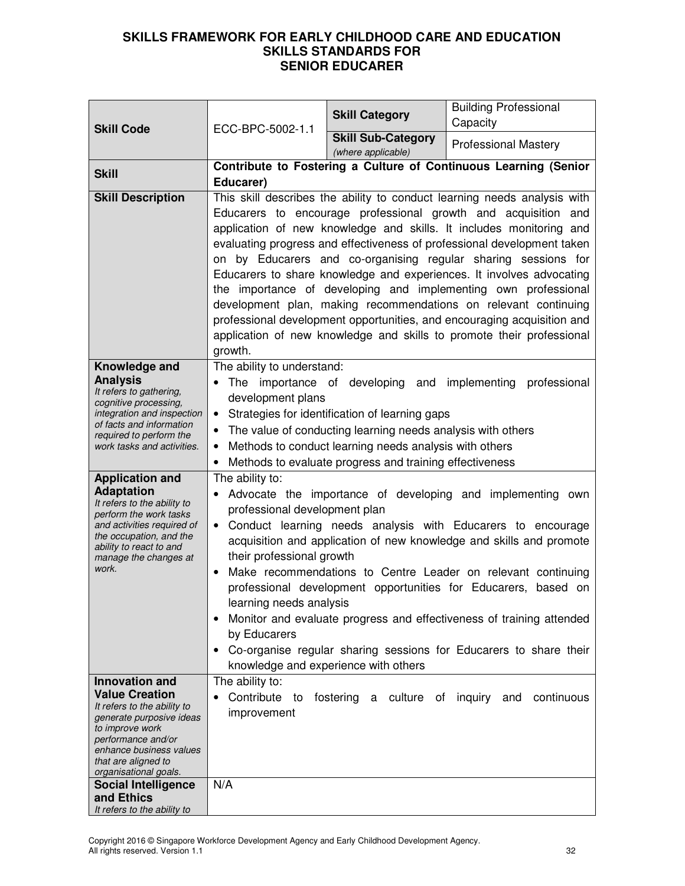# SKILLS FRAMEWORK FOR EARLY CHILDHOOD CARE AND EDUCATION
## SKILLS STANDARDS FOR SENIOR EDUCARER

| | | | |
|---|---|---|---|
| **Skill Code** | ECC-BPC-5002-1.1 | **Skill Category** | Building Professional Capacity |
| | | **Skill Sub-Category** *(where applicable)* | Professional Mastery |
| **Skill** | **Contribute to Fostering a Culture of Continuous Learning (Senior Educarer)** | | |
| **Skill Description** | This skill describes the ability to conduct learning needs analysis with Educarers to encourage professional growth and acquisition and application of new knowledge and skills. It includes monitoring and evaluating progress and effectiveness of professional development taken on by Educarers and co-organising regular sharing sessions for Educarers to share knowledge and experiences. It involves advocating the importance of developing and implementing own professional development plan, making recommendations on relevant continuing professional development opportunities, and encouraging acquisition and application of new knowledge and skills to promote their professional growth. | | |
| **Knowledge and Analysis** *It refers to gathering, cognitive processing, integration and inspection of facts and information required to perform the work tasks and activities.* | The ability to understand:<br>• The importance of developing and implementing professional development plans<br>• Strategies for identification of learning gaps<br>• The value of conducting learning needs analysis with others<br>• Methods to conduct learning needs analysis with others<br>• Methods to evaluate progress and training effectiveness | | |
| **Application and Adaptation** *It refers to the ability to perform the work tasks and activities required of the occupation, and the ability to react to and manage the changes at work.* | The ability to:<br>• Advocate the importance of developing and implementing own professional development plan<br>• Conduct learning needs analysis with Educarers to encourage acquisition and application of new knowledge and skills and promote their professional growth<br>• Make recommendations to Centre Leader on relevant continuing professional development opportunities for Educarers, based on learning needs analysis<br>• Monitor and evaluate progress and effectiveness of training attended by Educarers<br>• Co-organise regular sharing sessions for Educarers to share their knowledge and experience with others | | |
| **Innovation and Value Creation** *It refers to the ability to generate purposive ideas to improve work performance and/or enhance business values that are aligned to organisational goals.* | The ability to:<br>• Contribute to fostering a culture of inquiry and continuous improvement | | |
| **Social Intelligence and Ethics** *It refers to the ability to* | N/A | | |

Copyright 2016 © Singapore Workforce Development Agency and Early Childhood Development Agency.
All rights reserved. Version 1.1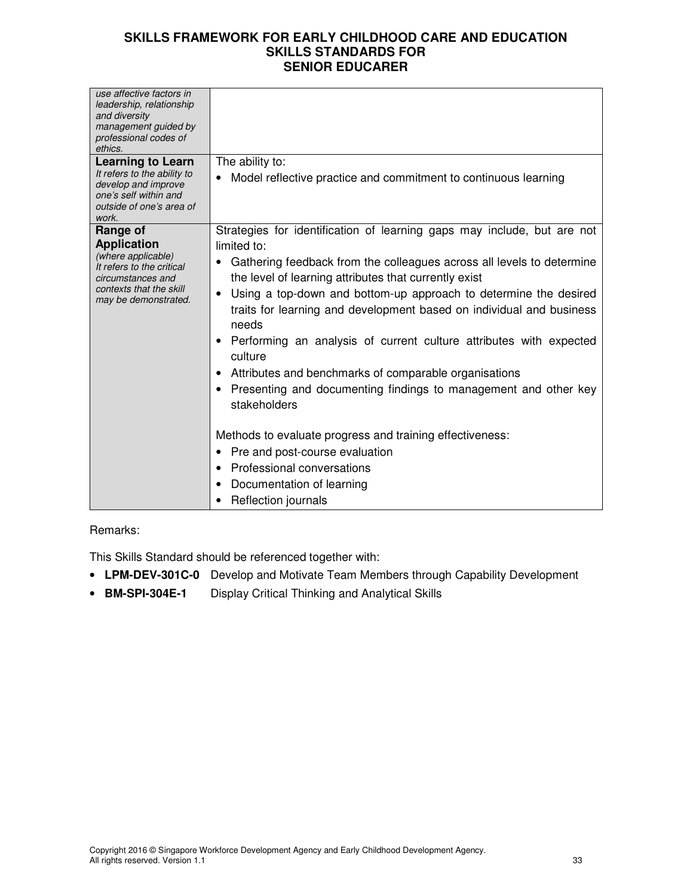| | |
|---|---|
| *use affective factors in leadership, relationship and diversity management guided by professional codes of ethics.* | |
| **Learning to Learn**<br>*It refers to the ability to develop and improve one's self within and outside of one's area of work.* | The ability to:<br>• Model reflective practice and commitment to continuous learning |
| **Range of Application**<br>*(where applicable)*<br>*It refers to the critical circumstances and contexts that the skill may be demonstrated.* | Strategies for identification of learning gaps may include, but are not limited to:<br>• Gathering feedback from the colleagues across all levels to determine the level of learning attributes that currently exist<br>• Using a top-down and bottom-up approach to determine the desired traits for learning and development based on individual and business needs<br>• Performing an analysis of current culture attributes with expected culture<br>• Attributes and benchmarks of comparable organisations<br>• Presenting and documenting findings to management and other key stakeholders<br><br>Methods to evaluate progress and training effectiveness:<br>• Pre and post-course evaluation<br>• Professional conversations<br>• Documentation of learning<br>• Reflection journals |

Remarks:

This Skills Standard should be referenced together with:

- **LPM-DEV-301C-0** Develop and Motivate Team Members through Capability Development
- **BM-SPI-304E-1** Display Critical Thinking and Analytical Skills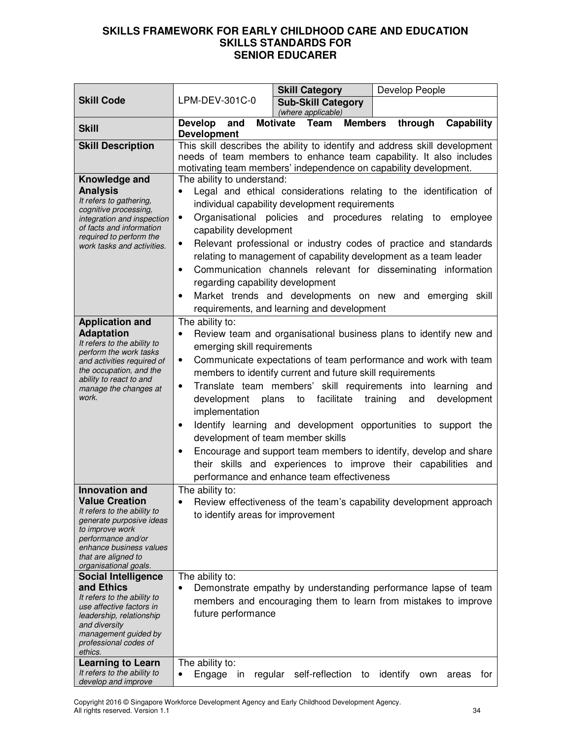# SKILLS FRAMEWORK FOR EARLY CHILDHOOD CARE AND EDUCATION
## SKILLS STANDARDS FOR
## SENIOR EDUCARER

| | | | |
|---|---|---|---|
| **Skill Code** | LPM-DEV-301C-0 | **Skill Category** | Develop People |
| | | **Sub-Skill Category** *(where applicable)* | |
| **Skill** | **Develop and Motivate Team Members through Capability Development** | | |
| **Skill Description** | This skill describes the ability to identify and address skill development needs of team members to enhance team capability. It also includes motivating team members' independence on capability development. | | |
| **Knowledge and Analysis** *It refers to gathering, cognitive processing, integration and inspection of facts and information required to perform the work tasks and activities.* | The ability to understand:<br>• Legal and ethical considerations relating to the identification of individual capability development requirements<br>• Organisational policies and procedures relating to employee capability development<br>• Relevant professional or industry codes of practice and standards relating to management of capability development as a team leader<br>• Communication channels relevant for disseminating information regarding capability development<br>• Market trends and developments on new and emerging skill requirements, and learning and development | | |
| **Application and Adaptation** *It refers to the ability to perform the work tasks and activities required of the occupation, and the ability to react to and manage the changes at work.* | The ability to:<br>• Review team and organisational business plans to identify new and emerging skill requirements<br>• Communicate expectations of team performance and work with team members to identify current and future skill requirements<br>• Translate team members' skill requirements into learning and development plans to facilitate training and development implementation<br>• Identify learning and development opportunities to support the development of team member skills<br>• Encourage and support team members to identify, develop and share their skills and experiences to improve their capabilities and performance and enhance team effectiveness | | |
| **Innovation and Value Creation** *It refers to the ability to generate purposive ideas to improve work performance and/or enhance business values that are aligned to organisational goals.* | The ability to:<br>• Review effectiveness of the team's capability development approach to identify areas for improvement | | |
| **Social Intelligence and Ethics** *It refers to the ability to use affective factors in leadership, relationship and diversity management guided by professional codes of ethics.* | The ability to:<br>• Demonstrate empathy by understanding performance lapse of team members and encouraging them to learn from mistakes to improve future performance | | |
| **Learning to Learn** *It refers to the ability to develop and improve* | The ability to:<br>• Engage in regular self-reflection to identify own areas for | | |

Copyright 2016 © Singapore Workforce Development Agency and Early Childhood Development Agency. All rights reserved. Version 1.1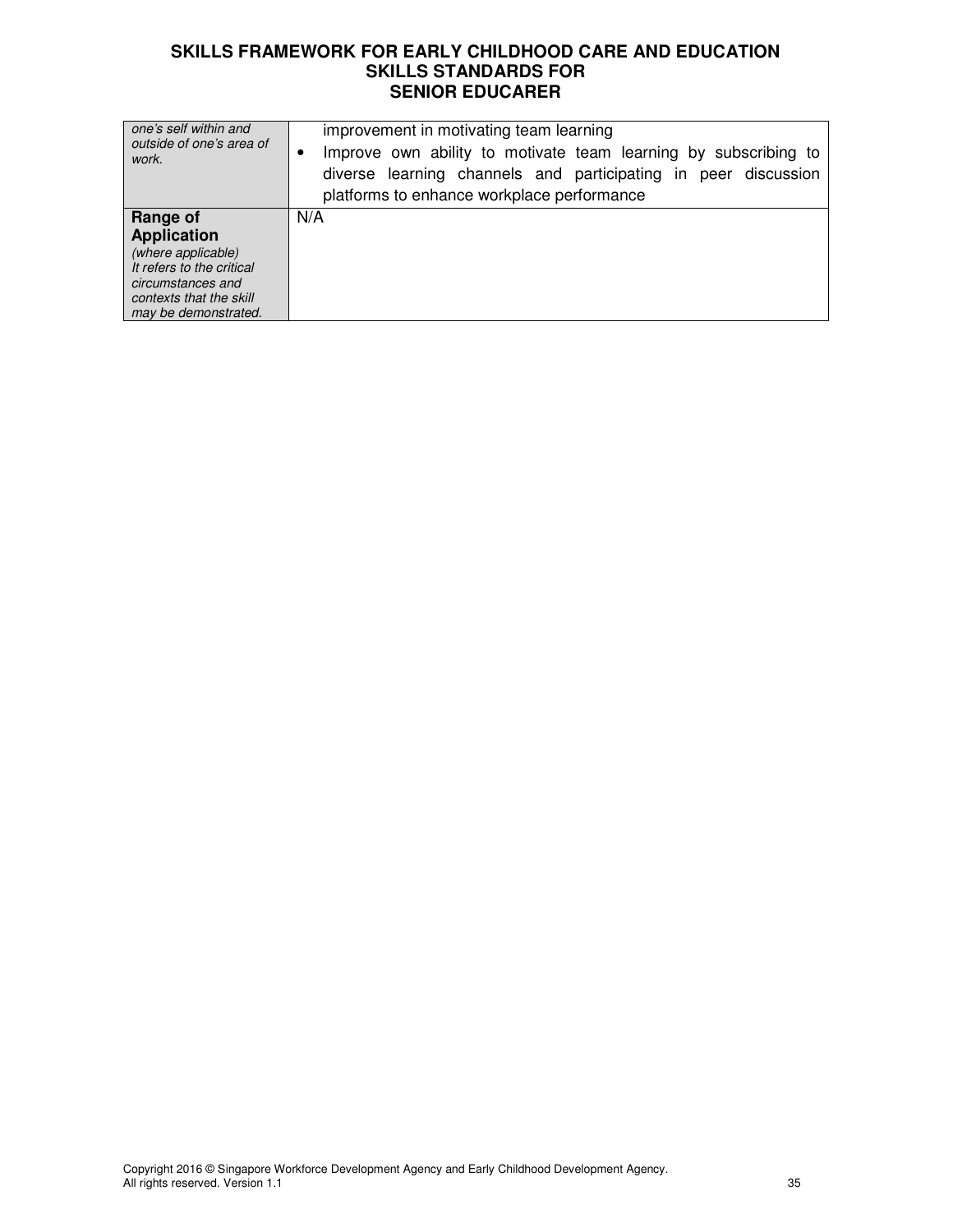| | |
|---|---|
| *one's self within and outside of one's area of work.* | improvement in motivating team learning<br>• Improve own ability to motivate team learning by subscribing to diverse learning channels and participating in peer discussion platforms to enhance workplace performance |
| **Range of Application**<br>*(where applicable)*<br>*It refers to the critical circumstances and contexts that the skill may be demonstrated.* | N/A |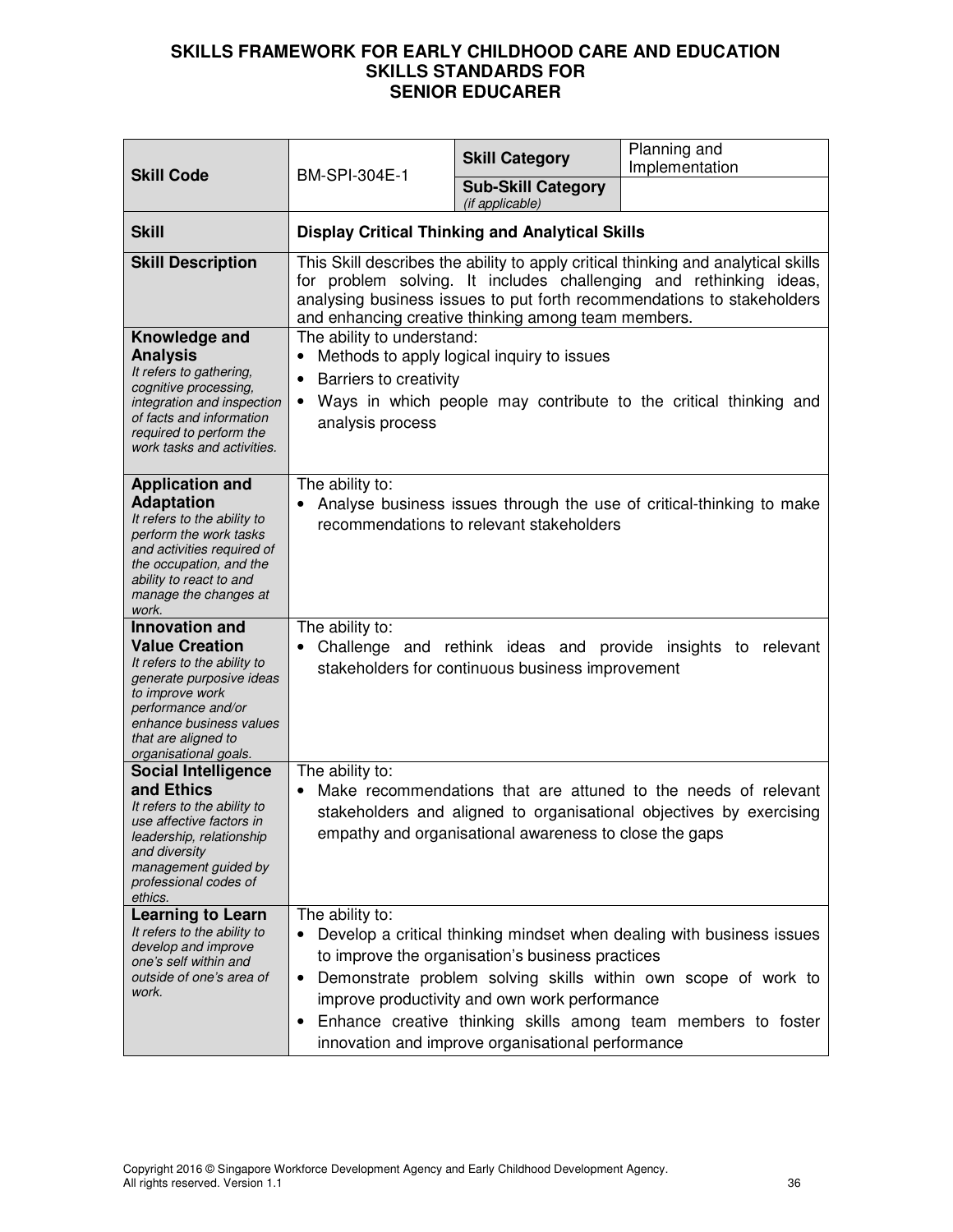# SKILLS FRAMEWORK FOR EARLY CHILDHOOD CARE AND EDUCATION
## SKILLS STANDARDS FOR SENIOR EDUCARER

| **Skill Code** | BM-SPI-304E-1 | **Skill Category** | Planning and Implementation |
|---|---|---|---|
| | | **Sub-Skill Category** *(if applicable)* | |
| **Skill** | **Display Critical Thinking and Analytical Skills** | | |
| **Skill Description** | This Skill describes the ability to apply critical thinking and analytical skills for problem solving. It includes challenging and rethinking ideas, analysing business issues to put forth recommendations to stakeholders and enhancing creative thinking among team members. | | |
| **Knowledge and Analysis** *It refers to gathering, cognitive processing, integration and inspection of facts and information required to perform the work tasks and activities.* | The ability to understand:<br>• Methods to apply logical inquiry to issues<br>• Barriers to creativity<br>• Ways in which people may contribute to the critical thinking and analysis process | | |
| **Application and Adaptation** *It refers to the ability to perform the work tasks and activities required of the occupation, and the ability to react to and manage the changes at work.* | The ability to:<br>• Analyse business issues through the use of critical-thinking to make recommendations to relevant stakeholders | | |
| **Innovation and Value Creation** *It refers to the ability to generate purposive ideas to improve work performance and/or enhance business values that are aligned to organisational goals.* | The ability to:<br>• Challenge and rethink ideas and provide insights to relevant stakeholders for continuous business improvement | | |
| **Social Intelligence and Ethics** *It refers to the ability to use affective factors in leadership, relationship and diversity management guided by professional codes of ethics.* | The ability to:<br>• Make recommendations that are attuned to the needs of relevant stakeholders and aligned to organisational objectives by exercising empathy and organisational awareness to close the gaps | | |
| **Learning to Learn** *It refers to the ability to develop and improve one's self within and outside of one's area of work.* | The ability to:<br>• Develop a critical thinking mindset when dealing with business issues to improve the organisation's business practices<br>• Demonstrate problem solving skills within own scope of work to improve productivity and own work performance<br>• Enhance creative thinking skills among team members to foster innovation and improve organisational performance | | |

Copyright 2016 © Singapore Workforce Development Agency and Early Childhood Development Agency. All rights reserved. Version 1.1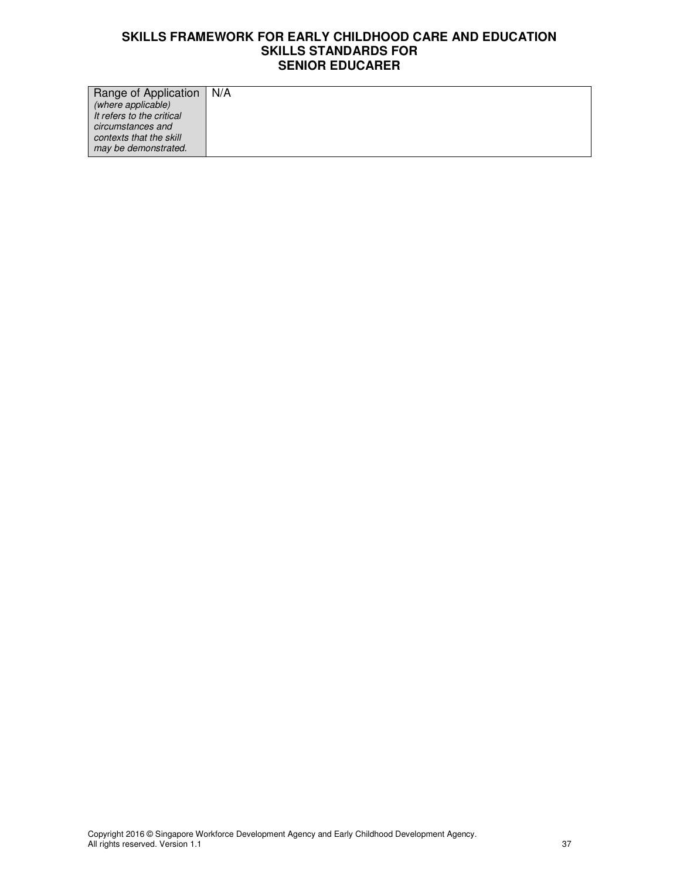| Range of Application *(where applicable) It refers to the critical circumstances and contexts that the skill may be demonstrated.* | N/A |
|---|---|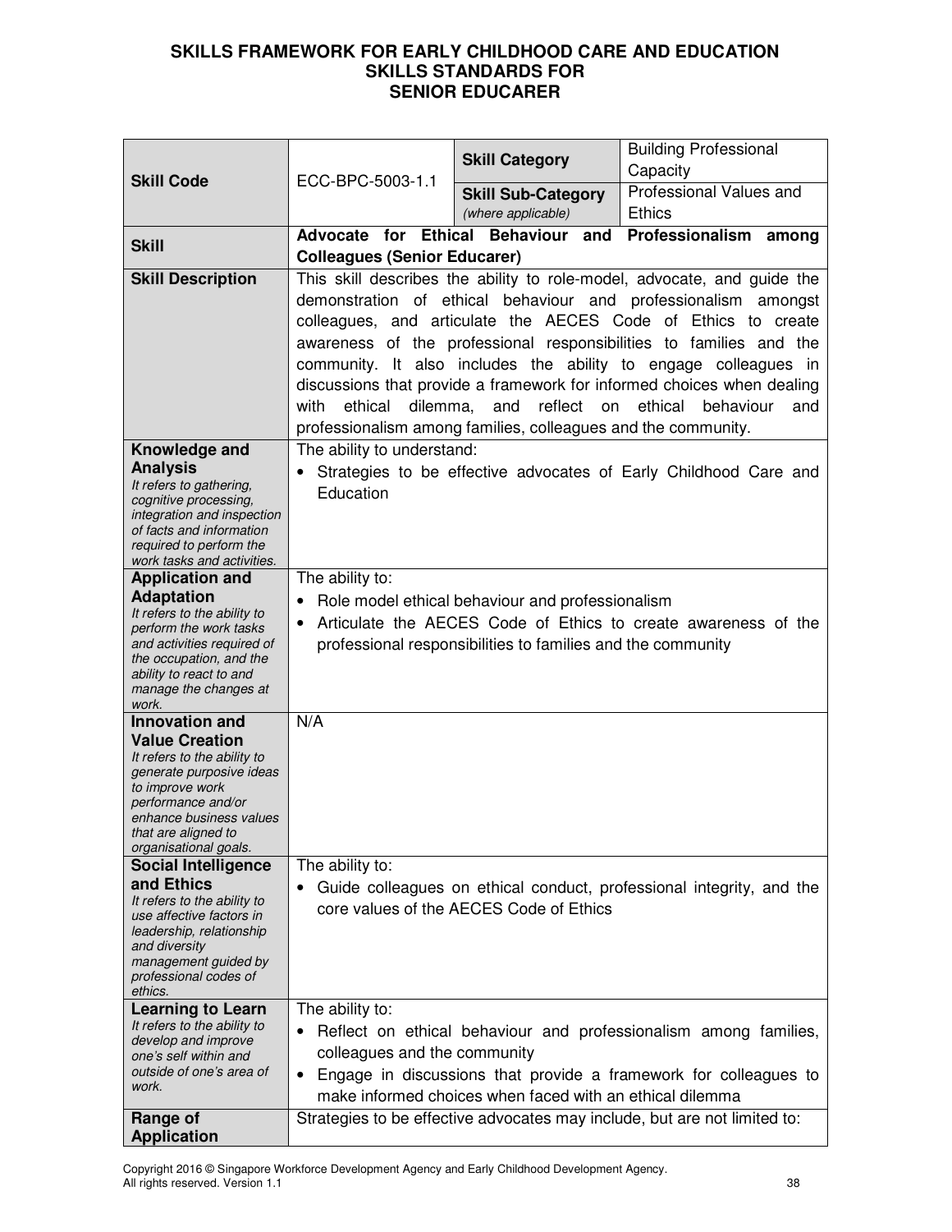# SKILLS FRAMEWORK FOR EARLY CHILDHOOD CARE AND EDUCATION
## SKILLS STANDARDS FOR
## SENIOR EDUCARER

| | | | |
|---|---|---|---|
| **Skill Code** | ECC-BPC-5003-1.1 | **Skill Category** | Building Professional Capacity |
| | | **Skill Sub-Category** *(where applicable)* | Professional Values and Ethics |
| **Skill** | **Advocate for Ethical Behaviour and Professionalism among Colleagues (Senior Educarer)** | | |
| **Skill Description** | This skill describes the ability to role-model, advocate, and guide the demonstration of ethical behaviour and professionalism amongst colleagues, and articulate the AECES Code of Ethics to create awareness of the professional responsibilities to families and the community. It also includes the ability to engage colleagues in discussions that provide a framework for informed choices when dealing with ethical dilemma, and reflect on ethical behaviour and professionalism among families, colleagues and the community. | | |
| **Knowledge and Analysis** *It refers to gathering, cognitive processing, integration and inspection of facts and information required to perform the work tasks and activities.* | The ability to understand:<br>• Strategies to be effective advocates of Early Childhood Care and Education | | |
| **Application and Adaptation** *It refers to the ability to perform the work tasks and activities required of the occupation, and the ability to react to and manage the changes at work.* | The ability to:<br>• Role model ethical behaviour and professionalism<br>• Articulate the AECES Code of Ethics to create awareness of the professional responsibilities to families and the community | | |
| **Innovation and Value Creation** *It refers to the ability to generate purposive ideas to improve work performance and/or enhance business values that are aligned to organisational goals.* | N/A | | |
| **Social Intelligence and Ethics** *It refers to the ability to use affective factors in leadership, relationship and diversity management guided by professional codes of ethics.* | The ability to:<br>• Guide colleagues on ethical conduct, professional integrity, and the core values of the AECES Code of Ethics | | |
| **Learning to Learn** *It refers to the ability to develop and improve one's self within and outside of one's area of work.* | The ability to:<br>• Reflect on ethical behaviour and professionalism among families, colleagues and the community<br>• Engage in discussions that provide a framework for colleagues to make informed choices when faced with an ethical dilemma | | |
| **Range of Application** | Strategies to be effective advocates may include, but are not limited to: | | |

Copyright 2016 © Singapore Workforce Development Agency and Early Childhood Development Agency. All rights reserved. Version 1.1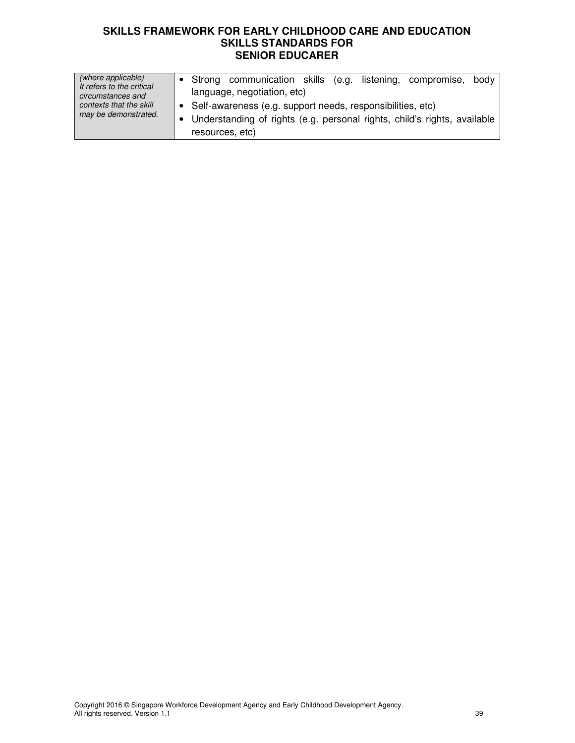| (where applicable) It refers to the critical circumstances and contexts that the skill may be demonstrated. | • Strong communication skills (e.g. listening, compromise, body language, negotiation, etc)<br>• Self-awareness (e.g. support needs, responsibilities, etc)<br>• Understanding of rights (e.g. personal rights, child's rights, available resources, etc) |
|---|---|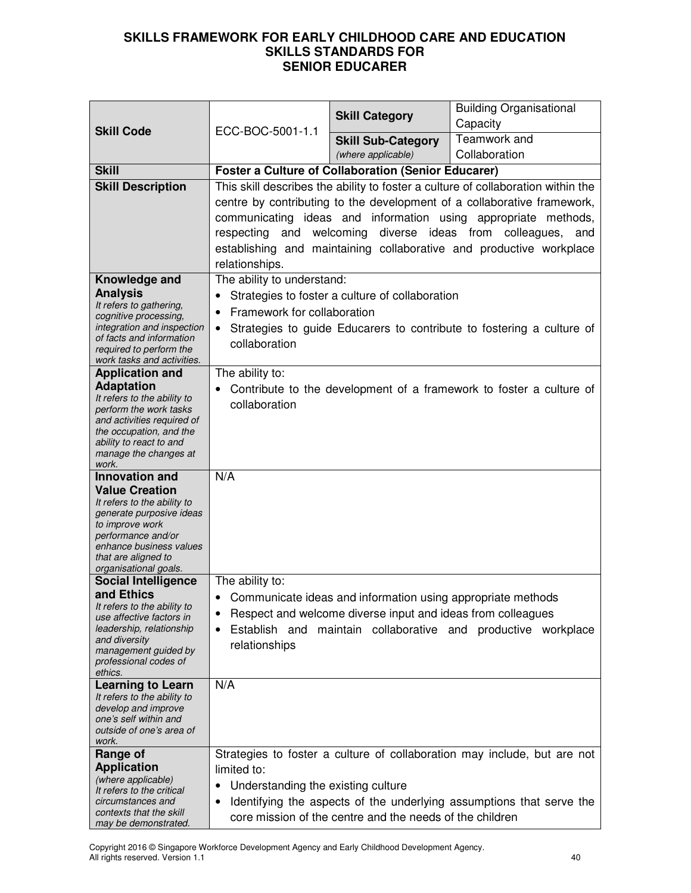**SKILLS FRAMEWORK FOR EARLY CHILDHOOD CARE AND EDUCATION**
**SKILLS STANDARDS FOR**
**SENIOR EDUCARER**

| **Skill Code** | ECC-BOC-5001-1.1 | **Skill Category** | Building Organisational Capacity |
|---|---|---|---|
| | | **Skill Sub-Category** *(where applicable)* | Teamwork and Collaboration |
| **Skill** | **Foster a Culture of Collaboration (Senior Educarer)** | | |
| **Skill Description** | This skill describes the ability to foster a culture of collaboration within the centre by contributing to the development of a collaborative framework, communicating ideas and information using appropriate methods, respecting and welcoming diverse ideas from colleagues, and establishing and maintaining collaborative and productive workplace relationships. | | |
| **Knowledge and Analysis** *It refers to gathering, cognitive processing, integration and inspection of facts and information required to perform the work tasks and activities.* | The ability to understand:<br>• Strategies to foster a culture of collaboration<br>• Framework for collaboration<br>• Strategies to guide Educarers to contribute to fostering a culture of collaboration | | |
| **Application and Adaptation** *It refers to the ability to perform the work tasks and activities required of the occupation, and the ability to react to and manage the changes at work.* | The ability to:<br>• Contribute to the development of a framework to foster a culture of collaboration | | |
| **Innovation and Value Creation** *It refers to the ability to generate purposive ideas to improve work performance and/or enhance business values that are aligned to organisational goals.* | N/A | | |
| **Social Intelligence and Ethics** *It refers to the ability to use affective factors in leadership, relationship and diversity management guided by professional codes of ethics.* | The ability to:<br>• Communicate ideas and information using appropriate methods<br>• Respect and welcome diverse input and ideas from colleagues<br>• Establish and maintain collaborative and productive workplace relationships | | |
| **Learning to Learn** *It refers to the ability to develop and improve one's self within and outside of one's area of work.* | N/A | | |
| **Range of Application** *(where applicable) It refers to the critical circumstances and contexts that the skill may be demonstrated.* | Strategies to foster a culture of collaboration may include, but are not limited to:<br>• Understanding the existing culture<br>• Identifying the aspects of the underlying assumptions that serve the core mission of the centre and the needs of the children | | |

Copyright 2016 © Singapore Workforce Development Agency and Early Childhood Development Agency. All rights reserved. Version 1.1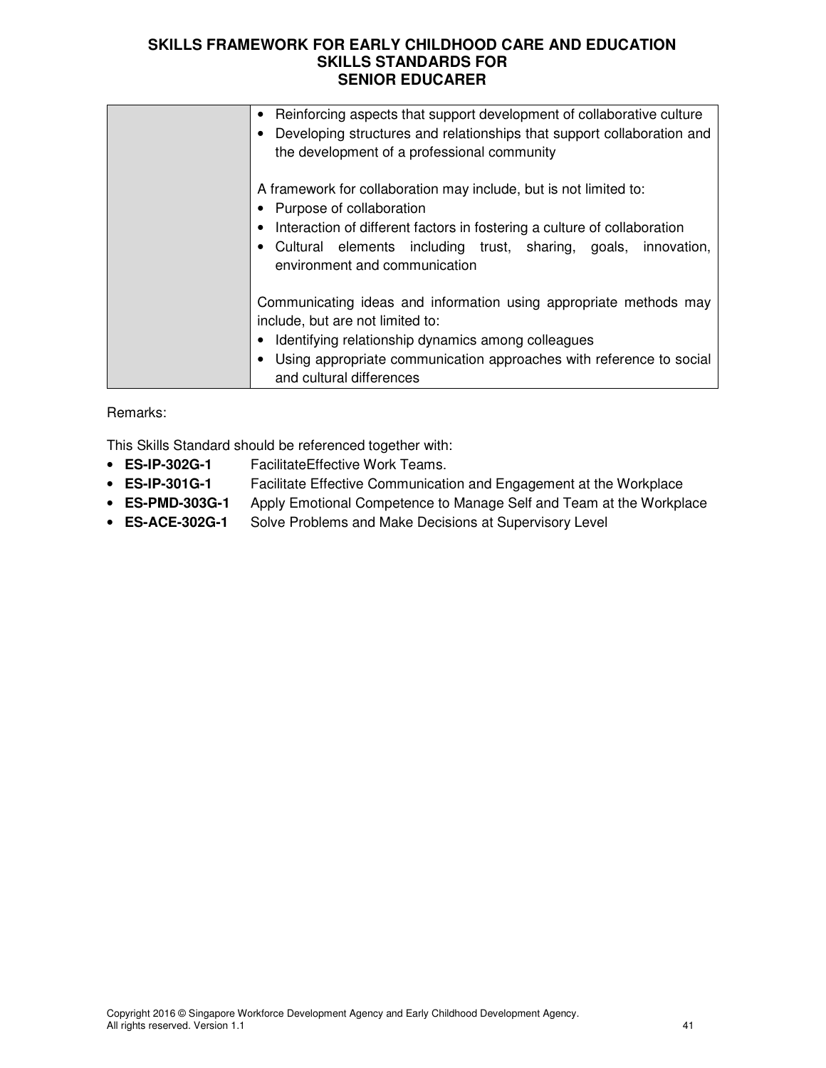| | |
|---|---|
| | • Reinforcing aspects that support development of collaborative culture<br>• Developing structures and relationships that support collaboration and the development of a professional community<br><br>A framework for collaboration may include, but is not limited to:<br>• Purpose of collaboration<br>• Interaction of different factors in fostering a culture of collaboration<br>• Cultural elements including trust, sharing, goals, innovation, environment and communication<br><br>Communicating ideas and information using appropriate methods may include, but are not limited to:<br>• Identifying relationship dynamics among colleagues<br>• Using appropriate communication approaches with reference to social and cultural differences |

Remarks:

This Skills Standard should be referenced together with:

- **ES-IP-302G-1** FacilitateEffective Work Teams.
- **ES-IP-301G-1** Facilitate Effective Communication and Engagement at the Workplace
- **ES-PMD-303G-1** Apply Emotional Competence to Manage Self and Team at the Workplace
- **ES-ACE-302G-1** Solve Problems and Make Decisions at Supervisory Level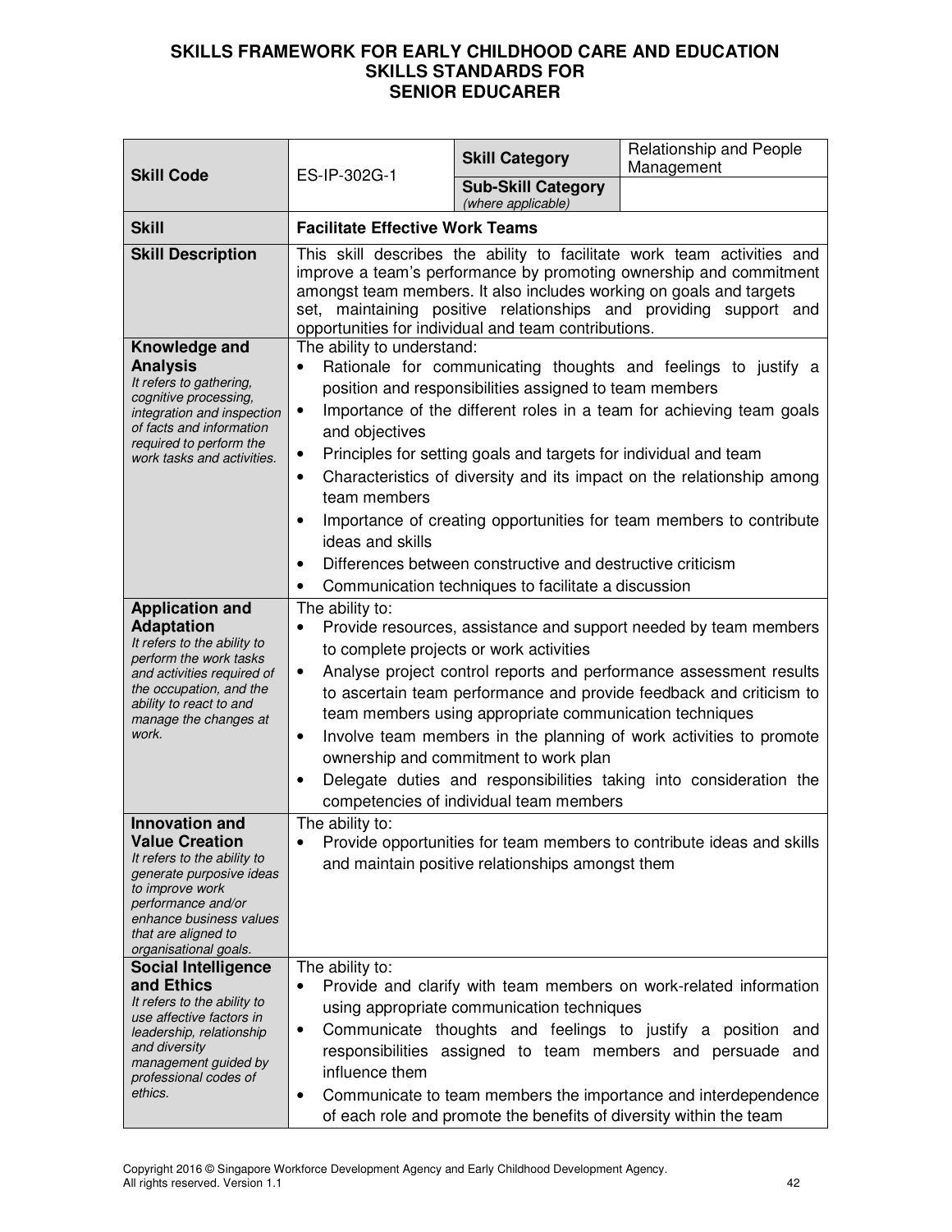# SKILLS FRAMEWORK FOR EARLY CHILDHOOD CARE AND EDUCATION
## SKILLS STANDARDS FOR
## SENIOR EDUCARER

| **Skill Code** | ES-IP-302G-1 | **Skill Category** | Relationship and People Management |
|---|---|---|---|
| | | **Sub-Skill Category** *(where applicable)* | |
| **Skill** | **Facilitate Effective Work Teams** | | |
| **Skill Description** | This skill describes the ability to facilitate work team activities and improve a team's performance by promoting ownership and commitment amongst team members. It also includes working on goals and targets set, maintaining positive relationships and providing support and opportunities for individual and team contributions. | | |
| **Knowledge and Analysis** *It refers to gathering, cognitive processing, integration and inspection of facts and information required to perform the work tasks and activities.* | The ability to understand: <br>• Rationale for communicating thoughts and feelings to justify a position and responsibilities assigned to team members <br>• Importance of the different roles in a team for achieving team goals and objectives <br>• Principles for setting goals and targets for individual and team <br>• Characteristics of diversity and its impact on the relationship among team members <br>• Importance of creating opportunities for team members to contribute ideas and skills <br>• Differences between constructive and destructive criticism <br>• Communication techniques to facilitate a discussion | | |
| **Application and Adaptation** *It refers to the ability to perform the work tasks and activities required of the occupation, and the ability to react to and manage the changes at work.* | The ability to: <br>• Provide resources, assistance and support needed by team members to complete projects or work activities <br>• Analyse project control reports and performance assessment results to ascertain team performance and provide feedback and criticism to team members using appropriate communication techniques <br>• Involve team members in the planning of work activities to promote ownership and commitment to work plan <br>• Delegate duties and responsibilities taking into consideration the competencies of individual team members | | |
| **Innovation and Value Creation** *It refers to the ability to generate purposive ideas to improve work performance and/or enhance business values that are aligned to organisational goals.* | The ability to: <br>• Provide opportunities for team members to contribute ideas and skills and maintain positive relationships amongst them | | |
| **Social Intelligence and Ethics** *It refers to the ability to use affective factors in leadership, relationship and diversity management guided by professional codes of ethics.* | The ability to: <br>• Provide and clarify with team members on work-related information using appropriate communication techniques <br>• Communicate thoughts and feelings to justify a position and responsibilities assigned to team members and persuade and influence them <br>• Communicate to team members the importance and interdependence of each role and promote the benefits of diversity within the team | | |

Copyright 2016 © Singapore Workforce Development Agency and Early Childhood Development Agency.
All rights reserved. Version 1.1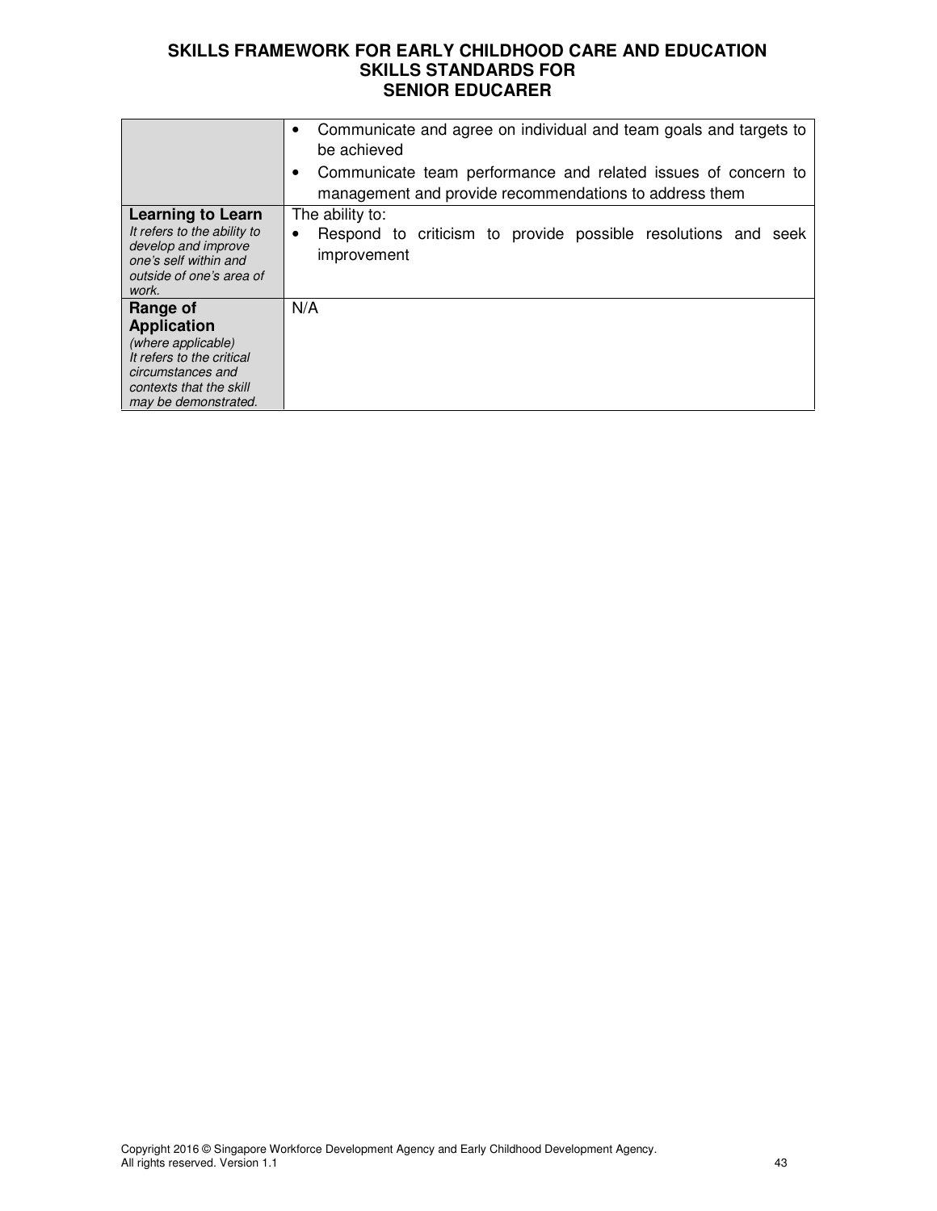| | |
|---|---|
| | • Communicate and agree on individual and team goals and targets to be achieved<br>• Communicate team performance and related issues of concern to management and provide recommendations to address them |
| **Learning to Learn**<br>*It refers to the ability to develop and improve one's self within and outside of one's area of work.* | The ability to:<br>• Respond to criticism to provide possible resolutions and seek improvement |
| **Range of Application**<br>*(where applicable)*<br>*It refers to the critical circumstances and contexts that the skill may be demonstrated.* | N/A |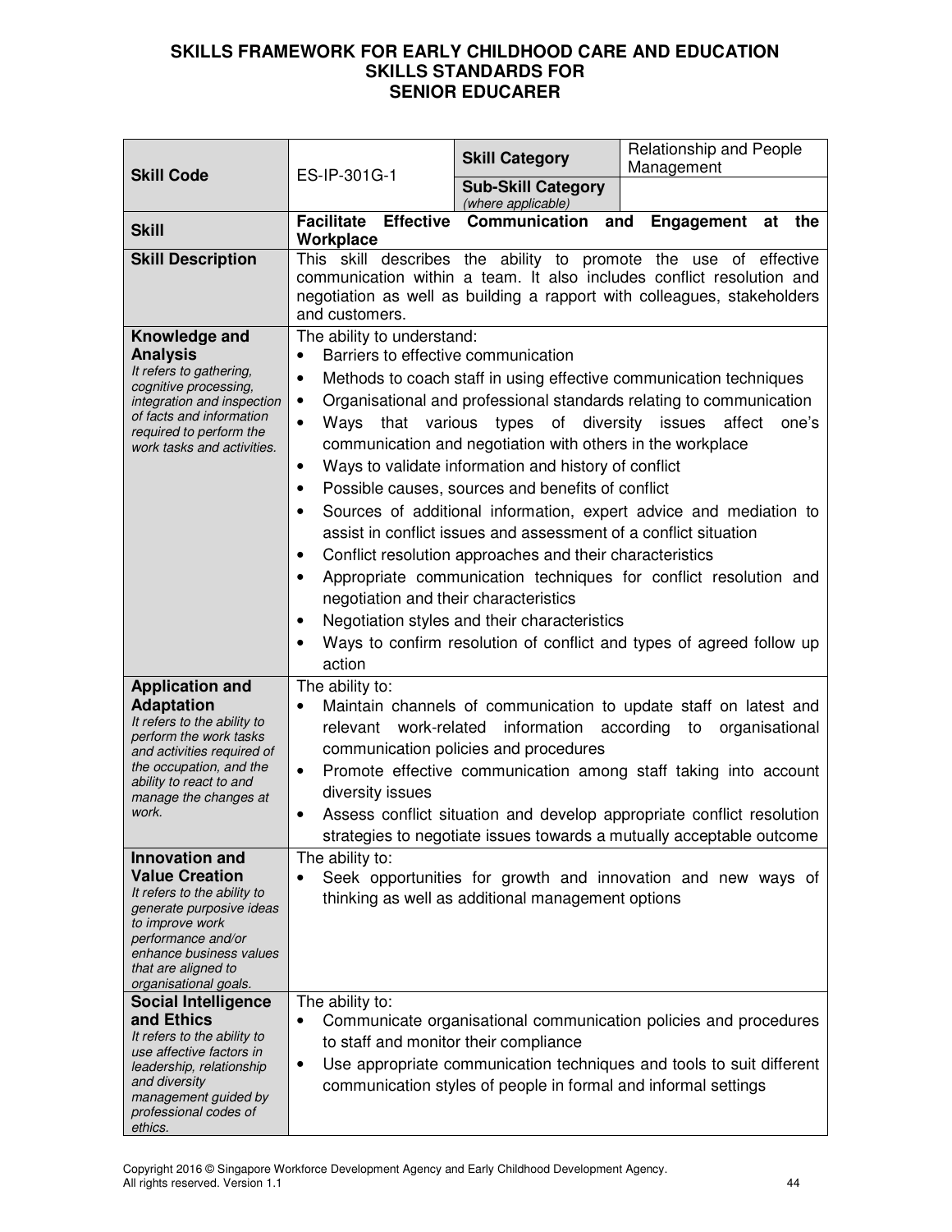# SKILLS FRAMEWORK FOR EARLY CHILDHOOD CARE AND EDUCATION
## SKILLS STANDARDS FOR SENIOR EDUCARER

| **Skill Code** | ES-IP-301G-1 | **Skill Category** | Relationship and People Management |
|---|---|---|---|
| | | **Sub-Skill Category** *(where applicable)* | |
| **Skill** | **Facilitate Effective Communication and Engagement at the Workplace** | | |
| **Skill Description** | This skill describes the ability to promote the use of effective communication within a team. It also includes conflict resolution and negotiation as well as building a rapport with colleagues, stakeholders and customers. | | |
| **Knowledge and Analysis** *It refers to gathering, cognitive processing, integration and inspection of facts and information required to perform the work tasks and activities.* | The ability to understand:<br>• Barriers to effective communication<br>• Methods to coach staff in using effective communication techniques<br>• Organisational and professional standards relating to communication<br>• Ways that various types of diversity issues affect one's communication and negotiation with others in the workplace<br>• Ways to validate information and history of conflict<br>• Possible causes, sources and benefits of conflict<br>• Sources of additional information, expert advice and mediation to assist in conflict issues and assessment of a conflict situation<br>• Conflict resolution approaches and their characteristics<br>• Appropriate communication techniques for conflict resolution and negotiation and their characteristics<br>• Negotiation styles and their characteristics<br>• Ways to confirm resolution of conflict and types of agreed follow up action | | |
| **Application and Adaptation** *It refers to the ability to perform the work tasks and activities required of the occupation, and the ability to react to and manage the changes at work.* | The ability to:<br>• Maintain channels of communication to update staff on latest and relevant work-related information according to organisational communication policies and procedures<br>• Promote effective communication among staff taking into account diversity issues<br>• Assess conflict situation and develop appropriate conflict resolution strategies to negotiate issues towards a mutually acceptable outcome | | |
| **Innovation and Value Creation** *It refers to the ability to generate purposive ideas to improve work performance and/or enhance business values that are aligned to organisational goals.* | The ability to:<br>• Seek opportunities for growth and innovation and new ways of thinking as well as additional management options | | |
| **Social Intelligence and Ethics** *It refers to the ability to use affective factors in leadership, relationship and diversity management guided by professional codes of ethics.* | The ability to:<br>• Communicate organisational communication policies and procedures to staff and monitor their compliance<br>• Use appropriate communication techniques and tools to suit different communication styles of people in formal and informal settings | | |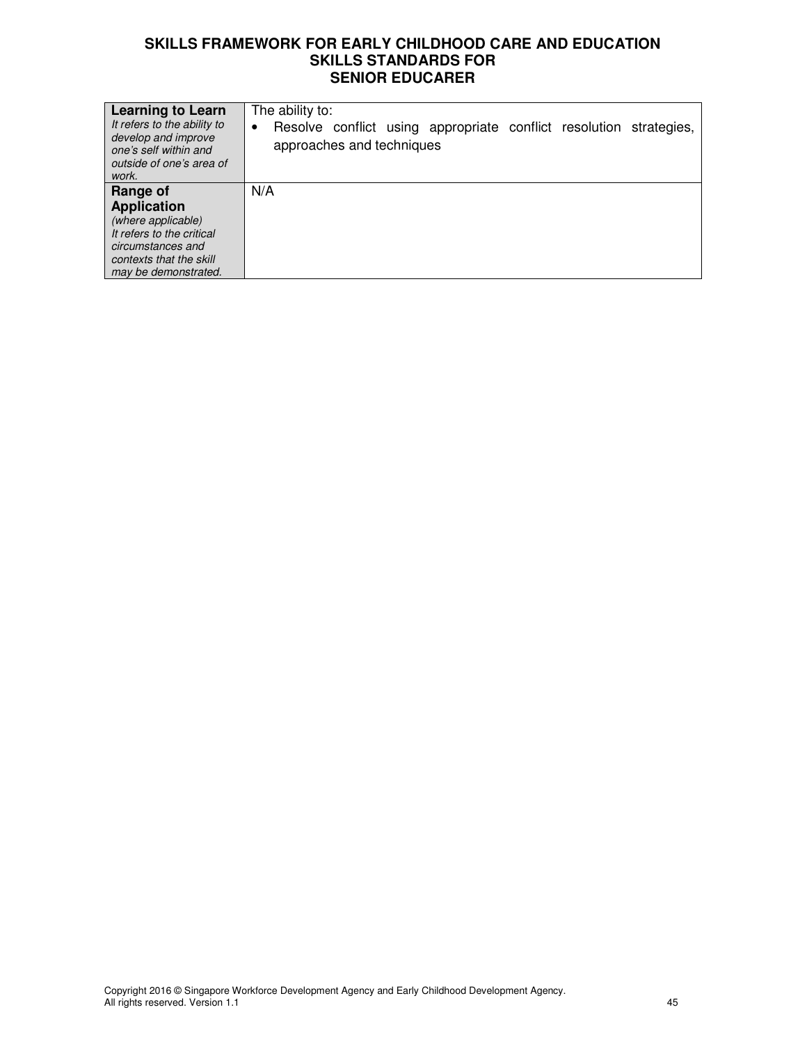**SKILLS FRAMEWORK FOR EARLY CHILDHOOD CARE AND EDUCATION**
**SKILLS STANDARDS FOR**
**SENIOR EDUCARER**

| | |
|---|---|
| **Learning to Learn**<br>*It refers to the ability to develop and improve one's self within and outside of one's area of work.* | The ability to:<br>• Resolve conflict using appropriate conflict resolution strategies, approaches and techniques |
| **Range of Application**<br>*(where applicable)*<br>*It refers to the critical circumstances and contexts that the skill may be demonstrated.* | N/A |

Copyright 2016 © Singapore Workforce Development Agency and Early Childhood Development Agency.
All rights reserved. Version 1.1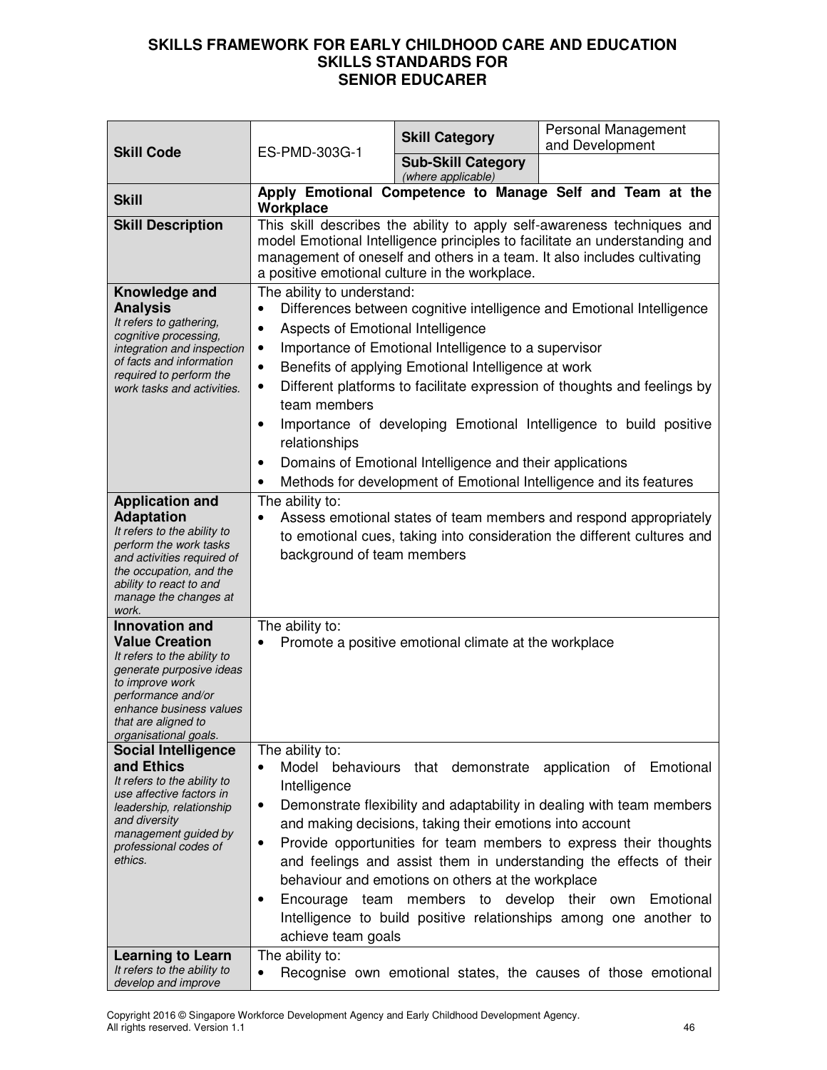# SKILLS FRAMEWORK FOR EARLY CHILDHOOD CARE AND EDUCATION
## SKILLS STANDARDS FOR SENIOR EDUCARER

| **Skill Code** | ES-PMD-303G-1 | **Skill Category** | Personal Management and Development |
|---|---|---|---|
| | | **Sub-Skill Category** *(where applicable)* | |
| **Skill** | **Apply Emotional Competence to Manage Self and Team at the Workplace** | | |
| **Skill Description** | This skill describes the ability to apply self-awareness techniques and model Emotional Intelligence principles to facilitate an understanding and management of oneself and others in a team. It also includes cultivating a positive emotional culture in the workplace. | | |
| **Knowledge and Analysis** *It refers to gathering, cognitive processing, integration and inspection of facts and information required to perform the work tasks and activities.* | The ability to understand: <br>• Differences between cognitive intelligence and Emotional Intelligence <br>• Aspects of Emotional Intelligence <br>• Importance of Emotional Intelligence to a supervisor <br>• Benefits of applying Emotional Intelligence at work <br>• Different platforms to facilitate expression of thoughts and feelings by team members <br>• Importance of developing Emotional Intelligence to build positive relationships <br>• Domains of Emotional Intelligence and their applications <br>• Methods for development of Emotional Intelligence and its features | | |
| **Application and Adaptation** *It refers to the ability to perform the work tasks and activities required of the occupation, and the ability to react to and manage the changes at work.* | The ability to: <br>• Assess emotional states of team members and respond appropriately to emotional cues, taking into consideration the different cultures and background of team members | | |
| **Innovation and Value Creation** *It refers to the ability to generate purposive ideas to improve work performance and/or enhance business values that are aligned to organisational goals.* | The ability to: <br>• Promote a positive emotional climate at the workplace | | |
| **Social Intelligence and Ethics** *It refers to the ability to use affective factors in leadership, relationship and diversity management guided by professional codes of ethics.* | The ability to: <br>• Model behaviours that demonstrate application of Emotional Intelligence <br>• Demonstrate flexibility and adaptability in dealing with team members and making decisions, taking their emotions into account <br>• Provide opportunities for team members to express their thoughts and feelings and assist them in understanding the effects of their behaviour and emotions on others at the workplace <br>• Encourage team members to develop their own Emotional Intelligence to build positive relationships among one another to achieve team goals | | |
| **Learning to Learn** *It refers to the ability to develop and improve* | The ability to: <br>• Recognise own emotional states, the causes of those emotional | | |

Copyright 2016 © Singapore Workforce Development Agency and Early Childhood Development Agency. All rights reserved. Version 1.1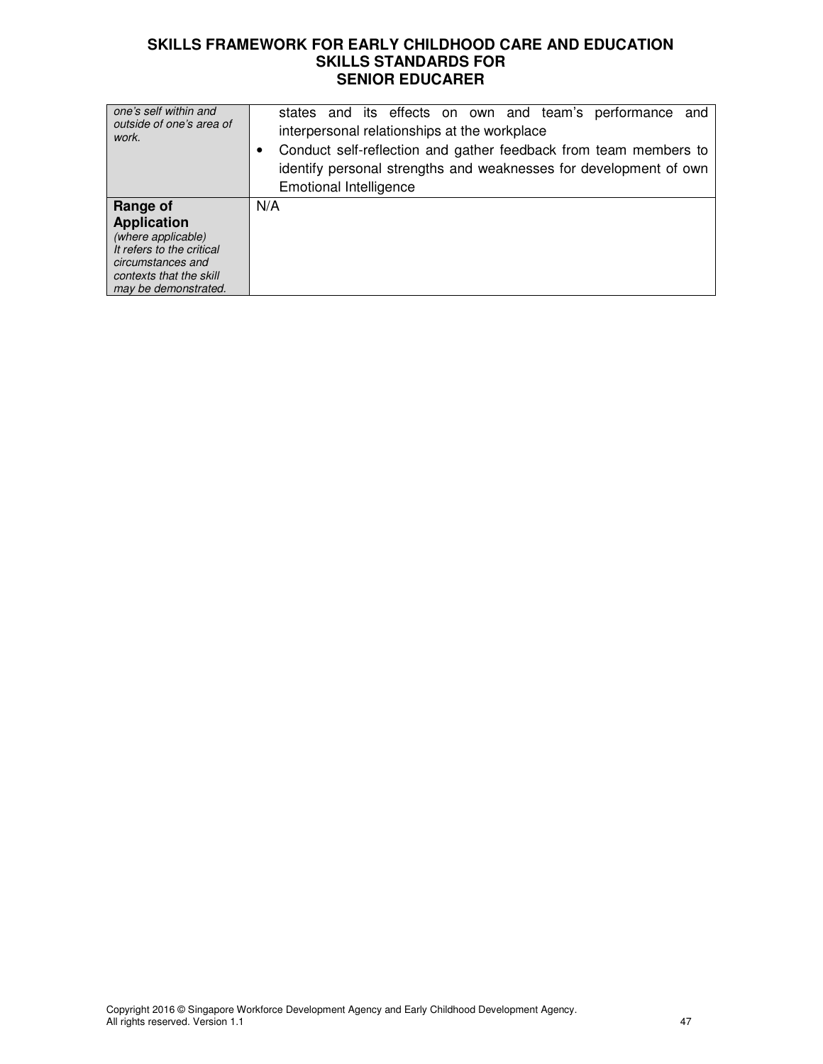| | |
|---|---|
| *one's self within and outside of one's area of work.* | states and its effects on own and team's performance and interpersonal relationships at the workplace<br>• Conduct self-reflection and gather feedback from team members to identify personal strengths and weaknesses for development of own Emotional Intelligence |
| **Range of Application** *(where applicable) It refers to the critical circumstances and contexts that the skill may be demonstrated.* | N/A |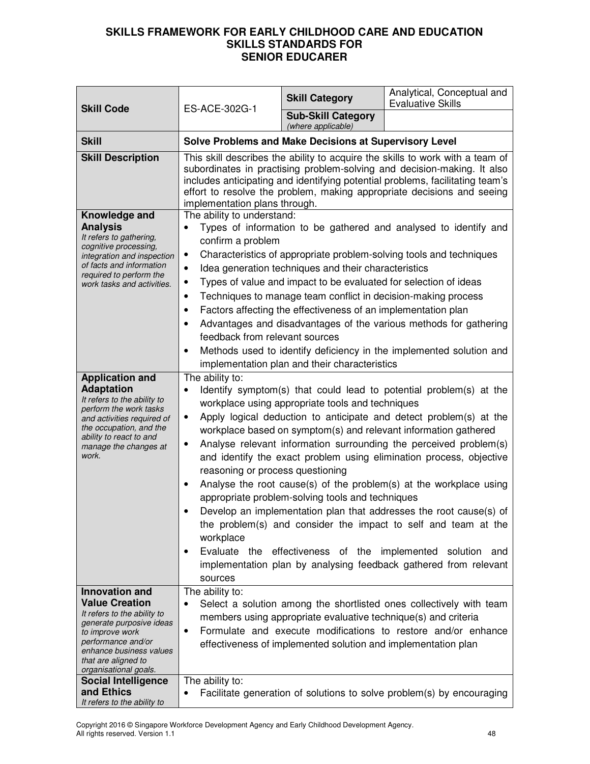**SKILLS FRAMEWORK FOR EARLY CHILDHOOD CARE AND EDUCATION**
**SKILLS STANDARDS FOR**
**SENIOR EDUCARER**

| **Skill Code** | ES-ACE-302G-1 | **Skill Category** | Analytical, Conceptual and Evaluative Skills |
|---|---|---|---|
| | | **Sub-Skill Category** *(where applicable)* | |
| **Skill** | **Solve Problems and Make Decisions at Supervisory Level** | | |
| **Skill Description** | This skill describes the ability to acquire the skills to work with a team of subordinates in practising problem-solving and decision-making. It also includes anticipating and identifying potential problems, facilitating team's effort to resolve the problem, making appropriate decisions and seeing implementation plans through. | | |
| **Knowledge and Analysis** *It refers to gathering, cognitive processing, integration and inspection of facts and information required to perform the work tasks and activities.* | The ability to understand:<br>• Types of information to be gathered and analysed to identify and confirm a problem<br>• Characteristics of appropriate problem-solving tools and techniques<br>• Idea generation techniques and their characteristics<br>• Types of value and impact to be evaluated for selection of ideas<br>• Techniques to manage team conflict in decision-making process<br>• Factors affecting the effectiveness of an implementation plan<br>• Advantages and disadvantages of the various methods for gathering feedback from relevant sources<br>• Methods used to identify deficiency in the implemented solution and implementation plan and their characteristics | | |
| **Application and Adaptation** *It refers to the ability to perform the work tasks and activities required of the occupation, and the ability to react to and manage the changes at work.* | The ability to:<br>• Identify symptom(s) that could lead to potential problem(s) at the workplace using appropriate tools and techniques<br>• Apply logical deduction to anticipate and detect problem(s) at the workplace based on symptom(s) and relevant information gathered<br>• Analyse relevant information surrounding the perceived problem(s) and identify the exact problem using elimination process, objective reasoning or process questioning<br>• Analyse the root cause(s) of the problem(s) at the workplace using appropriate problem-solving tools and techniques<br>• Develop an implementation plan that addresses the root cause(s) of the problem(s) and consider the impact to self and team at the workplace<br>• Evaluate the effectiveness of the implemented solution and implementation plan by analysing feedback gathered from relevant sources | | |
| **Innovation and Value Creation** *It refers to the ability to generate purposive ideas to improve work performance and/or enhance business values that are aligned to organisational goals.* | The ability to:<br>• Select a solution among the shortlisted ones collectively with team members using appropriate evaluative technique(s) and criteria<br>• Formulate and execute modifications to restore and/or enhance effectiveness of implemented solution and implementation plan | | |
| **Social Intelligence and Ethics** *It refers to the ability to* | The ability to:<br>• Facilitate generation of solutions to solve problem(s) by encouraging | | |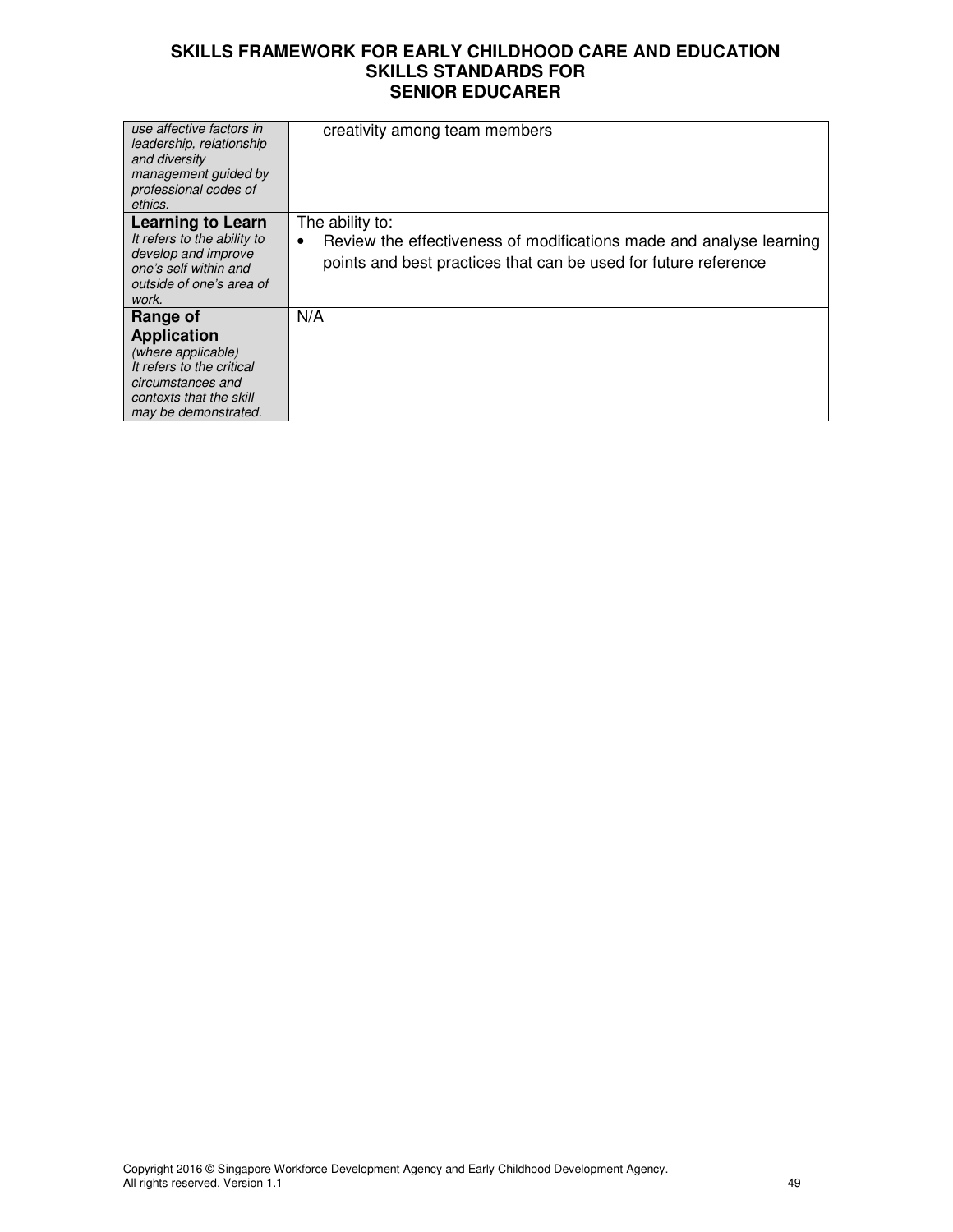| | |
|---|---|
| *use affective factors in leadership, relationship and diversity management guided by professional codes of ethics.* | creativity among team members |
| **Learning to Learn** *It refers to the ability to develop and improve one's self within and outside of one's area of work.* | The ability to: • Review the effectiveness of modifications made and analyse learning points and best practices that can be used for future reference |
| **Range of Application** *(where applicable) It refers to the critical circumstances and contexts that the skill may be demonstrated.* | N/A |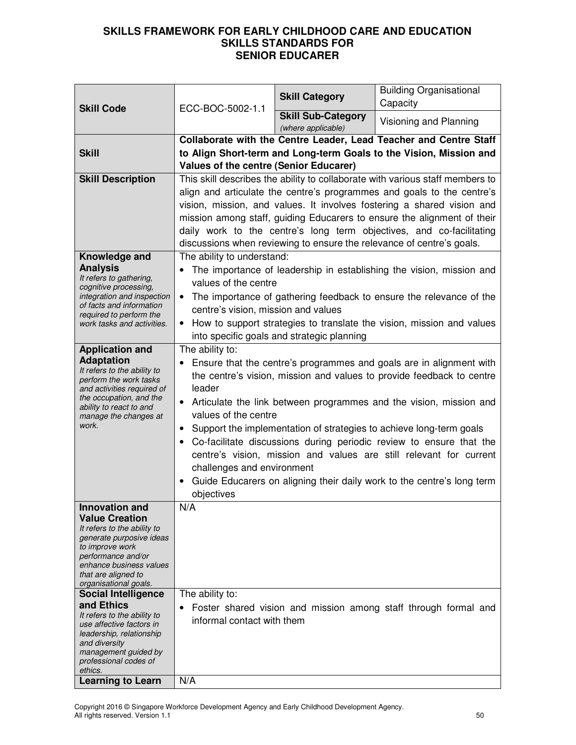# SKILLS FRAMEWORK FOR EARLY CHILDHOOD CARE AND EDUCATION
## SKILLS STANDARDS FOR
## SENIOR EDUCARER

| **Skill Code** | ECC-BOC-5002-1.1 | **Skill Category** | Building Organisational Capacity |
|---|---|---|---|
| | | **Skill Sub-Category** *(where applicable)* | Visioning and Planning |
| **Skill** | **Collaborate with the Centre Leader, Lead Teacher and Centre Staff to Align Short-term and Long-term Goals to the Vision, Mission and Values of the centre (Senior Educarer)** | | |
| **Skill Description** | This skill describes the ability to collaborate with various staff members to align and articulate the centre's programmes and goals to the centre's vision, mission, and values. It involves fostering a shared vision and mission among staff, guiding Educarers to ensure the alignment of their daily work to the centre's long term objectives, and co-facilitating discussions when reviewing to ensure the relevance of centre's goals. | | |
| **Knowledge and Analysis** *It refers to gathering, cognitive processing, integration and inspection of facts and information required to perform the work tasks and activities.* | The ability to understand:<br>• The importance of leadership in establishing the vision, mission and values of the centre<br>• The importance of gathering feedback to ensure the relevance of the centre's vision, mission and values<br>• How to support strategies to translate the vision, mission and values into specific goals and strategic planning | | |
| **Application and Adaptation** *It refers to the ability to perform the work tasks and activities required of the occupation, and the ability to react to and manage the changes at work.* | The ability to:<br>• Ensure that the centre's programmes and goals are in alignment with the centre's vision, mission and values to provide feedback to centre leader<br>• Articulate the link between programmes and the vision, mission and values of the centre<br>• Support the implementation of strategies to achieve long-term goals<br>• Co-facilitate discussions during periodic review to ensure that the centre's vision, mission and values are still relevant for current challenges and environment<br>• Guide Educarers on aligning their daily work to the centre's long term objectives | | |
| **Innovation and Value Creation** *It refers to the ability to generate purposive ideas to improve work performance and/or enhance business values that are aligned to organisational goals.* | N/A | | |
| **Social Intelligence and Ethics** *It refers to the ability to use affective factors in leadership, relationship and diversity management guided by professional codes of ethics.* | The ability to:<br>• Foster shared vision and mission among staff through formal and informal contact with them | | |
| **Learning to Learn** | N/A | | |

Copyright 2016 © Singapore Workforce Development Agency and Early Childhood Development Agency. All rights reserved. Version 1.1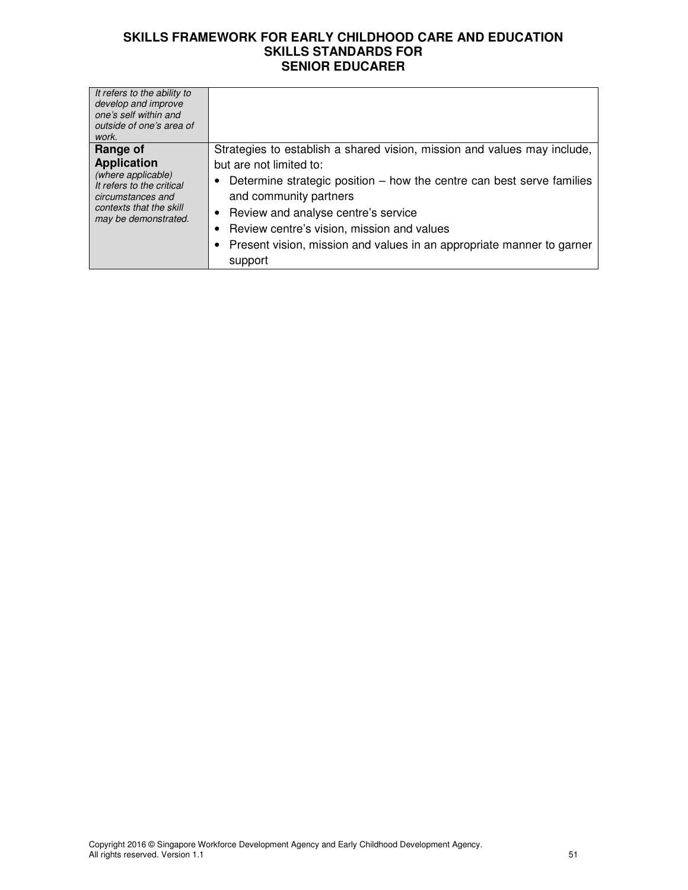| | |
|---|---|
| *It refers to the ability to develop and improve one's self within and outside of one's area of work.* | |
| **Range of Application** *(where applicable)* *It refers to the critical circumstances and contexts that the skill may be demonstrated.* | Strategies to establish a shared vision, mission and values may include, but are not limited to: <br>• Determine strategic position – how the centre can best serve families and community partners <br>• Review and analyse centre's service <br>• Review centre's vision, mission and values <br>• Present vision, mission and values in an appropriate manner to garner support |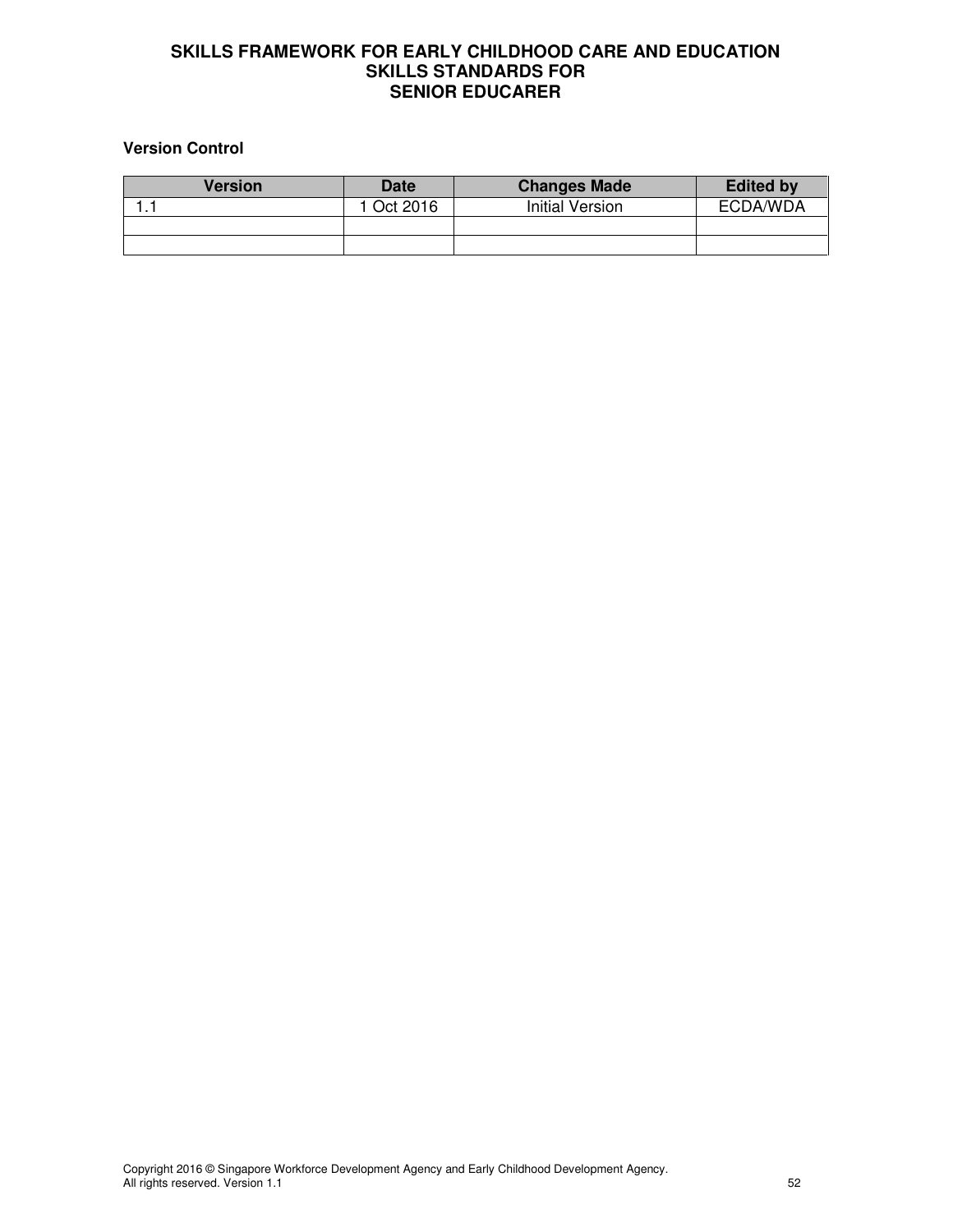**SKILLS FRAMEWORK FOR EARLY CHILDHOOD CARE AND EDUCATION**
**SKILLS STANDARDS FOR**
**SENIOR EDUCARER**

**Version Control**

| Version | Date | Changes Made | Edited by |
| --- | --- | --- | --- |
| 1.1 | 1 Oct 2016 | Initial Version | ECDA/WDA |
| | | | |
| | | | |

Copyright 2016 © Singapore Workforce Development Agency and Early Childhood Development Agency.
All rights reserved. Version 1.1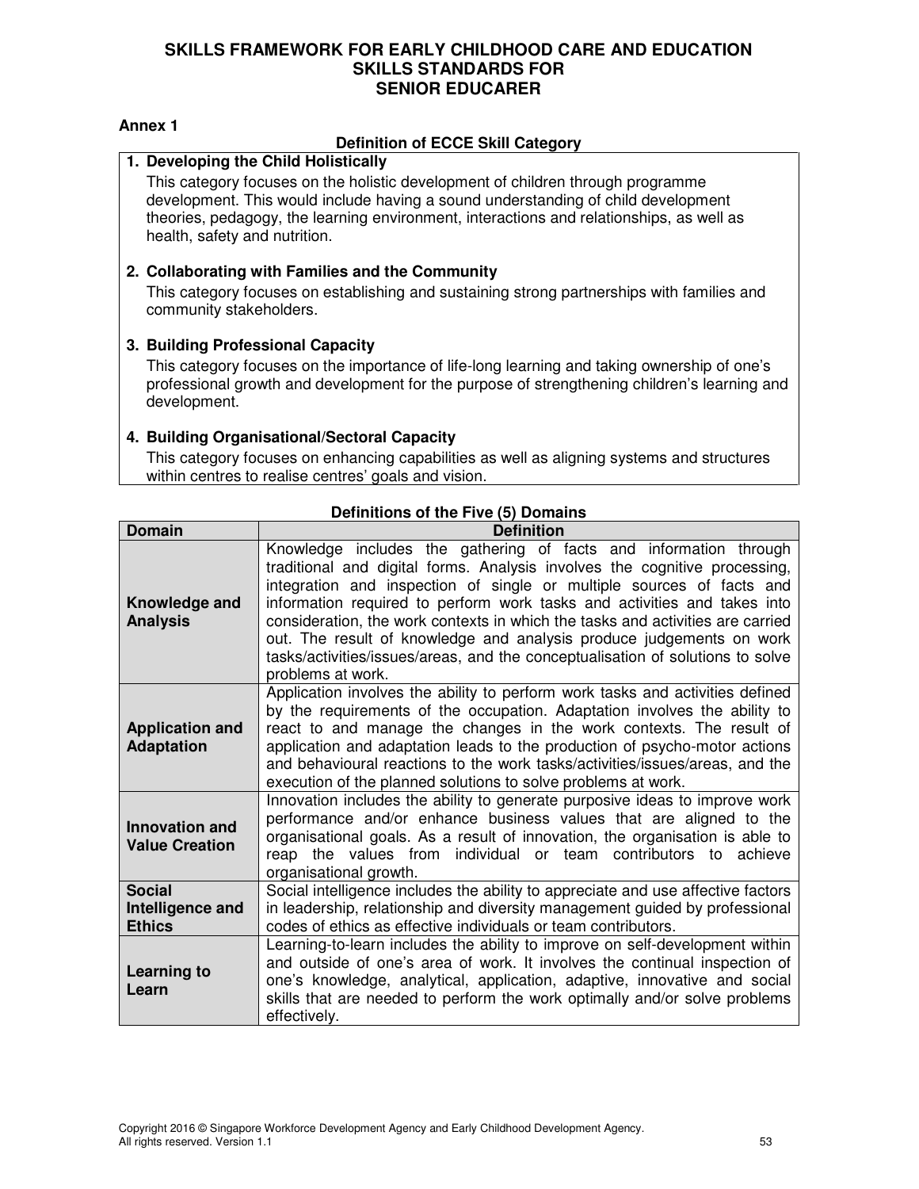# SKILLS FRAMEWORK FOR EARLY CHILDHOOD CARE AND EDUCATION SKILLS STANDARDS FOR SENIOR EDUCARER

**Annex 1**

## Definition of ECCE Skill Category

**1. Developing the Child Holistically**

This category focuses on the holistic development of children through programme development. This would include having a sound understanding of child development theories, pedagogy, the learning environment, interactions and relationships, as well as health, safety and nutrition.

**2. Collaborating with Families and the Community**

This category focuses on establishing and sustaining strong partnerships with families and community stakeholders.

**3. Building Professional Capacity**

This category focuses on the importance of life-long learning and taking ownership of one's professional growth and development for the purpose of strengthening children's learning and development.

**4. Building Organisational/Sectoral Capacity**

This category focuses on enhancing capabilities as well as aligning systems and structures within centres to realise centres' goals and vision.

## Definitions of the Five (5) Domains

| Domain | Definition |
|---|---|
| **Knowledge and Analysis** | Knowledge includes the gathering of facts and information through traditional and digital forms. Analysis involves the cognitive processing, integration and inspection of single or multiple sources of facts and information required to perform work tasks and activities and takes into consideration, the work contexts in which the tasks and activities are carried out. The result of knowledge and analysis produce judgements on work tasks/activities/issues/areas, and the conceptualisation of solutions to solve problems at work. |
| **Application and Adaptation** | Application involves the ability to perform work tasks and activities defined by the requirements of the occupation. Adaptation involves the ability to react to and manage the changes in the work contexts. The result of application and adaptation leads to the production of psycho-motor actions and behavioural reactions to the work tasks/activities/issues/areas, and the execution of the planned solutions to solve problems at work. |
| **Innovation and Value Creation** | Innovation includes the ability to generate purposive ideas to improve work performance and/or enhance business values that are aligned to the organisational goals. As a result of innovation, the organisation is able to reap the values from individual or team contributors to achieve organisational growth. |
| **Social Intelligence and Ethics** | Social intelligence includes the ability to appreciate and use affective factors in leadership, relationship and diversity management guided by professional codes of ethics as effective individuals or team contributors. |
| **Learning to Learn** | Learning-to-learn includes the ability to improve on self-development within and outside of one's area of work. It involves the continual inspection of one's knowledge, analytical, application, adaptive, innovative and social skills that are needed to perform the work optimally and/or solve problems effectively. |

Copyright 2016 © Singapore Workforce Development Agency and Early Childhood Development Agency. All rights reserved. Version 1.1